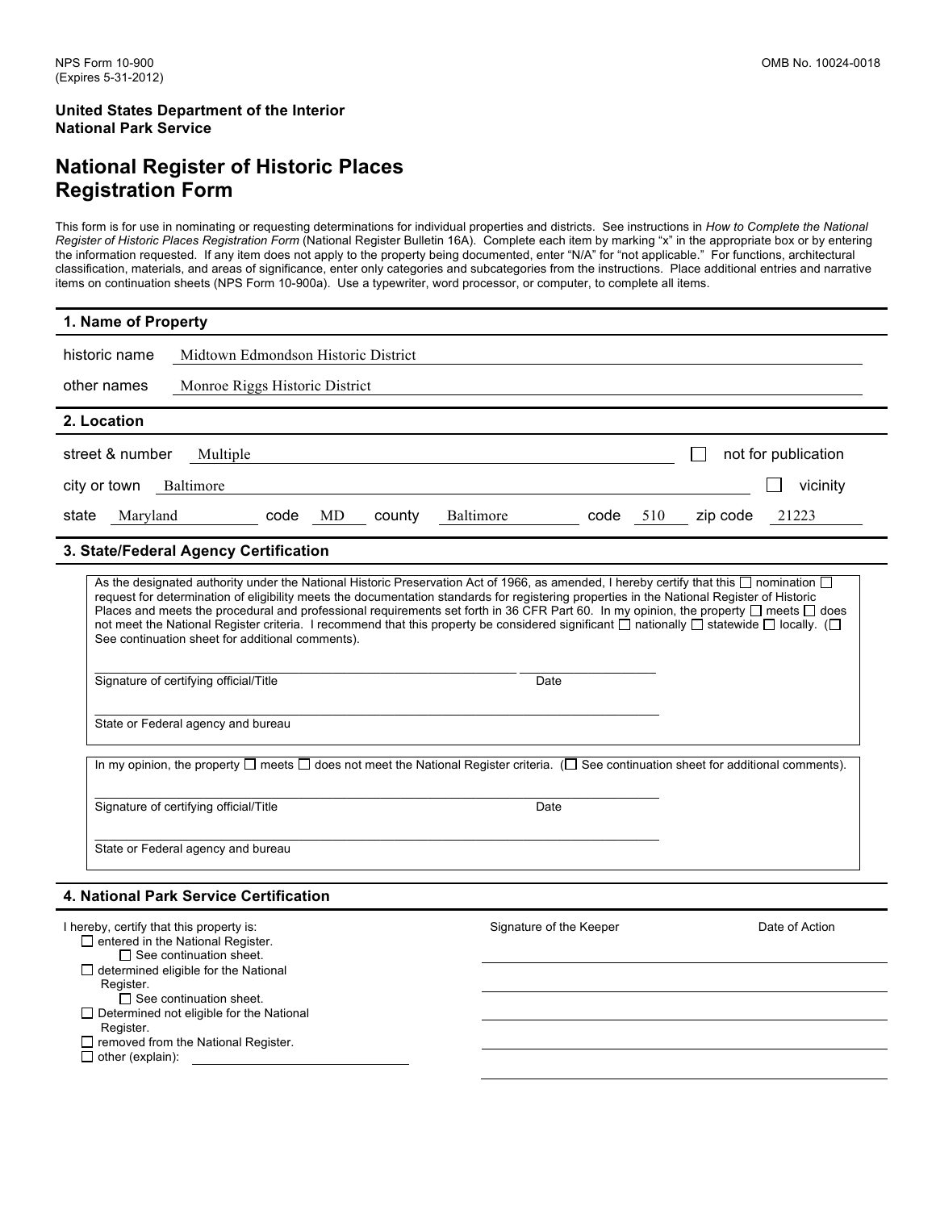NPS Form 10-900
(Expires 5-31-2012)

OMB No. 10024-0018

**United States Department of the Interior**
**National Park Service**

# National Register of Historic Places Registration Form

This form is for use in nominating or requesting determinations for individual properties and districts. See instructions in *How to Complete the National Register of Historic Places Registration Form* (National Register Bulletin 16A). Complete each item by marking "x" in the appropriate box or by entering the information requested. If any item does not apply to the property being documented, enter "N/A" for "not applicable." For functions, architectural classification, materials, and areas of significance, enter only categories and subcategories from the instructions. Place additional entries and narrative items on continuation sheets (NPS Form 10-900a). Use a typewriter, word processor, or computer, to complete all items.

## 1. Name of Property

historic name Midtown Edmondson Historic District

other names Monroe Riggs Historic District

## 2. Location

street & number Multiple ☐ not for publication

city or town Baltimore ☐ vicinity

state Maryland code MD county Baltimore code 510 zip code 21223

## 3. State/Federal Agency Certification

As the designated authority under the National Historic Preservation Act of 1966, as amended, I hereby certify that this ☐ nomination ☐ request for determination of eligibility meets the documentation standards for registering properties in the National Register of Historic Places and meets the procedural and professional requirements set forth in 36 CFR Part 60. In my opinion, the property ☐ meets ☐ does not meet the National Register criteria. I recommend that this property be considered significant ☐ nationally ☐ statewide ☐ locally. (☐ See continuation sheet for additional comments).

Signature of certifying official/Title Date

State or Federal agency and bureau

In my opinion, the property ☐ meets ☐ does not meet the National Register criteria. (☐ See continuation sheet for additional comments).

Signature of certifying official/Title Date

State or Federal agency and bureau

## 4. National Park Service Certification

I hereby, certify that this property is:

- ☐ entered in the National Register.
  - ☐ See continuation sheet.
- ☐ determined eligible for the National Register.
  - ☐ See continuation sheet.
- ☐ Determined not eligible for the National Register.
- ☐ removed from the National Register.
- ☐ other (explain):

Signature of the Keeper

Date of Action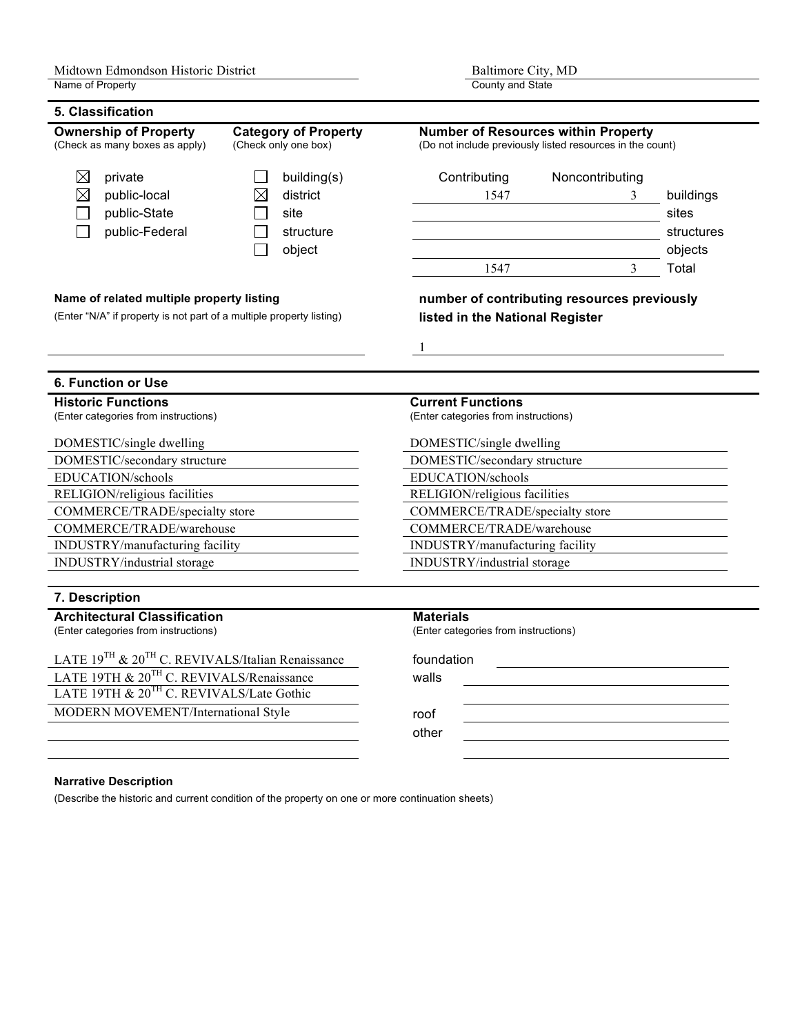Midtown Edmondson Historic District
Name of Property

Baltimore City, MD
County and State

## 5. Classification

**Ownership of Property**
(Check as many boxes as apply)

- ☒ private
- ☒ public-local
- ☐ public-State
- ☐ public-Federal

**Category of Property**
(Check only one box)

- ☐ building(s)
- ☒ district
- ☐ site
- ☐ structure
- ☐ object

**Number of Resources within Property**
(Do not include previously listed resources in the count)

| Contributing | Noncontributing | |
|---|---|---|
| 1547 | 3 | buildings |
| | | sites |
| | | structures |
| | | objects |
| 1547 | 3 | Total |

**Name of related multiple property listing**
(Enter "N/A" if property is not part of a multiple property listing)

**number of contributing resources previously listed in the National Register**

1

## 6. Function or Use

**Historic Functions**
(Enter categories from instructions)

- DOMESTIC/single dwelling
- DOMESTIC/secondary structure
- EDUCATION/schools
- RELIGION/religious facilities
- COMMERCE/TRADE/specialty store
- COMMERCE/TRADE/warehouse
- INDUSTRY/manufacturing facility
- INDUSTRY/industrial storage

**Current Functions**
(Enter categories from instructions)

- DOMESTIC/single dwelling
- DOMESTIC/secondary structure
- EDUCATION/schools
- RELIGION/religious facilities
- COMMERCE/TRADE/specialty store
- COMMERCE/TRADE/warehouse
- INDUSTRY/manufacturing facility
- INDUSTRY/industrial storage

## 7. Description

**Architectural Classification**
(Enter categories from instructions)

- LATE 19TH & 20TH C. REVIVALS/Italian Renaissance
- LATE 19TH & 20TH C. REVIVALS/Renaissance
- LATE 19TH & 20TH C. REVIVALS/Late Gothic
- MODERN MOVEMENT/International Style

**Materials**
(Enter categories from instructions)

foundation
walls

roof
other

**Narrative Description**
(Describe the historic and current condition of the property on one or more continuation sheets)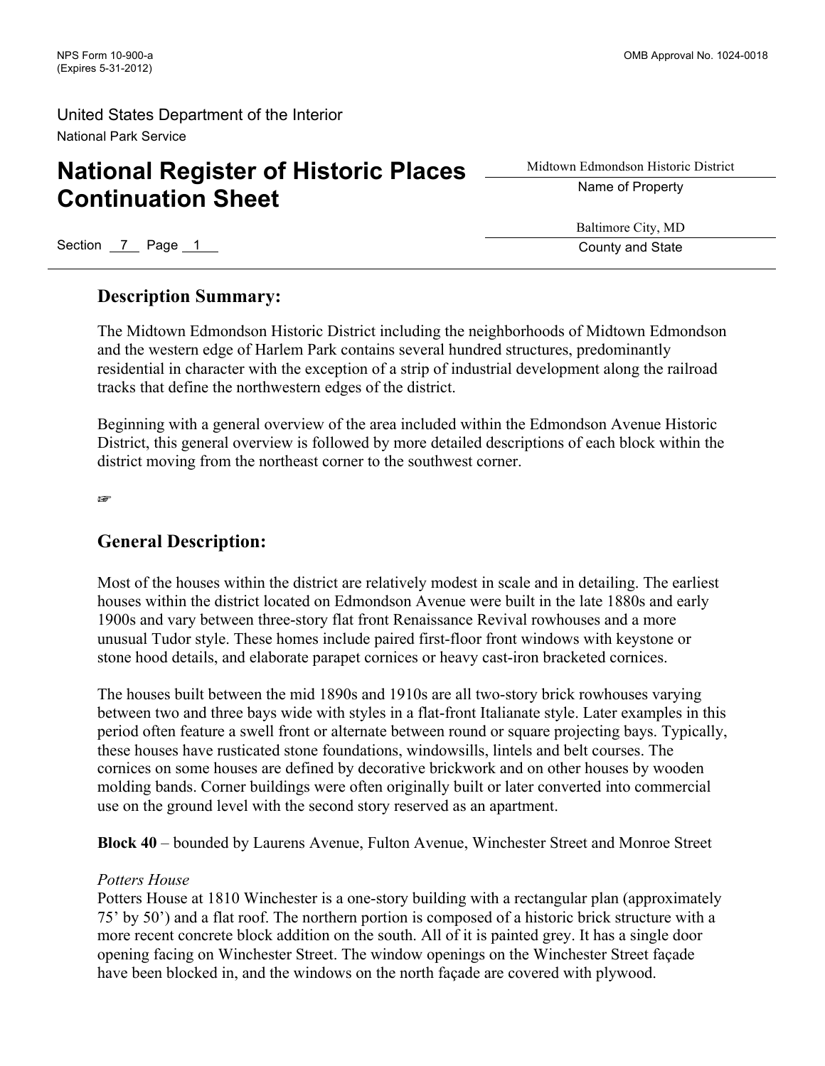NPS Form 10-900-a
(Expires 5-31-2012)

OMB Approval No. 1024-0018

United States Department of the Interior
National Park Service

# National Register of Historic Places Continuation Sheet

Midtown Edmondson Historic District
Name of Property

Baltimore City, MD
County and State

Section 7 Page 1

## Description Summary:

The Midtown Edmondson Historic District including the neighborhoods of Midtown Edmondson and the western edge of Harlem Park contains several hundred structures, predominantly residential in character with the exception of a strip of industrial development along the railroad tracks that define the northwestern edges of the district.

Beginning with a general overview of the area included within the Edmondson Avenue Historic District, this general overview is followed by more detailed descriptions of each block within the district moving from the northeast corner to the southwest corner.

☞

## General Description:

Most of the houses within the district are relatively modest in scale and in detailing. The earliest houses within the district located on Edmondson Avenue were built in the late 1880s and early 1900s and vary between three-story flat front Renaissance Revival rowhouses and a more unusual Tudor style. These homes include paired first-floor front windows with keystone or stone hood details, and elaborate parapet cornices or heavy cast-iron bracketed cornices.

The houses built between the mid 1890s and 1910s are all two-story brick rowhouses varying between two and three bays wide with styles in a flat-front Italianate style. Later examples in this period often feature a swell front or alternate between round or square projecting bays. Typically, these houses have rusticated stone foundations, windowsills, lintels and belt courses. The cornices on some houses are defined by decorative brickwork and on other houses by wooden molding bands. Corner buildings were often originally built or later converted into commercial use on the ground level with the second story reserved as an apartment.

**Block 40** – bounded by Laurens Avenue, Fulton Avenue, Winchester Street and Monroe Street

*Potters House*
Potters House at 1810 Winchester is a one-story building with a rectangular plan (approximately 75' by 50') and a flat roof. The northern portion is composed of a historic brick structure with a more recent concrete block addition on the south. All of it is painted grey. It has a single door opening facing on Winchester Street. The window openings on the Winchester Street façade have been blocked in, and the windows on the north façade are covered with plywood.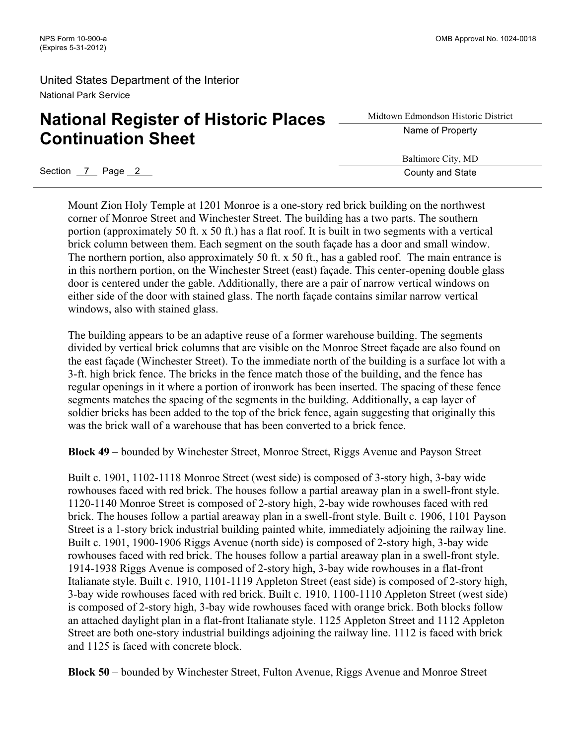Mount Zion Holy Temple at 1201 Monroe is a one-story red brick building on the northwest corner of Monroe Street and Winchester Street. The building has a two parts. The southern portion (approximately 50 ft. x 50 ft.) has a flat roof. It is built in two segments with a vertical brick column between them. Each segment on the south façade has a door and small window. The northern portion, also approximately 50 ft. x 50 ft., has a gabled roof. The main entrance is in this northern portion, on the Winchester Street (east) façade. This center-opening double glass door is centered under the gable. Additionally, there are a pair of narrow vertical windows on either side of the door with stained glass. The north façade contains similar narrow vertical windows, also with stained glass.

The building appears to be an adaptive reuse of a former warehouse building. The segments divided by vertical brick columns that are visible on the Monroe Street façade are also found on the east façade (Winchester Street). To the immediate north of the building is a surface lot with a 3-ft. high brick fence. The bricks in the fence match those of the building, and the fence has regular openings in it where a portion of ironwork has been inserted. The spacing of these fence segments matches the spacing of the segments in the building. Additionally, a cap layer of soldier bricks has been added to the top of the brick fence, again suggesting that originally this was the brick wall of a warehouse that has been converted to a brick fence.

**Block 49** – bounded by Winchester Street, Monroe Street, Riggs Avenue and Payson Street

Built c. 1901, 1102-1118 Monroe Street (west side) is composed of 3-story high, 3-bay wide rowhouses faced with red brick. The houses follow a partial areaway plan in a swell-front style. 1120-1140 Monroe Street is composed of 2-story high, 2-bay wide rowhouses faced with red brick. The houses follow a partial areaway plan in a swell-front style. Built c. 1906, 1101 Payson Street is a 1-story brick industrial building painted white, immediately adjoining the railway line. Built c. 1901, 1900-1906 Riggs Avenue (north side) is composed of 2-story high, 3-bay wide rowhouses faced with red brick. The houses follow a partial areaway plan in a swell-front style. 1914-1938 Riggs Avenue is composed of 2-story high, 3-bay wide rowhouses in a flat-front Italianate style. Built c. 1910, 1101-1119 Appleton Street (east side) is composed of 2-story high, 3-bay wide rowhouses faced with red brick. Built c. 1910, 1100-1110 Appleton Street (west side) is composed of 2-story high, 3-bay wide rowhouses faced with orange brick. Both blocks follow an attached daylight plan in a flat-front Italianate style. 1125 Appleton Street and 1112 Appleton Street are both one-story industrial buildings adjoining the railway line. 1112 is faced with brick and 1125 is faced with concrete block.

**Block 50** – bounded by Winchester Street, Fulton Avenue, Riggs Avenue and Monroe Street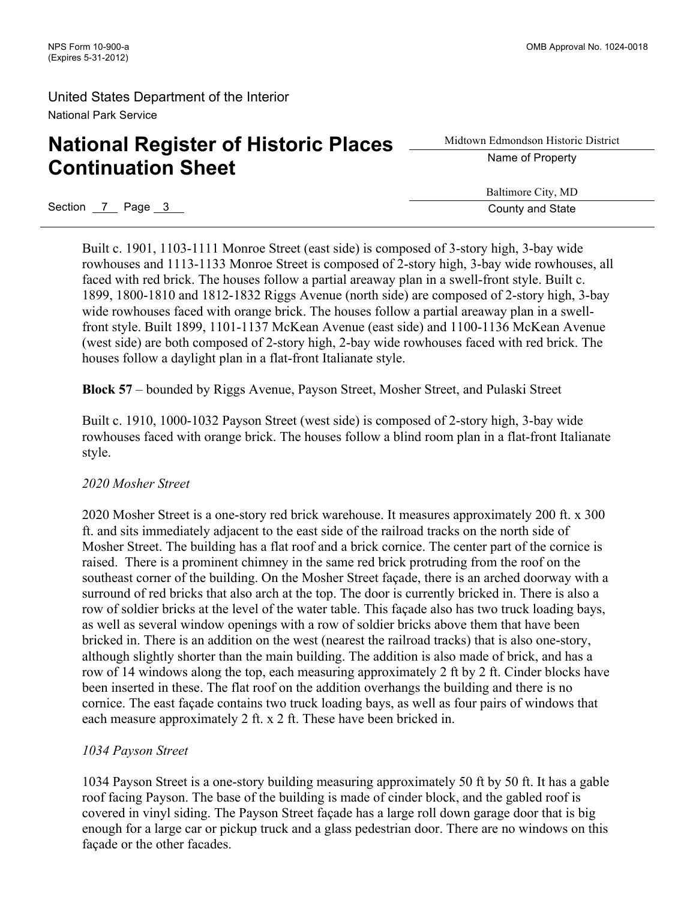Built c. 1901, 1103-1111 Monroe Street (east side) is composed of 3-story high, 3-bay wide rowhouses and 1113-1133 Monroe Street is composed of 2-story high, 3-bay wide rowhouses, all faced with red brick. The houses follow a partial areaway plan in a swell-front style. Built c. 1899, 1800-1810 and 1812-1832 Riggs Avenue (north side) are composed of 2-story high, 3-bay wide rowhouses faced with orange brick. The houses follow a partial areaway plan in a swell-front style. Built 1899, 1101-1137 McKean Avenue (east side) and 1100-1136 McKean Avenue (west side) are both composed of 2-story high, 2-bay wide rowhouses faced with red brick. The houses follow a daylight plan in a flat-front Italianate style.

**Block 57** – bounded by Riggs Avenue, Payson Street, Mosher Street, and Pulaski Street

Built c. 1910, 1000-1032 Payson Street (west side) is composed of 2-story high, 3-bay wide rowhouses faced with orange brick. The houses follow a blind room plan in a flat-front Italianate style.

*2020 Mosher Street*

2020 Mosher Street is a one-story red brick warehouse. It measures approximately 200 ft. x 300 ft. and sits immediately adjacent to the east side of the railroad tracks on the north side of Mosher Street. The building has a flat roof and a brick cornice. The center part of the cornice is raised. There is a prominent chimney in the same red brick protruding from the roof on the southeast corner of the building. On the Mosher Street façade, there is an arched doorway with a surround of red bricks that also arch at the top. The door is currently bricked in. There is also a row of soldier bricks at the level of the water table. This façade also has two truck loading bays, as well as several window openings with a row of soldier bricks above them that have been bricked in. There is an addition on the west (nearest the railroad tracks) that is also one-story, although slightly shorter than the main building. The addition is also made of brick, and has a row of 14 windows along the top, each measuring approximately 2 ft by 2 ft. Cinder blocks have been inserted in these. The flat roof on the addition overhangs the building and there is no cornice. The east façade contains two truck loading bays, as well as four pairs of windows that each measure approximately 2 ft. x 2 ft. These have been bricked in.

*1034 Payson Street*

1034 Payson Street is a one-story building measuring approximately 50 ft by 50 ft. It has a gable roof facing Payson. The base of the building is made of cinder block, and the gabled roof is covered in vinyl siding. The Payson Street façade has a large roll down garage door that is big enough for a large car or pickup truck and a glass pedestrian door. There are no windows on this façade or the other facades.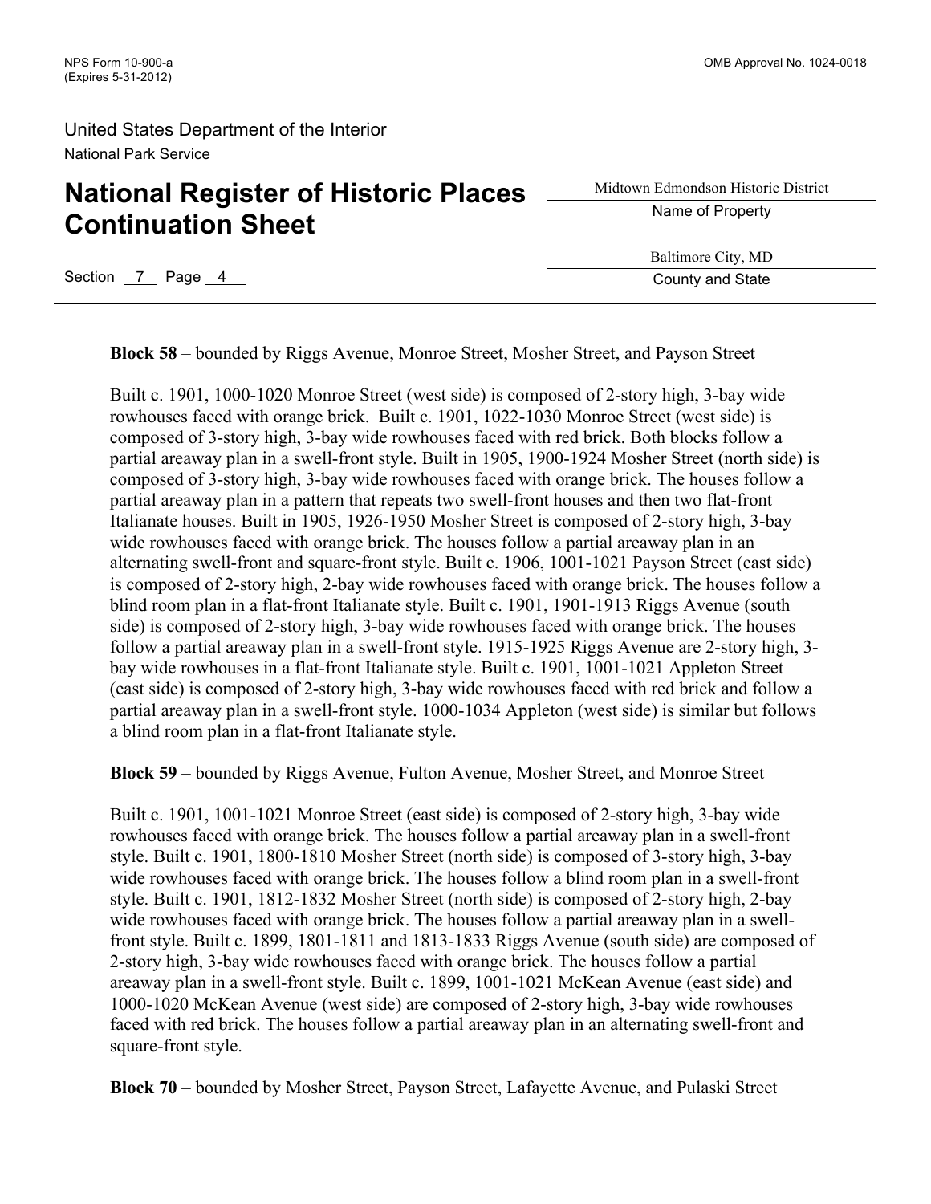**Block 58** – bounded by Riggs Avenue, Monroe Street, Mosher Street, and Payson Street

Built c. 1901, 1000-1020 Monroe Street (west side) is composed of 2-story high, 3-bay wide rowhouses faced with orange brick. Built c. 1901, 1022-1030 Monroe Street (west side) is composed of 3-story high, 3-bay wide rowhouses faced with red brick. Both blocks follow a partial areaway plan in a swell-front style. Built in 1905, 1900-1924 Mosher Street (north side) is composed of 3-story high, 3-bay wide rowhouses faced with orange brick. The houses follow a partial areaway plan in a pattern that repeats two swell-front houses and then two flat-front Italianate houses. Built in 1905, 1926-1950 Mosher Street is composed of 2-story high, 3-bay wide rowhouses faced with orange brick. The houses follow a partial areaway plan in an alternating swell-front and square-front style. Built c. 1906, 1001-1021 Payson Street (east side) is composed of 2-story high, 2-bay wide rowhouses faced with orange brick. The houses follow a blind room plan in a flat-front Italianate style. Built c. 1901, 1901-1913 Riggs Avenue (south side) is composed of 2-story high, 3-bay wide rowhouses faced with orange brick. The houses follow a partial areaway plan in a swell-front style. 1915-1925 Riggs Avenue are 2-story high, 3-bay wide rowhouses in a flat-front Italianate style. Built c. 1901, 1001-1021 Appleton Street (east side) is composed of 2-story high, 3-bay wide rowhouses faced with red brick and follow a partial areaway plan in a swell-front style. 1000-1034 Appleton (west side) is similar but follows a blind room plan in a flat-front Italianate style.

**Block 59** – bounded by Riggs Avenue, Fulton Avenue, Mosher Street, and Monroe Street

Built c. 1901, 1001-1021 Monroe Street (east side) is composed of 2-story high, 3-bay wide rowhouses faced with orange brick. The houses follow a partial areaway plan in a swell-front style. Built c. 1901, 1800-1810 Mosher Street (north side) is composed of 3-story high, 3-bay wide rowhouses faced with orange brick. The houses follow a blind room plan in a swell-front style. Built c. 1901, 1812-1832 Mosher Street (north side) is composed of 2-story high, 2-bay wide rowhouses faced with orange brick. The houses follow a partial areaway plan in a swell-front style. Built c. 1899, 1801-1811 and 1813-1833 Riggs Avenue (south side) are composed of 2-story high, 3-bay wide rowhouses faced with orange brick. The houses follow a partial areaway plan in a swell-front style. Built c. 1899, 1001-1021 McKean Avenue (east side) and 1000-1020 McKean Avenue (west side) are composed of 2-story high, 3-bay wide rowhouses faced with red brick. The houses follow a partial areaway plan in an alternating swell-front and square-front style.

**Block 70** – bounded by Mosher Street, Payson Street, Lafayette Avenue, and Pulaski Street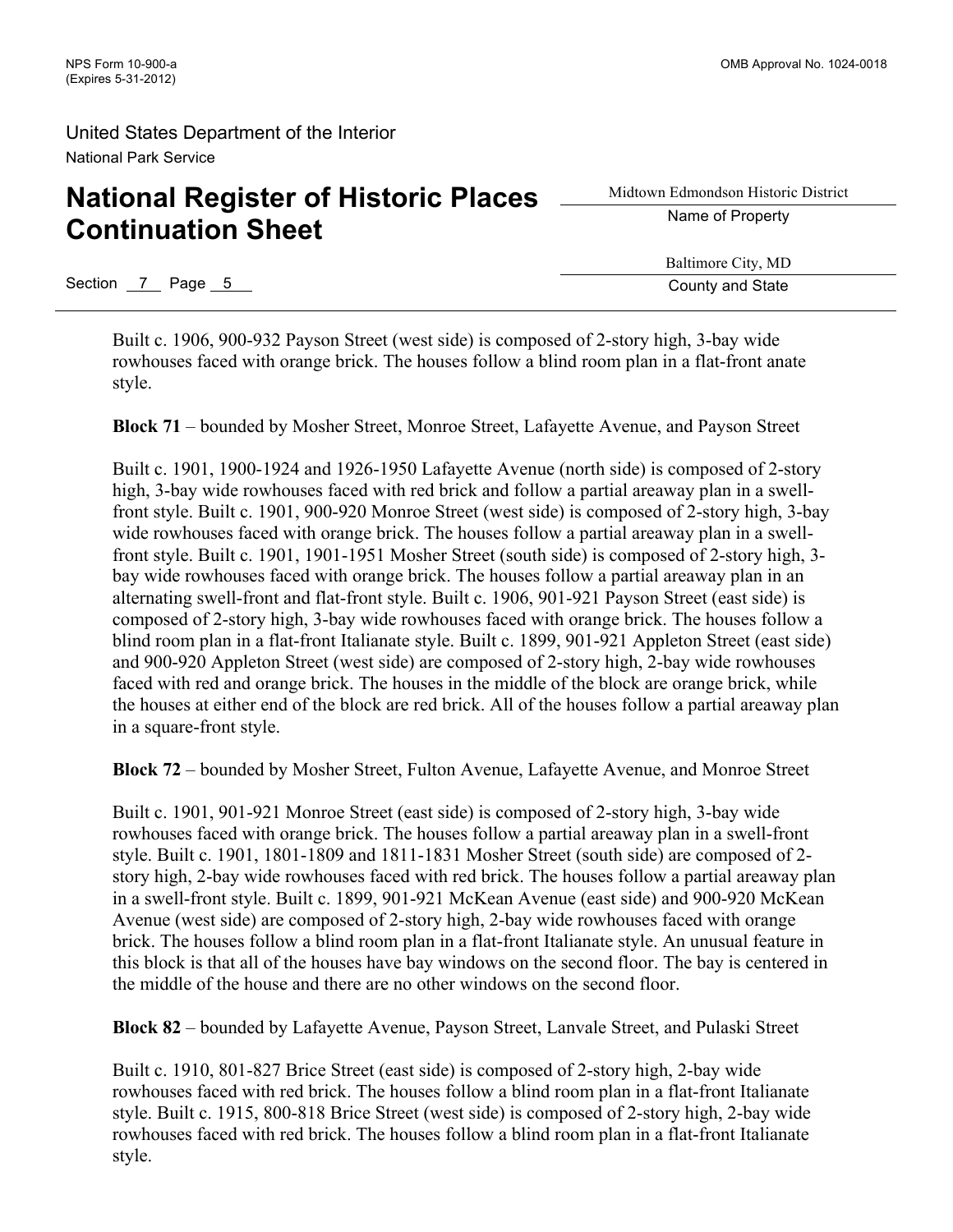Built c. 1906, 900-932 Payson Street (west side) is composed of 2-story high, 3-bay wide rowhouses faced with orange brick. The houses follow a blind room plan in a flat-front anate style.

**Block 71** – bounded by Mosher Street, Monroe Street, Lafayette Avenue, and Payson Street

Built c. 1901, 1900-1924 and 1926-1950 Lafayette Avenue (north side) is composed of 2-story high, 3-bay wide rowhouses faced with red brick and follow a partial areaway plan in a swell-front style. Built c. 1901, 900-920 Monroe Street (west side) is composed of 2-story high, 3-bay wide rowhouses faced with orange brick. The houses follow a partial areaway plan in a swell-front style. Built c. 1901, 1901-1951 Mosher Street (south side) is composed of 2-story high, 3-bay wide rowhouses faced with orange brick. The houses follow a partial areaway plan in an alternating swell-front and flat-front style. Built c. 1906, 901-921 Payson Street (east side) is composed of 2-story high, 3-bay wide rowhouses faced with orange brick. The houses follow a blind room plan in a flat-front Italianate style. Built c. 1899, 901-921 Appleton Street (east side) and 900-920 Appleton Street (west side) are composed of 2-story high, 2-bay wide rowhouses faced with red and orange brick. The houses in the middle of the block are orange brick, while the houses at either end of the block are red brick. All of the houses follow a partial areaway plan in a square-front style.

**Block 72** – bounded by Mosher Street, Fulton Avenue, Lafayette Avenue, and Monroe Street

Built c. 1901, 901-921 Monroe Street (east side) is composed of 2-story high, 3-bay wide rowhouses faced with orange brick. The houses follow a partial areaway plan in a swell-front style. Built c. 1901, 1801-1809 and 1811-1831 Mosher Street (south side) are composed of 2-story high, 2-bay wide rowhouses faced with red brick. The houses follow a partial areaway plan in a swell-front style. Built c. 1899, 901-921 McKean Avenue (east side) and 900-920 McKean Avenue (west side) are composed of 2-story high, 2-bay wide rowhouses faced with orange brick. The houses follow a blind room plan in a flat-front Italianate style. An unusual feature in this block is that all of the houses have bay windows on the second floor. The bay is centered in the middle of the house and there are no other windows on the second floor.

**Block 82** – bounded by Lafayette Avenue, Payson Street, Lanvale Street, and Pulaski Street

Built c. 1910, 801-827 Brice Street (east side) is composed of 2-story high, 2-bay wide rowhouses faced with red brick. The houses follow a blind room plan in a flat-front Italianate style. Built c. 1915, 800-818 Brice Street (west side) is composed of 2-story high, 2-bay wide rowhouses faced with red brick. The houses follow a blind room plan in a flat-front Italianate style.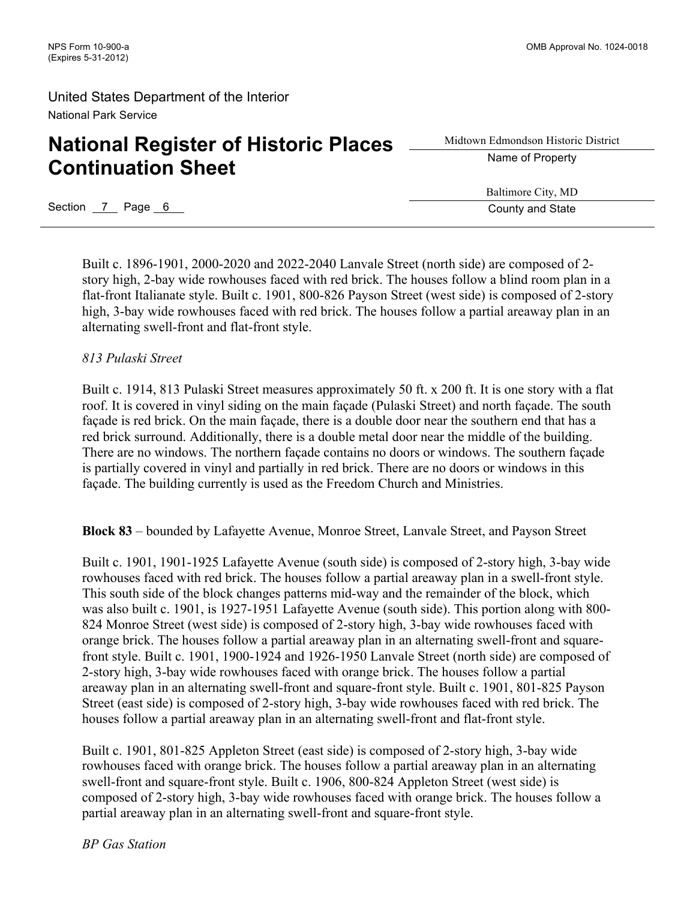Built c. 1896-1901, 2000-2020 and 2022-2040 Lanvale Street (north side) are composed of 2-story high, 2-bay wide rowhouses faced with red brick. The houses follow a blind room plan in a flat-front Italianate style. Built c. 1901, 800-826 Payson Street (west side) is composed of 2-story high, 3-bay wide rowhouses faced with red brick. The houses follow a partial areaway plan in an alternating swell-front and flat-front style.

*813 Pulaski Street*

Built c. 1914, 813 Pulaski Street measures approximately 50 ft. x 200 ft. It is one story with a flat roof. It is covered in vinyl siding on the main façade (Pulaski Street) and north façade. The south façade is red brick. On the main façade, there is a double door near the southern end that has a red brick surround. Additionally, there is a double metal door near the middle of the building. There are no windows. The northern façade contains no doors or windows. The southern façade is partially covered in vinyl and partially in red brick. There are no doors or windows in this façade. The building currently is used as the Freedom Church and Ministries.

**Block 83** – bounded by Lafayette Avenue, Monroe Street, Lanvale Street, and Payson Street

Built c. 1901, 1901-1925 Lafayette Avenue (south side) is composed of 2-story high, 3-bay wide rowhouses faced with red brick. The houses follow a partial areaway plan in a swell-front style. This south side of the block changes patterns mid-way and the remainder of the block, which was also built c. 1901, is 1927-1951 Lafayette Avenue (south side). This portion along with 800-824 Monroe Street (west side) is composed of 2-story high, 3-bay wide rowhouses faced with orange brick. The houses follow a partial areaway plan in an alternating swell-front and square-front style. Built c. 1901, 1900-1924 and 1926-1950 Lanvale Street (north side) are composed of 2-story high, 3-bay wide rowhouses faced with orange brick. The houses follow a partial areaway plan in an alternating swell-front and square-front style. Built c. 1901, 801-825 Payson Street (east side) is composed of 2-story high, 3-bay wide rowhouses faced with red brick. The houses follow a partial areaway plan in an alternating swell-front and flat-front style.

Built c. 1901, 801-825 Appleton Street (east side) is composed of 2-story high, 3-bay wide rowhouses faced with orange brick. The houses follow a partial areaway plan in an alternating swell-front and square-front style. Built c. 1906, 800-824 Appleton Street (west side) is composed of 2-story high, 3-bay wide rowhouses faced with orange brick. The houses follow a partial areaway plan in an alternating swell-front and square-front style.

*BP Gas Station*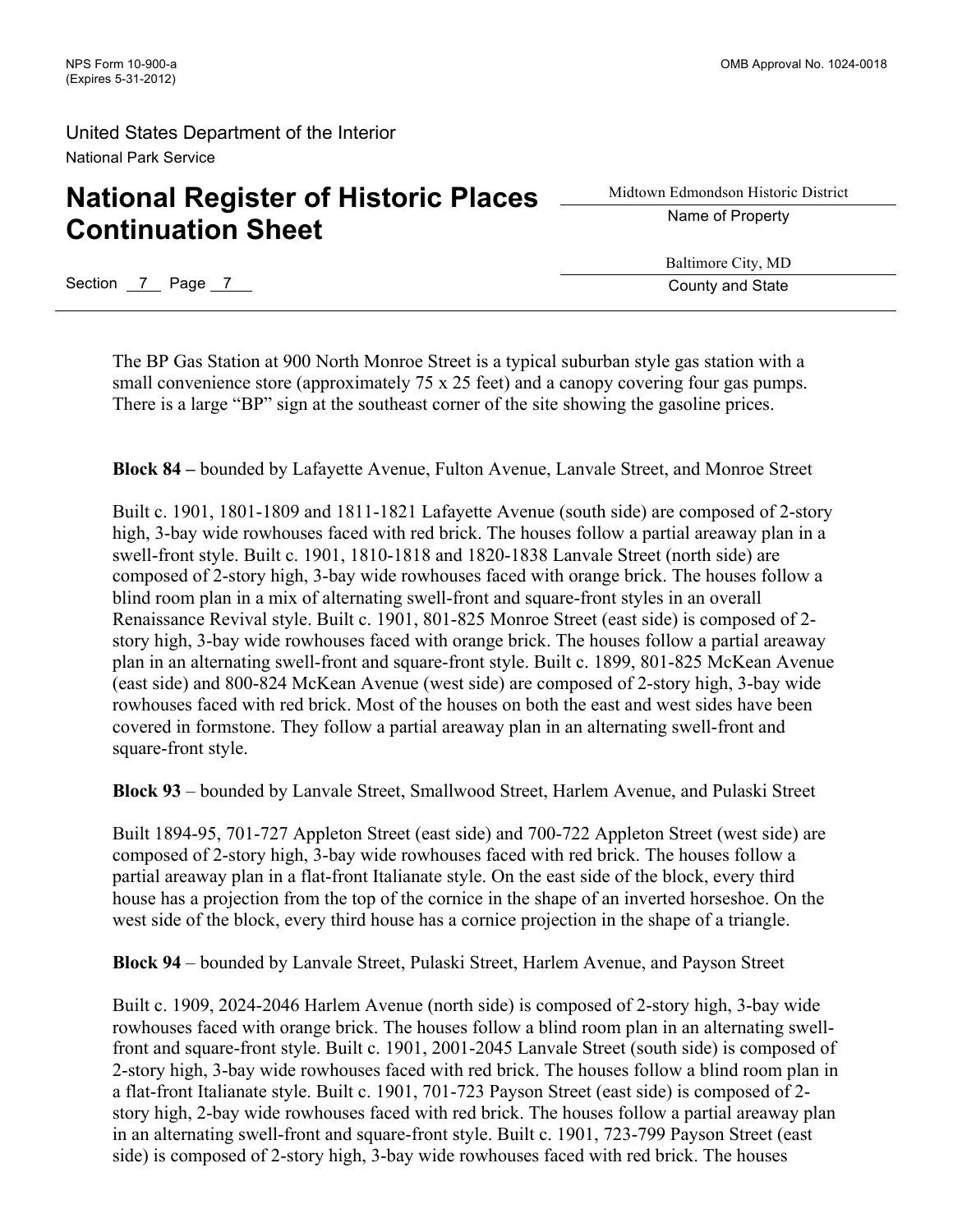The BP Gas Station at 900 North Monroe Street is a typical suburban style gas station with a small convenience store (approximately 75 x 25 feet) and a canopy covering four gas pumps. There is a large "BP" sign at the southeast corner of the site showing the gasoline prices.

**Block 84 –** bounded by Lafayette Avenue, Fulton Avenue, Lanvale Street, and Monroe Street

Built c. 1901, 1801-1809 and 1811-1821 Lafayette Avenue (south side) are composed of 2-story high, 3-bay wide rowhouses faced with red brick. The houses follow a partial areaway plan in a swell-front style. Built c. 1901, 1810-1818 and 1820-1838 Lanvale Street (north side) are composed of 2-story high, 3-bay wide rowhouses faced with orange brick. The houses follow a blind room plan in a mix of alternating swell-front and square-front styles in an overall Renaissance Revival style. Built c. 1901, 801-825 Monroe Street (east side) is composed of 2-story high, 3-bay wide rowhouses faced with orange brick. The houses follow a partial areaway plan in an alternating swell-front and square-front style. Built c. 1899, 801-825 McKean Avenue (east side) and 800-824 McKean Avenue (west side) are composed of 2-story high, 3-bay wide rowhouses faced with red brick. Most of the houses on both the east and west sides have been covered in formstone. They follow a partial areaway plan in an alternating swell-front and square-front style.

**Block 93** – bounded by Lanvale Street, Smallwood Street, Harlem Avenue, and Pulaski Street

Built 1894-95, 701-727 Appleton Street (east side) and 700-722 Appleton Street (west side) are composed of 2-story high, 3-bay wide rowhouses faced with red brick. The houses follow a partial areaway plan in a flat-front Italianate style. On the east side of the block, every third house has a projection from the top of the cornice in the shape of an inverted horseshoe. On the west side of the block, every third house has a cornice projection in the shape of a triangle.

**Block 94** – bounded by Lanvale Street, Pulaski Street, Harlem Avenue, and Payson Street

Built c. 1909, 2024-2046 Harlem Avenue (north side) is composed of 2-story high, 3-bay wide rowhouses faced with orange brick. The houses follow a blind room plan in an alternating swell-front and square-front style. Built c. 1901, 2001-2045 Lanvale Street (south side) is composed of 2-story high, 3-bay wide rowhouses faced with red brick. The houses follow a blind room plan in a flat-front Italianate style. Built c. 1901, 701-723 Payson Street (east side) is composed of 2-story high, 2-bay wide rowhouses faced with red brick. The houses follow a partial areaway plan in an alternating swell-front and square-front style. Built c. 1901, 723-799 Payson Street (east side) is composed of 2-story high, 3-bay wide rowhouses faced with red brick. The houses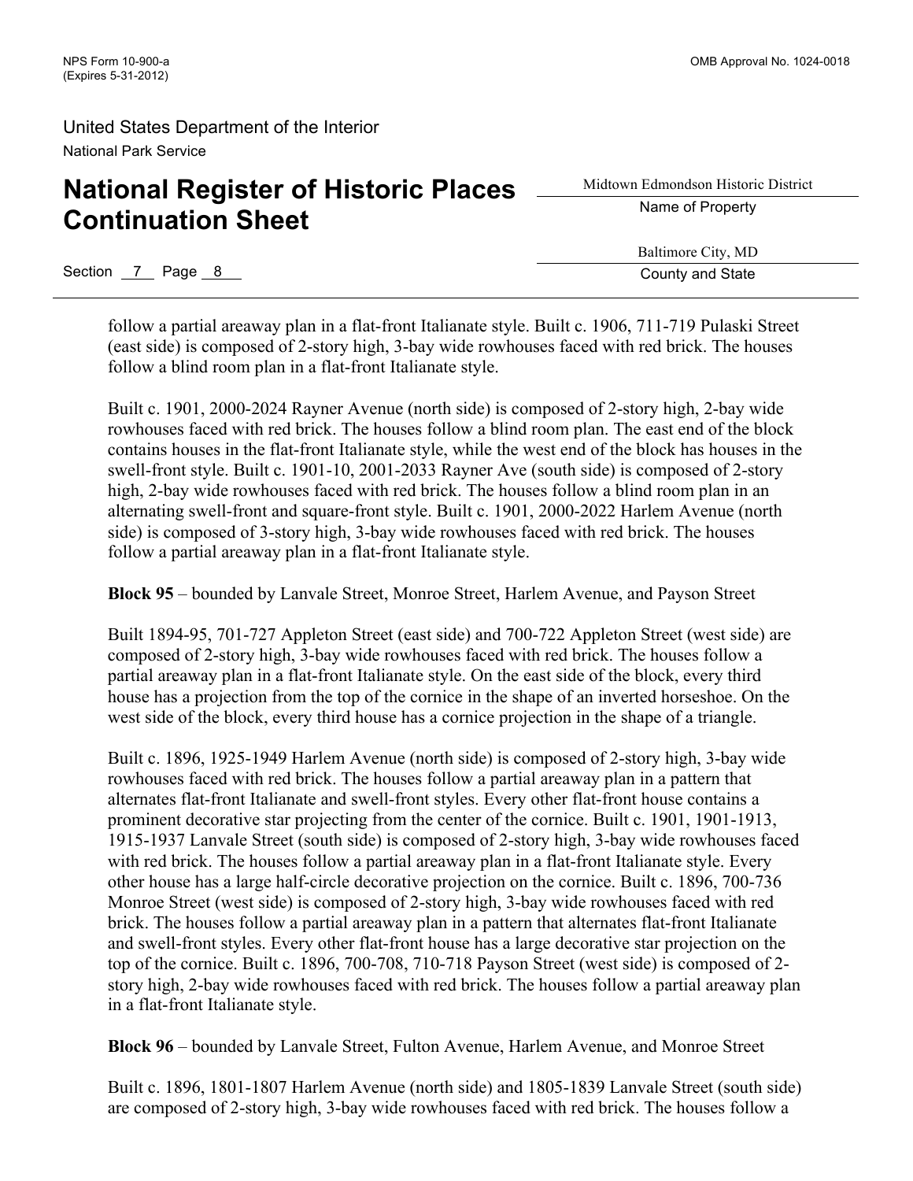follow a partial areaway plan in a flat-front Italianate style. Built c. 1906, 711-719 Pulaski Street (east side) is composed of 2-story high, 3-bay wide rowhouses faced with red brick. The houses follow a blind room plan in a flat-front Italianate style.

Built c. 1901, 2000-2024 Rayner Avenue (north side) is composed of 2-story high, 2-bay wide rowhouses faced with red brick. The houses follow a blind room plan. The east end of the block contains houses in the flat-front Italianate style, while the west end of the block has houses in the swell-front style. Built c. 1901-10, 2001-2033 Rayner Ave (south side) is composed of 2-story high, 2-bay wide rowhouses faced with red brick. The houses follow a blind room plan in an alternating swell-front and square-front style. Built c. 1901, 2000-2022 Harlem Avenue (north side) is composed of 3-story high, 3-bay wide rowhouses faced with red brick. The houses follow a partial areaway plan in a flat-front Italianate style.

**Block 95** – bounded by Lanvale Street, Monroe Street, Harlem Avenue, and Payson Street

Built 1894-95, 701-727 Appleton Street (east side) and 700-722 Appleton Street (west side) are composed of 2-story high, 3-bay wide rowhouses faced with red brick. The houses follow a partial areaway plan in a flat-front Italianate style. On the east side of the block, every third house has a projection from the top of the cornice in the shape of an inverted horseshoe. On the west side of the block, every third house has a cornice projection in the shape of a triangle.

Built c. 1896, 1925-1949 Harlem Avenue (north side) is composed of 2-story high, 3-bay wide rowhouses faced with red brick. The houses follow a partial areaway plan in a pattern that alternates flat-front Italianate and swell-front styles. Every other flat-front house contains a prominent decorative star projecting from the center of the cornice. Built c. 1901, 1901-1913, 1915-1937 Lanvale Street (south side) is composed of 2-story high, 3-bay wide rowhouses faced with red brick. The houses follow a partial areaway plan in a flat-front Italianate style. Every other house has a large half-circle decorative projection on the cornice. Built c. 1896, 700-736 Monroe Street (west side) is composed of 2-story high, 3-bay wide rowhouses faced with red brick. The houses follow a partial areaway plan in a pattern that alternates flat-front Italianate and swell-front styles. Every other flat-front house has a large decorative star projection on the top of the cornice. Built c. 1896, 700-708, 710-718 Payson Street (west side) is composed of 2-story high, 2-bay wide rowhouses faced with red brick. The houses follow a partial areaway plan in a flat-front Italianate style.

**Block 96** – bounded by Lanvale Street, Fulton Avenue, Harlem Avenue, and Monroe Street

Built c. 1896, 1801-1807 Harlem Avenue (north side) and 1805-1839 Lanvale Street (south side) are composed of 2-story high, 3-bay wide rowhouses faced with red brick. The houses follow a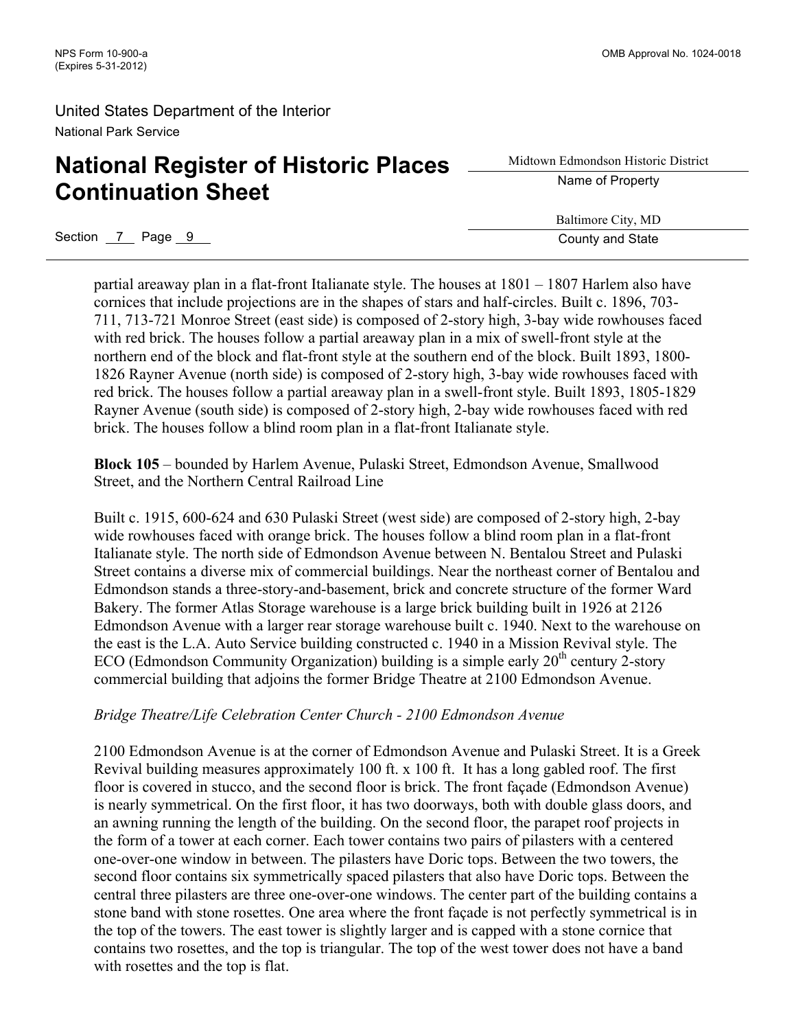partial areaway plan in a flat-front Italianate style. The houses at 1801 – 1807 Harlem also have cornices that include projections are in the shapes of stars and half-circles. Built c. 1896, 703-711, 713-721 Monroe Street (east side) is composed of 2-story high, 3-bay wide rowhouses faced with red brick. The houses follow a partial areaway plan in a mix of swell-front style at the northern end of the block and flat-front style at the southern end of the block. Built 1893, 1800-1826 Rayner Avenue (north side) is composed of 2-story high, 3-bay wide rowhouses faced with red brick. The houses follow a partial areaway plan in a swell-front style. Built 1893, 1805-1829 Rayner Avenue (south side) is composed of 2-story high, 2-bay wide rowhouses faced with red brick. The houses follow a blind room plan in a flat-front Italianate style.

**Block 105** – bounded by Harlem Avenue, Pulaski Street, Edmondson Avenue, Smallwood Street, and the Northern Central Railroad Line

Built c. 1915, 600-624 and 630 Pulaski Street (west side) are composed of 2-story high, 2-bay wide rowhouses faced with orange brick. The houses follow a blind room plan in a flat-front Italianate style. The north side of Edmondson Avenue between N. Bentalou Street and Pulaski Street contains a diverse mix of commercial buildings. Near the northeast corner of Bentalou and Edmondson stands a three-story-and-basement, brick and concrete structure of the former Ward Bakery. The former Atlas Storage warehouse is a large brick building built in 1926 at 2126 Edmondson Avenue with a larger rear storage warehouse built c. 1940. Next to the warehouse on the east is the L.A. Auto Service building constructed c. 1940 in a Mission Revival style. The ECO (Edmondson Community Organization) building is a simple early 20th century 2-story commercial building that adjoins the former Bridge Theatre at 2100 Edmondson Avenue.

*Bridge Theatre/Life Celebration Center Church - 2100 Edmondson Avenue*

2100 Edmondson Avenue is at the corner of Edmondson Avenue and Pulaski Street. It is a Greek Revival building measures approximately 100 ft. x 100 ft. It has a long gabled roof. The first floor is covered in stucco, and the second floor is brick. The front façade (Edmondson Avenue) is nearly symmetrical. On the first floor, it has two doorways, both with double glass doors, and an awning running the length of the building. On the second floor, the parapet roof projects in the form of a tower at each corner. Each tower contains two pairs of pilasters with a centered one-over-one window in between. The pilasters have Doric tops. Between the two towers, the second floor contains six symmetrically spaced pilasters that also have Doric tops. Between the central three pilasters are three one-over-one windows. The center part of the building contains a stone band with stone rosettes. One area where the front façade is not perfectly symmetrical is in the top of the towers. The east tower is slightly larger and is capped with a stone cornice that contains two rosettes, and the top is triangular. The top of the west tower does not have a band with rosettes and the top is flat.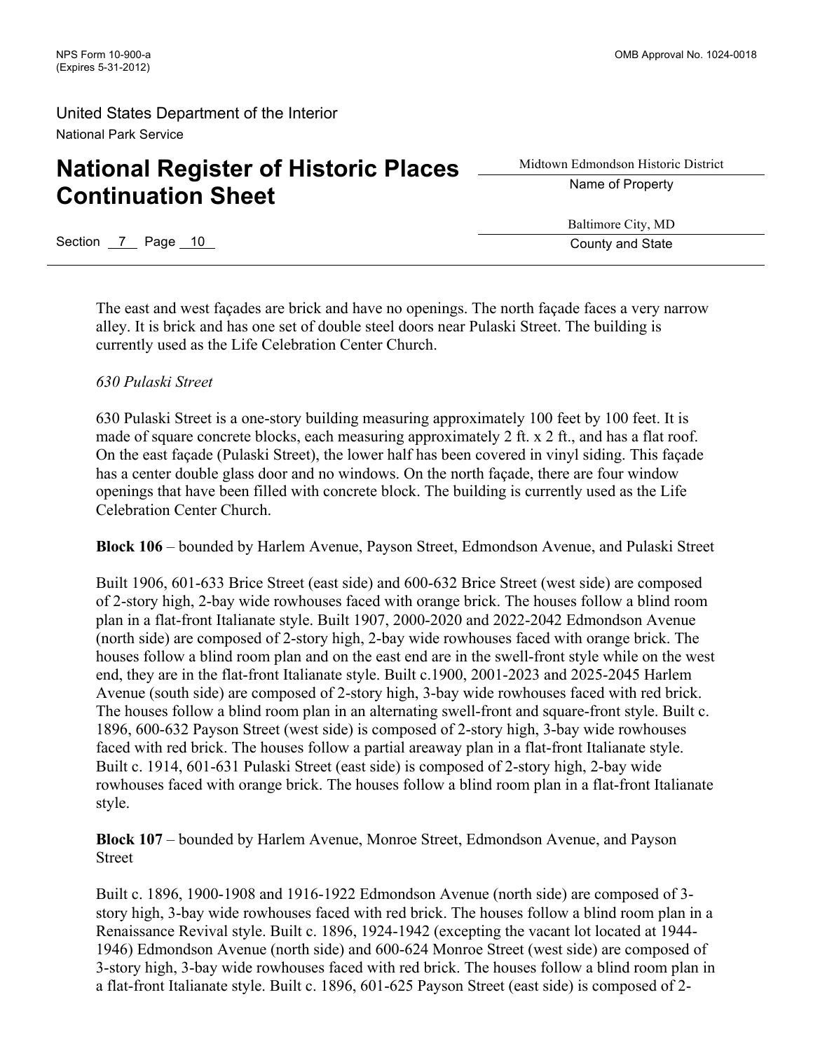The east and west façades are brick and have no openings. The north façade faces a very narrow alley. It is brick and has one set of double steel doors near Pulaski Street. The building is currently used as the Life Celebration Center Church.

*630 Pulaski Street*

630 Pulaski Street is a one-story building measuring approximately 100 feet by 100 feet. It is made of square concrete blocks, each measuring approximately 2 ft. x 2 ft., and has a flat roof. On the east façade (Pulaski Street), the lower half has been covered in vinyl siding. This façade has a center double glass door and no windows. On the north façade, there are four window openings that have been filled with concrete block. The building is currently used as the Life Celebration Center Church.

**Block 106** – bounded by Harlem Avenue, Payson Street, Edmondson Avenue, and Pulaski Street

Built 1906, 601-633 Brice Street (east side) and 600-632 Brice Street (west side) are composed of 2-story high, 2-bay wide rowhouses faced with orange brick. The houses follow a blind room plan in a flat-front Italianate style. Built 1907, 2000-2020 and 2022-2042 Edmondson Avenue (north side) are composed of 2-story high, 2-bay wide rowhouses faced with orange brick. The houses follow a blind room plan and on the east end are in the swell-front style while on the west end, they are in the flat-front Italianate style. Built c.1900, 2001-2023 and 2025-2045 Harlem Avenue (south side) are composed of 2-story high, 3-bay wide rowhouses faced with red brick. The houses follow a blind room plan in an alternating swell-front and square-front style. Built c. 1896, 600-632 Payson Street (west side) is composed of 2-story high, 3-bay wide rowhouses faced with red brick. The houses follow a partial areaway plan in a flat-front Italianate style. Built c. 1914, 601-631 Pulaski Street (east side) is composed of 2-story high, 2-bay wide rowhouses faced with orange brick. The houses follow a blind room plan in a flat-front Italianate style.

**Block 107** – bounded by Harlem Avenue, Monroe Street, Edmondson Avenue, and Payson Street

Built c. 1896, 1900-1908 and 1916-1922 Edmondson Avenue (north side) are composed of 3-story high, 3-bay wide rowhouses faced with red brick. The houses follow a blind room plan in a Renaissance Revival style. Built c. 1896, 1924-1942 (excepting the vacant lot located at 1944-1946) Edmondson Avenue (north side) and 600-624 Monroe Street (west side) are composed of 3-story high, 3-bay wide rowhouses faced with red brick. The houses follow a blind room plan in a flat-front Italianate style. Built c. 1896, 601-625 Payson Street (east side) is composed of 2-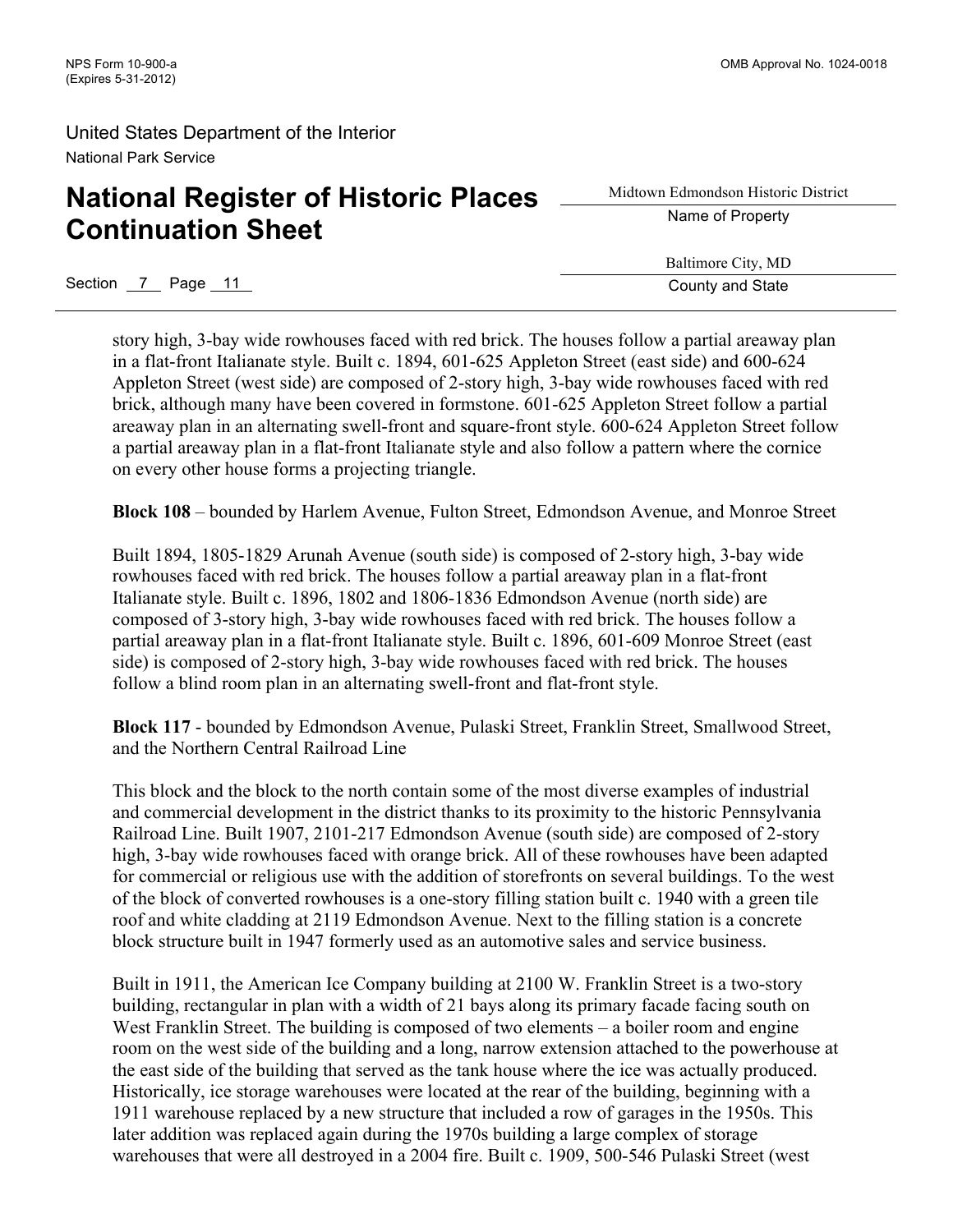story high, 3-bay wide rowhouses faced with red brick. The houses follow a partial areaway plan in a flat-front Italianate style. Built c. 1894, 601-625 Appleton Street (east side) and 600-624 Appleton Street (west side) are composed of 2-story high, 3-bay wide rowhouses faced with red brick, although many have been covered in formstone. 601-625 Appleton Street follow a partial areaway plan in an alternating swell-front and square-front style. 600-624 Appleton Street follow a partial areaway plan in a flat-front Italianate style and also follow a pattern where the cornice on every other house forms a projecting triangle.

**Block 108** – bounded by Harlem Avenue, Fulton Street, Edmondson Avenue, and Monroe Street

Built 1894, 1805-1829 Arunah Avenue (south side) is composed of 2-story high, 3-bay wide rowhouses faced with red brick. The houses follow a partial areaway plan in a flat-front Italianate style. Built c. 1896, 1802 and 1806-1836 Edmondson Avenue (north side) are composed of 3-story high, 3-bay wide rowhouses faced with red brick. The houses follow a partial areaway plan in a flat-front Italianate style. Built c. 1896, 601-609 Monroe Street (east side) is composed of 2-story high, 3-bay wide rowhouses faced with red brick. The houses follow a blind room plan in an alternating swell-front and flat-front style.

**Block 117** - bounded by Edmondson Avenue, Pulaski Street, Franklin Street, Smallwood Street, and the Northern Central Railroad Line

This block and the block to the north contain some of the most diverse examples of industrial and commercial development in the district thanks to its proximity to the historic Pennsylvania Railroad Line. Built 1907, 2101-217 Edmondson Avenue (south side) are composed of 2-story high, 3-bay wide rowhouses faced with orange brick. All of these rowhouses have been adapted for commercial or religious use with the addition of storefronts on several buildings. To the west of the block of converted rowhouses is a one-story filling station built c. 1940 with a green tile roof and white cladding at 2119 Edmondson Avenue. Next to the filling station is a concrete block structure built in 1947 formerly used as an automotive sales and service business.

Built in 1911, the American Ice Company building at 2100 W. Franklin Street is a two-story building, rectangular in plan with a width of 21 bays along its primary facade facing south on West Franklin Street. The building is composed of two elements – a boiler room and engine room on the west side of the building and a long, narrow extension attached to the powerhouse at the east side of the building that served as the tank house where the ice was actually produced. Historically, ice storage warehouses were located at the rear of the building, beginning with a 1911 warehouse replaced by a new structure that included a row of garages in the 1950s. This later addition was replaced again during the 1970s building a large complex of storage warehouses that were all destroyed in a 2004 fire. Built c. 1909, 500-546 Pulaski Street (west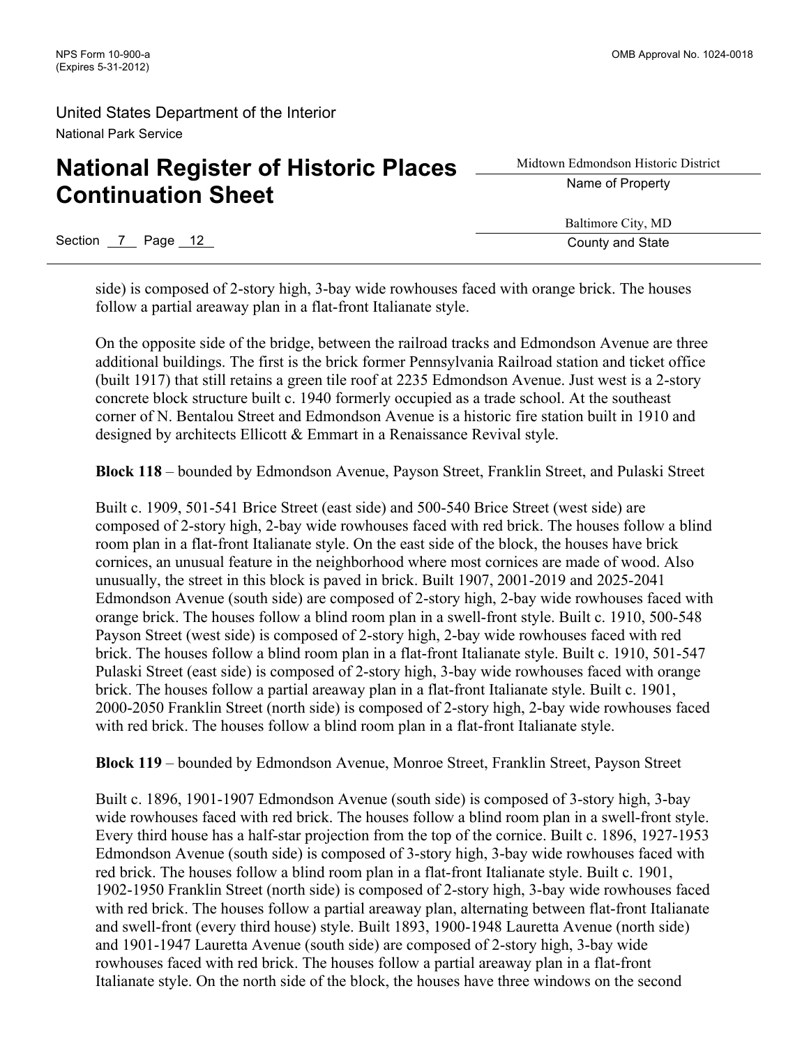side) is composed of 2-story high, 3-bay wide rowhouses faced with orange brick. The houses follow a partial areaway plan in a flat-front Italianate style.

On the opposite side of the bridge, between the railroad tracks and Edmondson Avenue are three additional buildings. The first is the brick former Pennsylvania Railroad station and ticket office (built 1917) that still retains a green tile roof at 2235 Edmondson Avenue. Just west is a 2-story concrete block structure built c. 1940 formerly occupied as a trade school. At the southeast corner of N. Bentalou Street and Edmondson Avenue is a historic fire station built in 1910 and designed by architects Ellicott & Emmart in a Renaissance Revival style.

**Block 118** – bounded by Edmondson Avenue, Payson Street, Franklin Street, and Pulaski Street

Built c. 1909, 501-541 Brice Street (east side) and 500-540 Brice Street (west side) are composed of 2-story high, 2-bay wide rowhouses faced with red brick. The houses follow a blind room plan in a flat-front Italianate style. On the east side of the block, the houses have brick cornices, an unusual feature in the neighborhood where most cornices are made of wood. Also unusually, the street in this block is paved in brick. Built 1907, 2001-2019 and 2025-2041 Edmondson Avenue (south side) are composed of 2-story high, 2-bay wide rowhouses faced with orange brick. The houses follow a blind room plan in a swell-front style. Built c. 1910, 500-548 Payson Street (west side) is composed of 2-story high, 2-bay wide rowhouses faced with red brick. The houses follow a blind room plan in a flat-front Italianate style. Built c. 1910, 501-547 Pulaski Street (east side) is composed of 2-story high, 3-bay wide rowhouses faced with orange brick. The houses follow a partial areaway plan in a flat-front Italianate style. Built c. 1901, 2000-2050 Franklin Street (north side) is composed of 2-story high, 2-bay wide rowhouses faced with red brick. The houses follow a blind room plan in a flat-front Italianate style.

**Block 119** – bounded by Edmondson Avenue, Monroe Street, Franklin Street, Payson Street

Built c. 1896, 1901-1907 Edmondson Avenue (south side) is composed of 3-story high, 3-bay wide rowhouses faced with red brick. The houses follow a blind room plan in a swell-front style. Every third house has a half-star projection from the top of the cornice. Built c. 1896, 1927-1953 Edmondson Avenue (south side) is composed of 3-story high, 3-bay wide rowhouses faced with red brick. The houses follow a blind room plan in a flat-front Italianate style. Built c. 1901, 1902-1950 Franklin Street (north side) is composed of 2-story high, 3-bay wide rowhouses faced with red brick. The houses follow a partial areaway plan, alternating between flat-front Italianate and swell-front (every third house) style. Built 1893, 1900-1948 Lauretta Avenue (north side) and 1901-1947 Lauretta Avenue (south side) are composed of 2-story high, 3-bay wide rowhouses faced with red brick. The houses follow a partial areaway plan in a flat-front Italianate style. On the north side of the block, the houses have three windows on the second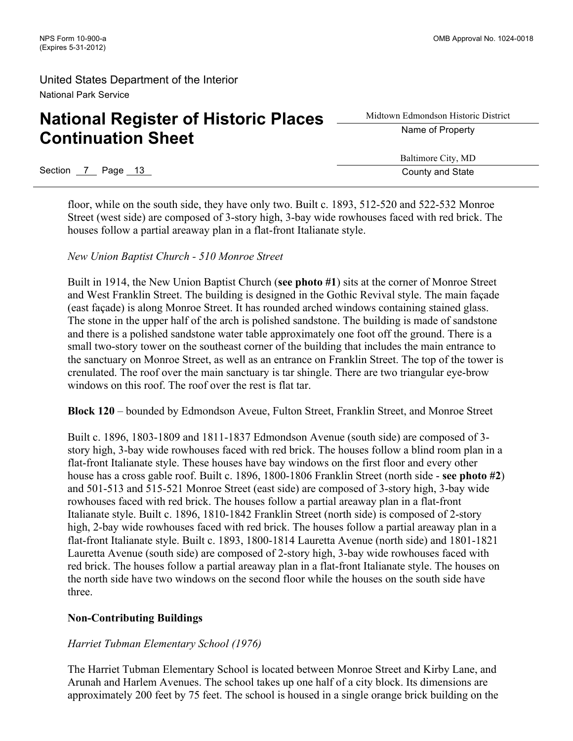floor, while on the south side, they have only two. Built c. 1893, 512-520 and 522-532 Monroe Street (west side) are composed of 3-story high, 3-bay wide rowhouses faced with red brick. The houses follow a partial areaway plan in a flat-front Italianate style.

*New Union Baptist Church - 510 Monroe Street*

Built in 1914, the New Union Baptist Church (**see photo #1**) sits at the corner of Monroe Street and West Franklin Street. The building is designed in the Gothic Revival style. The main façade (east façade) is along Monroe Street. It has rounded arched windows containing stained glass. The stone in the upper half of the arch is polished sandstone. The building is made of sandstone and there is a polished sandstone water table approximately one foot off the ground. There is a small two-story tower on the southeast corner of the building that includes the main entrance to the sanctuary on Monroe Street, as well as an entrance on Franklin Street. The top of the tower is crenulated. The roof over the main sanctuary is tar shingle. There are two triangular eye-brow windows on this roof. The roof over the rest is flat tar.

**Block 120** – bounded by Edmondson Aveue, Fulton Street, Franklin Street, and Monroe Street

Built c. 1896, 1803-1809 and 1811-1837 Edmondson Avenue (south side) are composed of 3-story high, 3-bay wide rowhouses faced with red brick. The houses follow a blind room plan in a flat-front Italianate style. These houses have bay windows on the first floor and every other house has a cross gable roof. Built c. 1896, 1800-1806 Franklin Street (north side - **see photo #2**) and 501-513 and 515-521 Monroe Street (east side) are composed of 3-story high, 3-bay wide rowhouses faced with red brick. The houses follow a partial areaway plan in a flat-front Italianate style. Built c. 1896, 1810-1842 Franklin Street (north side) is composed of 2-story high, 2-bay wide rowhouses faced with red brick. The houses follow a partial areaway plan in a flat-front Italianate style. Built c. 1893, 1800-1814 Lauretta Avenue (north side) and 1801-1821 Lauretta Avenue (south side) are composed of 2-story high, 3-bay wide rowhouses faced with red brick. The houses follow a partial areaway plan in a flat-front Italianate style. The houses on the north side have two windows on the second floor while the houses on the south side have three.

**Non-Contributing Buildings**

*Harriet Tubman Elementary School (1976)*

The Harriet Tubman Elementary School is located between Monroe Street and Kirby Lane, and Arunah and Harlem Avenues. The school takes up one half of a city block. Its dimensions are approximately 200 feet by 75 feet. The school is housed in a single orange brick building on the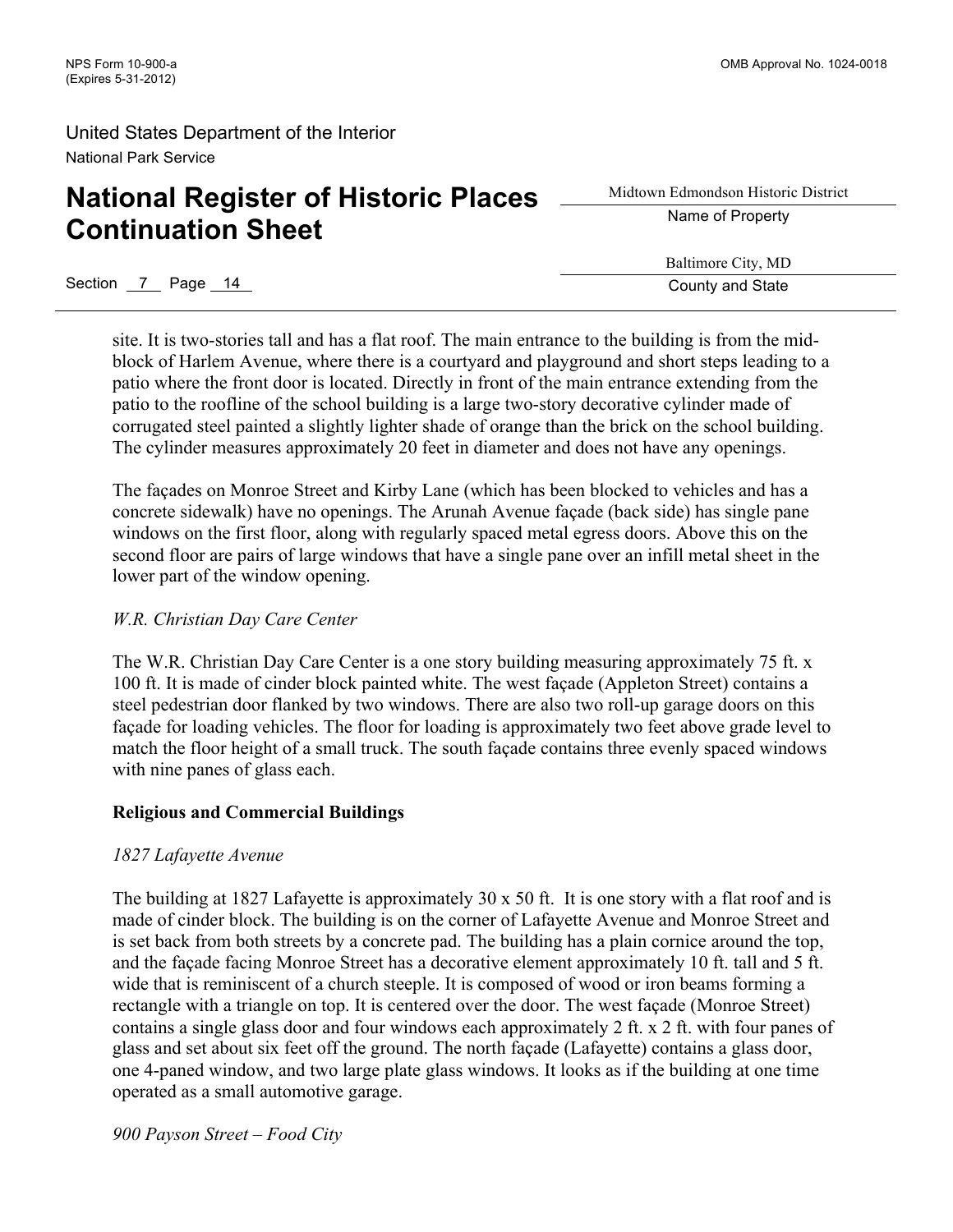site. It is two-stories tall and has a flat roof. The main entrance to the building is from the mid-block of Harlem Avenue, where there is a courtyard and playground and short steps leading to a patio where the front door is located. Directly in front of the main entrance extending from the patio to the roofline of the school building is a large two-story decorative cylinder made of corrugated steel painted a slightly lighter shade of orange than the brick on the school building. The cylinder measures approximately 20 feet in diameter and does not have any openings.

The façades on Monroe Street and Kirby Lane (which has been blocked to vehicles and has a concrete sidewalk) have no openings. The Arunah Avenue façade (back side) has single pane windows on the first floor, along with regularly spaced metal egress doors. Above this on the second floor are pairs of large windows that have a single pane over an infill metal sheet in the lower part of the window opening.

*W.R. Christian Day Care Center*

The W.R. Christian Day Care Center is a one story building measuring approximately 75 ft. x 100 ft. It is made of cinder block painted white. The west façade (Appleton Street) contains a steel pedestrian door flanked by two windows. There are also two roll-up garage doors on this façade for loading vehicles. The floor for loading is approximately two feet above grade level to match the floor height of a small truck. The south façade contains three evenly spaced windows with nine panes of glass each.

**Religious and Commercial Buildings**

*1827 Lafayette Avenue*

The building at 1827 Lafayette is approximately 30 x 50 ft. It is one story with a flat roof and is made of cinder block. The building is on the corner of Lafayette Avenue and Monroe Street and is set back from both streets by a concrete pad. The building has a plain cornice around the top, and the façade facing Monroe Street has a decorative element approximately 10 ft. tall and 5 ft. wide that is reminiscent of a church steeple. It is composed of wood or iron beams forming a rectangle with a triangle on top. It is centered over the door. The west façade (Monroe Street) contains a single glass door and four windows each approximately 2 ft. x 2 ft. with four panes of glass and set about six feet off the ground. The north façade (Lafayette) contains a glass door, one 4-paned window, and two large plate glass windows. It looks as if the building at one time operated as a small automotive garage.

*900 Payson Street – Food City*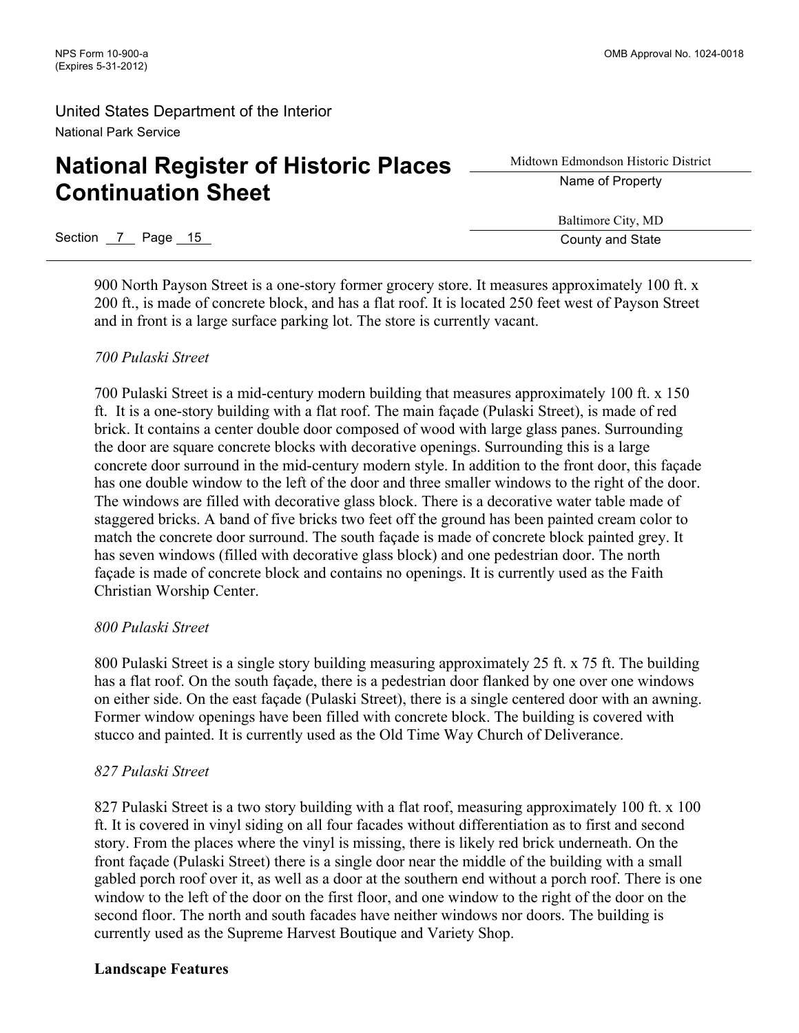900 North Payson Street is a one-story former grocery store. It measures approximately 100 ft. x 200 ft., is made of concrete block, and has a flat roof. It is located 250 feet west of Payson Street and in front is a large surface parking lot. The store is currently vacant.

*700 Pulaski Street*

700 Pulaski Street is a mid-century modern building that measures approximately 100 ft. x 150 ft. It is a one-story building with a flat roof. The main façade (Pulaski Street), is made of red brick. It contains a center double door composed of wood with large glass panes. Surrounding the door are square concrete blocks with decorative openings. Surrounding this is a large concrete door surround in the mid-century modern style. In addition to the front door, this façade has one double window to the left of the door and three smaller windows to the right of the door. The windows are filled with decorative glass block. There is a decorative water table made of staggered bricks. A band of five bricks two feet off the ground has been painted cream color to match the concrete door surround. The south façade is made of concrete block painted grey. It has seven windows (filled with decorative glass block) and one pedestrian door. The north façade is made of concrete block and contains no openings. It is currently used as the Faith Christian Worship Center.

*800 Pulaski Street*

800 Pulaski Street is a single story building measuring approximately 25 ft. x 75 ft. The building has a flat roof. On the south façade, there is a pedestrian door flanked by one over one windows on either side. On the east façade (Pulaski Street), there is a single centered door with an awning. Former window openings have been filled with concrete block. The building is covered with stucco and painted. It is currently used as the Old Time Way Church of Deliverance.

*827 Pulaski Street*

827 Pulaski Street is a two story building with a flat roof, measuring approximately 100 ft. x 100 ft. It is covered in vinyl siding on all four facades without differentiation as to first and second story. From the places where the vinyl is missing, there is likely red brick underneath. On the front façade (Pulaski Street) there is a single door near the middle of the building with a small gabled porch roof over it, as well as a door at the southern end without a porch roof. There is one window to the left of the door on the first floor, and one window to the right of the door on the second floor. The north and south facades have neither windows nor doors. The building is currently used as the Supreme Harvest Boutique and Variety Shop.

**Landscape Features**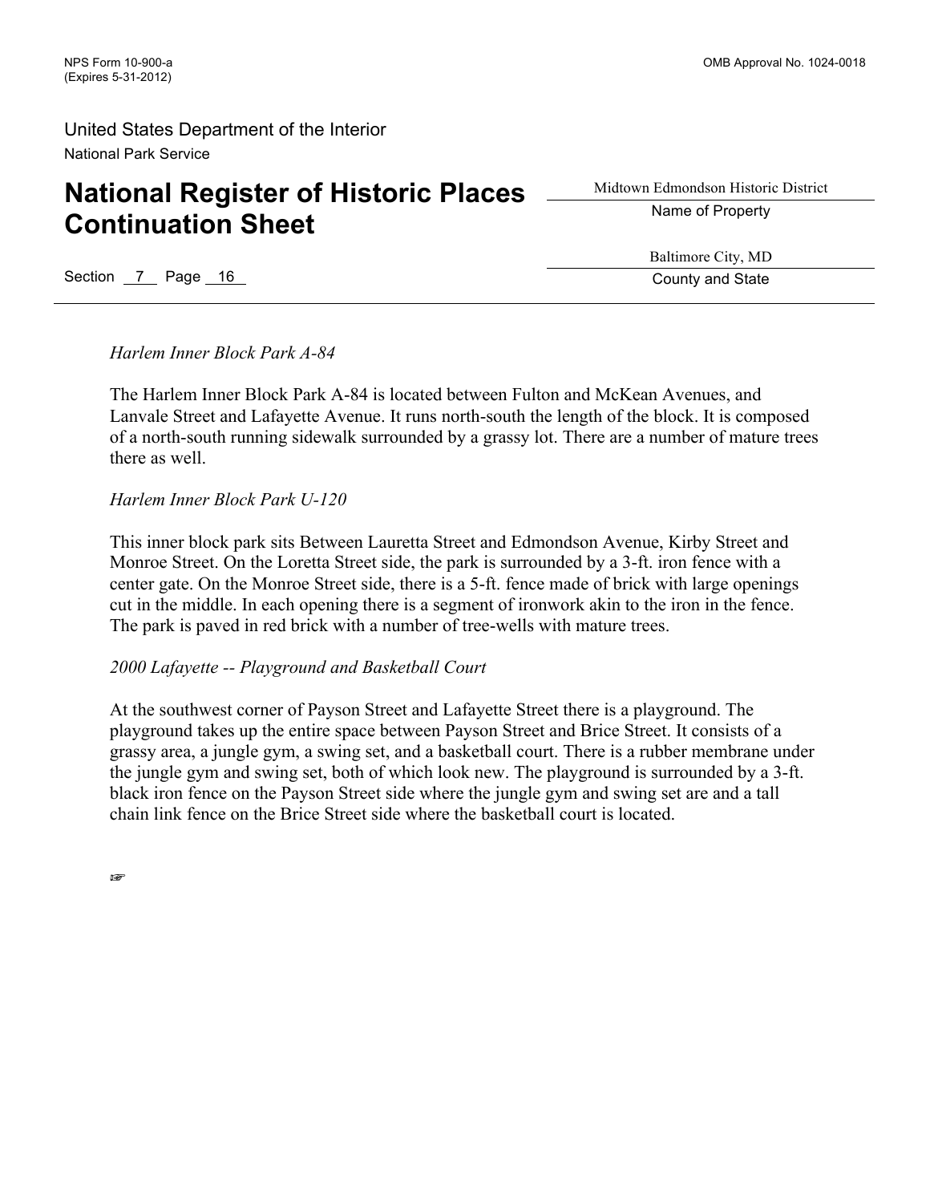*Harlem Inner Block Park A-84*

The Harlem Inner Block Park A-84 is located between Fulton and McKean Avenues, and Lanvale Street and Lafayette Avenue. It runs north-south the length of the block. It is composed of a north-south running sidewalk surrounded by a grassy lot. There are a number of mature trees there as well.

*Harlem Inner Block Park U-120*

This inner block park sits Between Lauretta Street and Edmondson Avenue, Kirby Street and Monroe Street. On the Loretta Street side, the park is surrounded by a 3-ft. iron fence with a center gate. On the Monroe Street side, there is a 5-ft. fence made of brick with large openings cut in the middle. In each opening there is a segment of ironwork akin to the iron in the fence. The park is paved in red brick with a number of tree-wells with mature trees.

*2000 Lafayette -- Playground and Basketball Court*

At the southwest corner of Payson Street and Lafayette Street there is a playground. The playground takes up the entire space between Payson Street and Brice Street. It consists of a grassy area, a jungle gym, a swing set, and a basketball court. There is a rubber membrane under the jungle gym and swing set, both of which look new. The playground is surrounded by a 3-ft. black iron fence on the Payson Street side where the jungle gym and swing set are and a tall chain link fence on the Brice Street side where the basketball court is located.

☞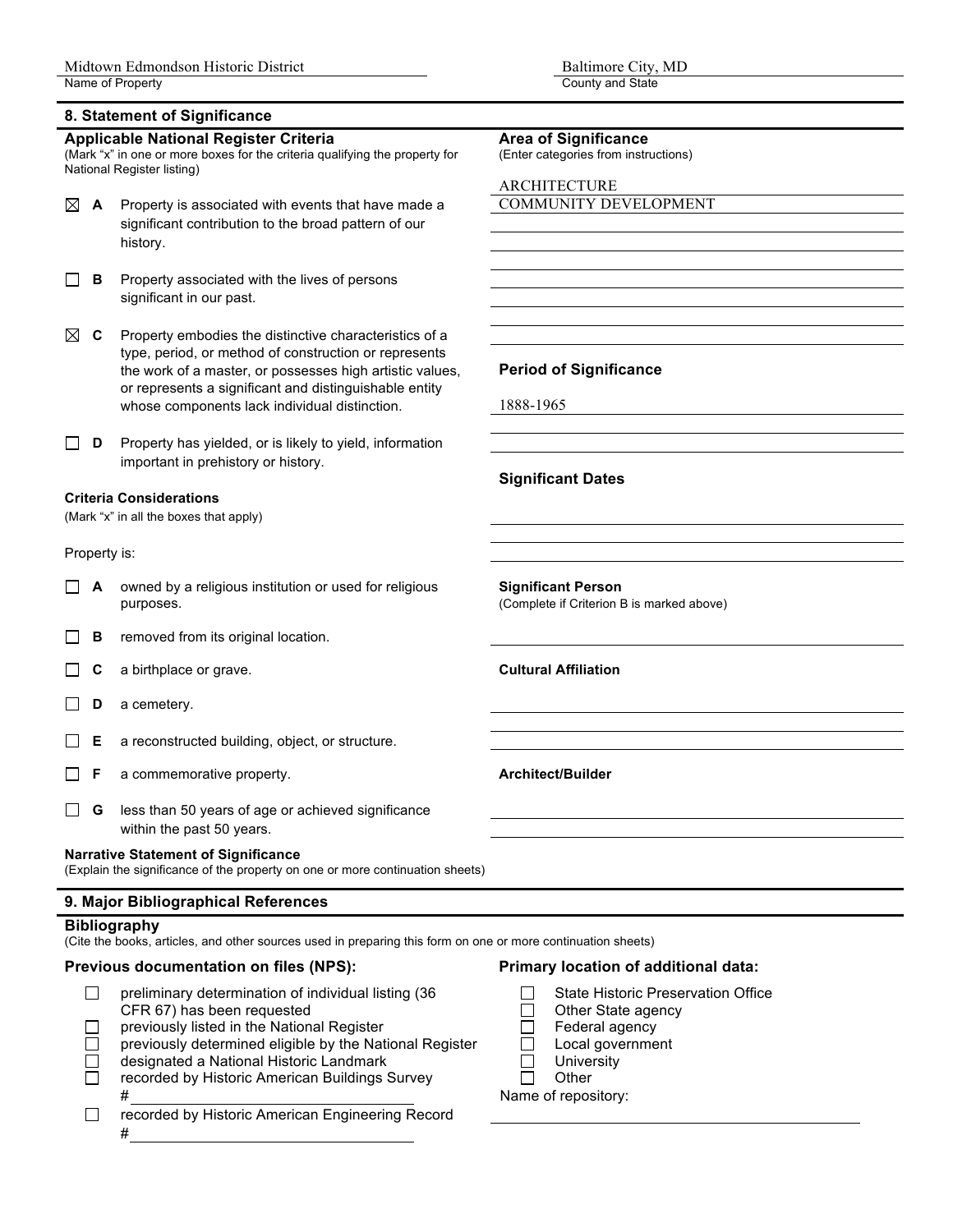Midtown Edmondson Historic District
Name of Property

Baltimore City, MD
County and State

## 8. Statement of Significance

### Applicable National Register Criteria

(Mark "x" in one or more boxes for the criteria qualifying the property for National Register listing)

- [x] **A** Property is associated with events that have made a significant contribution to the broad pattern of our history.
- [ ] **B** Property associated with the lives of persons significant in our past.
- [x] **C** Property embodies the distinctive characteristics of a type, period, or method of construction or represents the work of a master, or possesses high artistic values, or represents a significant and distinguishable entity whose components lack individual distinction.
- [ ] **D** Property has yielded, or is likely to yield, information important in prehistory or history.

### Area of Significance

(Enter categories from instructions)

ARCHITECTURE
COMMUNITY DEVELOPMENT

### Period of Significance

1888-1965

### Significant Dates

### Criteria Considerations

(Mark "x" in all the boxes that apply)

Property is:

- [ ] **A** owned by a religious institution or used for religious purposes.
- [ ] **B** removed from its original location.
- [ ] **C** a birthplace or grave.
- [ ] **D** a cemetery.
- [ ] **E** a reconstructed building, object, or structure.
- [ ] **F** a commemorative property.
- [ ] **G** less than 50 years of age or achieved significance within the past 50 years.

### Significant Person

(Complete if Criterion B is marked above)

### Cultural Affiliation

### Architect/Builder

### Narrative Statement of Significance

(Explain the significance of the property on one or more continuation sheets)

## 9. Major Bibliographical References

### Bibliography

(Cite the books, articles, and other sources used in preparing this form on one or more continuation sheets)

### Previous documentation on files (NPS):

- [ ] preliminary determination of individual listing (36 CFR 67) has been requested
- [ ] previously listed in the National Register
- [ ] previously determined eligible by the National Register
- [ ] designated a National Historic Landmark
- [ ] recorded by Historic American Buildings Survey #
- [ ] recorded by Historic American Engineering Record #

### Primary location of additional data:

- [ ] State Historic Preservation Office
- [ ] Other State agency
- [ ] Federal agency
- [ ] Local government
- [ ] University
- [ ] Other

Name of repository: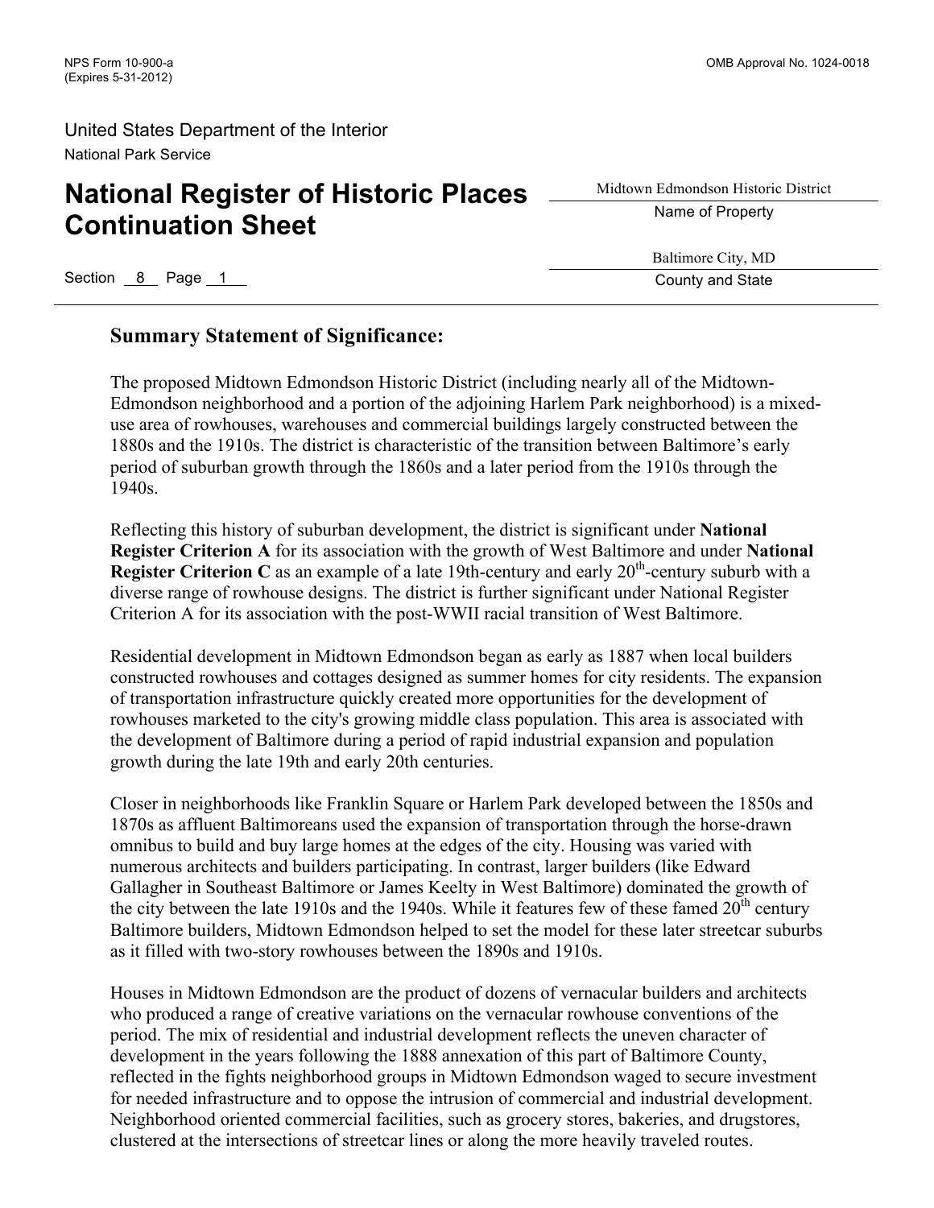## Summary Statement of Significance:

The proposed Midtown Edmondson Historic District (including nearly all of the Midtown-Edmondson neighborhood and a portion of the adjoining Harlem Park neighborhood) is a mixed-use area of rowhouses, warehouses and commercial buildings largely constructed between the 1880s and the 1910s. The district is characteristic of the transition between Baltimore's early period of suburban growth through the 1860s and a later period from the 1910s through the 1940s.

Reflecting this history of suburban development, the district is significant under **National Register Criterion A** for its association with the growth of West Baltimore and under **National Register Criterion C** as an example of a late 19th-century and early 20th-century suburb with a diverse range of rowhouse designs. The district is further significant under National Register Criterion A for its association with the post-WWII racial transition of West Baltimore.

Residential development in Midtown Edmondson began as early as 1887 when local builders constructed rowhouses and cottages designed as summer homes for city residents. The expansion of transportation infrastructure quickly created more opportunities for the development of rowhouses marketed to the city's growing middle class population. This area is associated with the development of Baltimore during a period of rapid industrial expansion and population growth during the late 19th and early 20th centuries.

Closer in neighborhoods like Franklin Square or Harlem Park developed between the 1850s and 1870s as affluent Baltimoreans used the expansion of transportation through the horse-drawn omnibus to build and buy large homes at the edges of the city. Housing was varied with numerous architects and builders participating. In contrast, larger builders (like Edward Gallagher in Southeast Baltimore or James Keelty in West Baltimore) dominated the growth of the city between the late 1910s and the 1940s. While it features few of these famed 20th century Baltimore builders, Midtown Edmondson helped to set the model for these later streetcar suburbs as it filled with two-story rowhouses between the 1890s and 1910s.

Houses in Midtown Edmondson are the product of dozens of vernacular builders and architects who produced a range of creative variations on the vernacular rowhouse conventions of the period. The mix of residential and industrial development reflects the uneven character of development in the years following the 1888 annexation of this part of Baltimore County, reflected in the fights neighborhood groups in Midtown Edmondson waged to secure investment for needed infrastructure and to oppose the intrusion of commercial and industrial development. Neighborhood oriented commercial facilities, such as grocery stores, bakeries, and drugstores, clustered at the intersections of streetcar lines or along the more heavily traveled routes.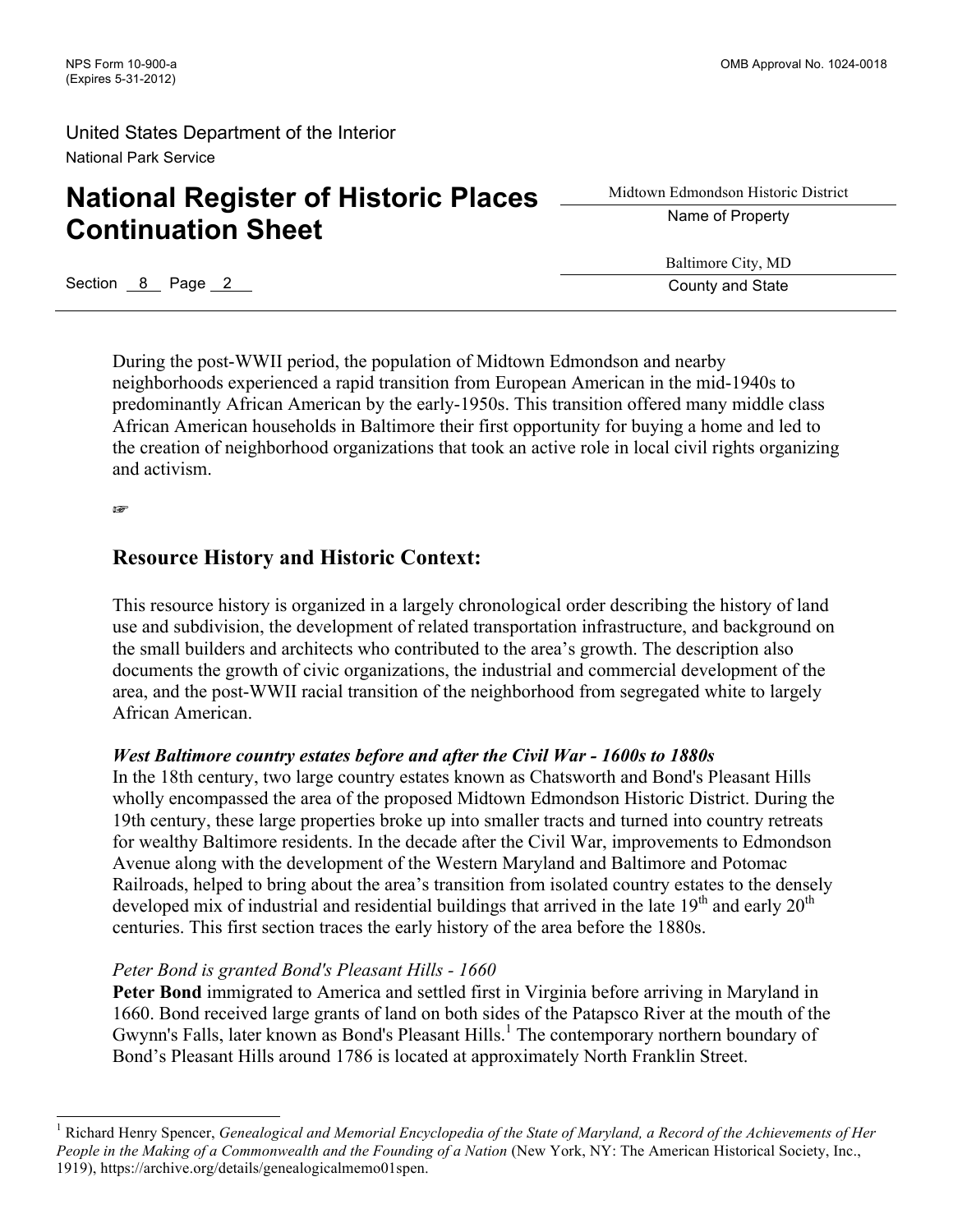During the post-WWII period, the population of Midtown Edmondson and nearby neighborhoods experienced a rapid transition from European American in the mid-1940s to predominantly African American by the early-1950s. This transition offered many middle class African American households in Baltimore their first opportunity for buying a home and led to the creation of neighborhood organizations that took an active role in local civil rights organizing and activism.

☞

## Resource History and Historic Context:

This resource history is organized in a largely chronological order describing the history of land use and subdivision, the development of related transportation infrastructure, and background on the small builders and architects who contributed to the area's growth. The description also documents the growth of civic organizations, the industrial and commercial development of the area, and the post-WWII racial transition of the neighborhood from segregated white to largely African American.

***West Baltimore country estates before and after the Civil War - 1600s to 1880s***

In the 18th century, two large country estates known as Chatsworth and Bond's Pleasant Hills wholly encompassed the area of the proposed Midtown Edmondson Historic District. During the 19th century, these large properties broke up into smaller tracts and turned into country retreats for wealthy Baltimore residents. In the decade after the Civil War, improvements to Edmondson Avenue along with the development of the Western Maryland and Baltimore and Potomac Railroads, helped to bring about the area's transition from isolated country estates to the densely developed mix of industrial and residential buildings that arrived in the late 19th and early 20th centuries. This first section traces the early history of the area before the 1880s.

*Peter Bond is granted Bond's Pleasant Hills - 1660*

**Peter Bond** immigrated to America and settled first in Virginia before arriving in Maryland in 1660. Bond received large grants of land on both sides of the Patapsco River at the mouth of the Gwynn's Falls, later known as Bond's Pleasant Hills.[1] The contemporary northern boundary of Bond's Pleasant Hills around 1786 is located at approximately North Franklin Street.

---

[1] Richard Henry Spencer, *Genealogical and Memorial Encyclopedia of the State of Maryland, a Record of the Achievements of Her People in the Making of a Commonwealth and the Founding of a Nation* (New York, NY: The American Historical Society, Inc., 1919), https://archive.org/details/genealogicalmemo01spen.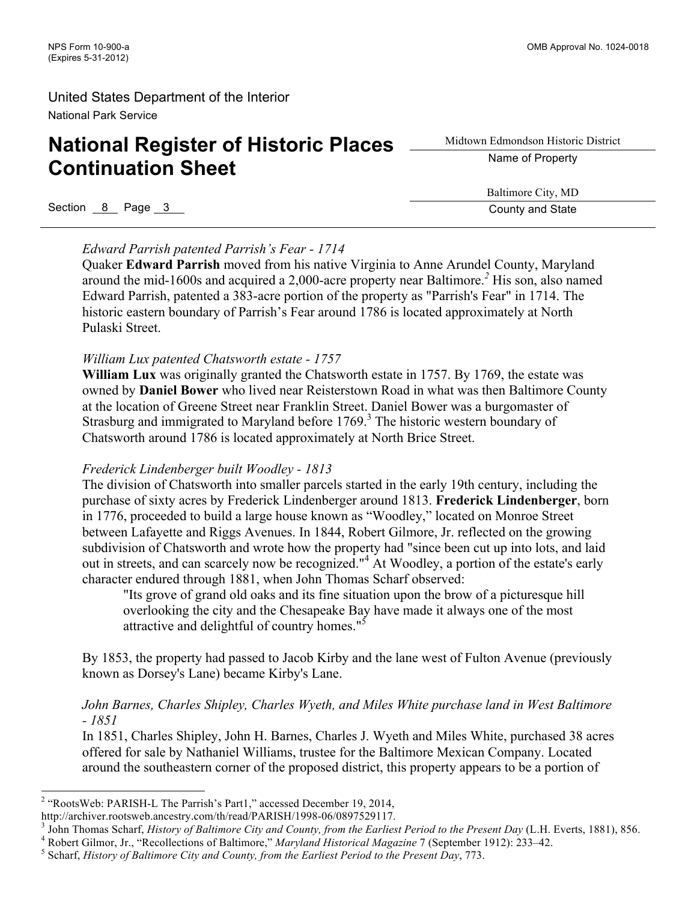*Edward Parrish patented Parrish's Fear - 1714*

Quaker **Edward Parrish** moved from his native Virginia to Anne Arundel County, Maryland around the mid-1600s and acquired a 2,000-acre property near Baltimore.[2] His son, also named Edward Parrish, patented a 383-acre portion of the property as "Parrish's Fear" in 1714. The historic eastern boundary of Parrish's Fear around 1786 is located approximately at North Pulaski Street.

*William Lux patented Chatsworth estate - 1757*

**William Lux** was originally granted the Chatsworth estate in 1757. By 1769, the estate was owned by **Daniel Bower** who lived near Reisterstown Road in what was then Baltimore County at the location of Greene Street near Franklin Street. Daniel Bower was a burgomaster of Strasburg and immigrated to Maryland before 1769.[3] The historic western boundary of Chatsworth around 1786 is located approximately at North Brice Street.

*Frederick Lindenberger built Woodley - 1813*

The division of Chatsworth into smaller parcels started in the early 19th century, including the purchase of sixty acres by Frederick Lindenberger around 1813. **Frederick Lindenberger**, born in 1776, proceeded to build a large house known as "Woodley," located on Monroe Street between Lafayette and Riggs Avenues. In 1844, Robert Gilmore, Jr. reflected on the growing subdivision of Chatsworth and wrote how the property had "since been cut up into lots, and laid out in streets, and can scarcely now be recognized."[4] At Woodley, a portion of the estate's early character endured through 1881, when John Thomas Scharf observed:

> "Its grove of grand old oaks and its fine situation upon the brow of a picturesque hill overlooking the city and the Chesapeake Bay have made it always one of the most attractive and delightful of country homes."[5]

By 1853, the property had passed to Jacob Kirby and the lane west of Fulton Avenue (previously known as Dorsey's Lane) became Kirby's Lane.

*John Barnes, Charles Shipley, Charles Wyeth, and Miles White purchase land in West Baltimore - 1851*

In 1851, Charles Shipley, John H. Barnes, Charles J. Wyeth and Miles White, purchased 38 acres offered for sale by Nathaniel Williams, trustee for the Baltimore Mexican Company. Located around the southeastern corner of the proposed district, this property appears to be a portion of

---

[2] "RootsWeb: PARISH-L The Parrish's Part1," accessed December 19, 2014, http://archiver.rootsweb.ancestry.com/th/read/PARISH/1998-06/0897529117.

[3] John Thomas Scharf, *History of Baltimore City and County, from the Earliest Period to the Present Day* (L.H. Everts, 1881), 856.

[4] Robert Gilmor, Jr., "Recollections of Baltimore," *Maryland Historical Magazine* 7 (September 1912): 233–42.

[5] Scharf, *History of Baltimore City and County, from the Earliest Period to the Present Day*, 773.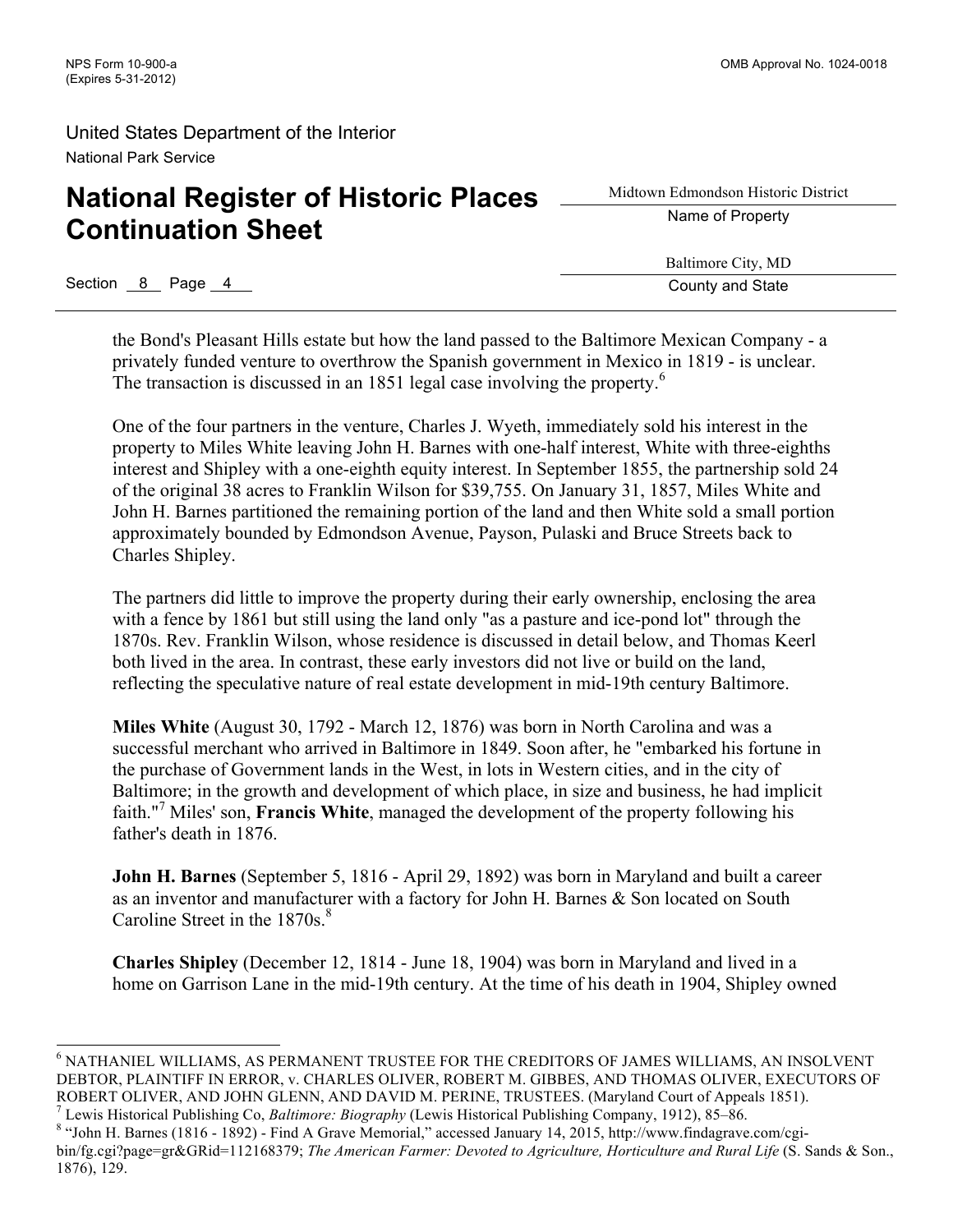the Bond's Pleasant Hills estate but how the land passed to the Baltimore Mexican Company - a privately funded venture to overthrow the Spanish government in Mexico in 1819 - is unclear. The transaction is discussed in an 1851 legal case involving the property.[6]

One of the four partners in the venture, Charles J. Wyeth, immediately sold his interest in the property to Miles White leaving John H. Barnes with one-half interest, White with three-eighths interest and Shipley with a one-eighth equity interest. In September 1855, the partnership sold 24 of the original 38 acres to Franklin Wilson for $39,755. On January 31, 1857, Miles White and John H. Barnes partitioned the remaining portion of the land and then White sold a small portion approximately bounded by Edmondson Avenue, Payson, Pulaski and Bruce Streets back to Charles Shipley.

The partners did little to improve the property during their early ownership, enclosing the area with a fence by 1861 but still using the land only "as a pasture and ice-pond lot" through the 1870s. Rev. Franklin Wilson, whose residence is discussed in detail below, and Thomas Keerl both lived in the area. In contrast, these early investors did not live or build on the land, reflecting the speculative nature of real estate development in mid-19th century Baltimore.

**Miles White** (August 30, 1792 - March 12, 1876) was born in North Carolina and was a successful merchant who arrived in Baltimore in 1849. Soon after, he "embarked his fortune in the purchase of Government lands in the West, in lots in Western cities, and in the city of Baltimore; in the growth and development of which place, in size and business, he had implicit faith."[7] Miles' son, **Francis White**, managed the development of the property following his father's death in 1876.

**John H. Barnes** (September 5, 1816 - April 29, 1892) was born in Maryland and built a career as an inventor and manufacturer with a factory for John H. Barnes & Son located on South Caroline Street in the 1870s.[8]

**Charles Shipley** (December 12, 1814 - June 18, 1904) was born in Maryland and lived in a home on Garrison Lane in the mid-19th century. At the time of his death in 1904, Shipley owned

---

[6] NATHANIEL WILLIAMS, AS PERMANENT TRUSTEE FOR THE CREDITORS OF JAMES WILLIAMS, AN INSOLVENT DEBTOR, PLAINTIFF IN ERROR, v. CHARLES OLIVER, ROBERT M. GIBBES, AND THOMAS OLIVER, EXECUTORS OF ROBERT OLIVER, AND JOHN GLENN, AND DAVID M. PERINE, TRUSTEES. (Maryland Court of Appeals 1851).

[7] Lewis Historical Publishing Co, *Baltimore: Biography* (Lewis Historical Publishing Company, 1912), 85–86.

[8] "John H. Barnes (1816 - 1892) - Find A Grave Memorial," accessed January 14, 2015, http://www.findagrave.com/cgi-bin/fg.cgi?page=gr&GRid=112168379; *The American Farmer: Devoted to Agriculture, Horticulture and Rural Life* (S. Sands & Son., 1876), 129.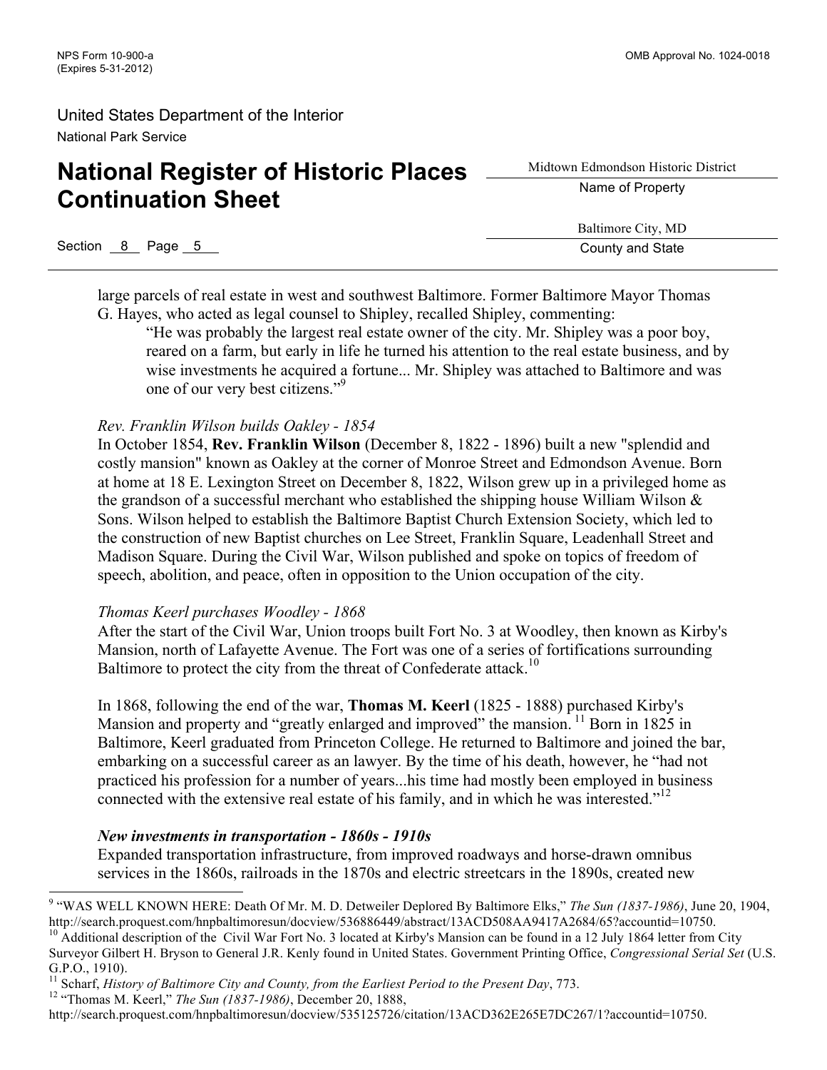large parcels of real estate in west and southwest Baltimore. Former Baltimore Mayor Thomas G. Hayes, who acted as legal counsel to Shipley, recalled Shipley, commenting:

> "He was probably the largest real estate owner of the city. Mr. Shipley was a poor boy, reared on a farm, but early in life he turned his attention to the real estate business, and by wise investments he acquired a fortune... Mr. Shipley was attached to Baltimore and was one of our very best citizens."[9]

*Rev. Franklin Wilson builds Oakley - 1854*

In October 1854, **Rev. Franklin Wilson** (December 8, 1822 - 1896) built a new "splendid and costly mansion" known as Oakley at the corner of Monroe Street and Edmondson Avenue. Born at home at 18 E. Lexington Street on December 8, 1822, Wilson grew up in a privileged home as the grandson of a successful merchant who established the shipping house William Wilson & Sons. Wilson helped to establish the Baltimore Baptist Church Extension Society, which led to the construction of new Baptist churches on Lee Street, Franklin Square, Leadenhall Street and Madison Square. During the Civil War, Wilson published and spoke on topics of freedom of speech, abolition, and peace, often in opposition to the Union occupation of the city.

*Thomas Keerl purchases Woodley - 1868*

After the start of the Civil War, Union troops built Fort No. 3 at Woodley, then known as Kirby's Mansion, north of Lafayette Avenue. The Fort was one of a series of fortifications surrounding Baltimore to protect the city from the threat of Confederate attack.[10]

In 1868, following the end of the war, **Thomas M. Keerl** (1825 - 1888) purchased Kirby's Mansion and property and "greatly enlarged and improved" the mansion.[11] Born in 1825 in Baltimore, Keerl graduated from Princeton College. He returned to Baltimore and joined the bar, embarking on a successful career as an lawyer. By the time of his death, however, he "had not practiced his profession for a number of years...his time had mostly been employed in business connected with the extensive real estate of his family, and in which he was interested."[12]

***New investments in transportation - 1860s - 1910s***

Expanded transportation infrastructure, from improved roadways and horse-drawn omnibus services in the 1860s, railroads in the 1870s and electric streetcars in the 1890s, created new

---

[9] "WAS WELL KNOWN HERE: Death Of Mr. M. D. Detweiler Deplored By Baltimore Elks," *The Sun (1837-1986)*, June 20, 1904, http://search.proquest.com/hnpbaltimoresun/docview/536886449/abstract/13ACD508AA9417A2684/65?accountid=10750.

[10] Additional description of the Civil War Fort No. 3 located at Kirby's Mansion can be found in a 12 July 1864 letter from City Surveyor Gilbert H. Bryson to General J.R. Kenly found in United States. Government Printing Office, *Congressional Serial Set* (U.S. G.P.O., 1910).

[11] Scharf, *History of Baltimore City and County, from the Earliest Period to the Present Day*, 773.

[12] "Thomas M. Keerl," *The Sun (1837-1986)*, December 20, 1888, http://search.proquest.com/hnpbaltimoresun/docview/535125726/citation/13ACD362E265E7DC267/1?accountid=10750.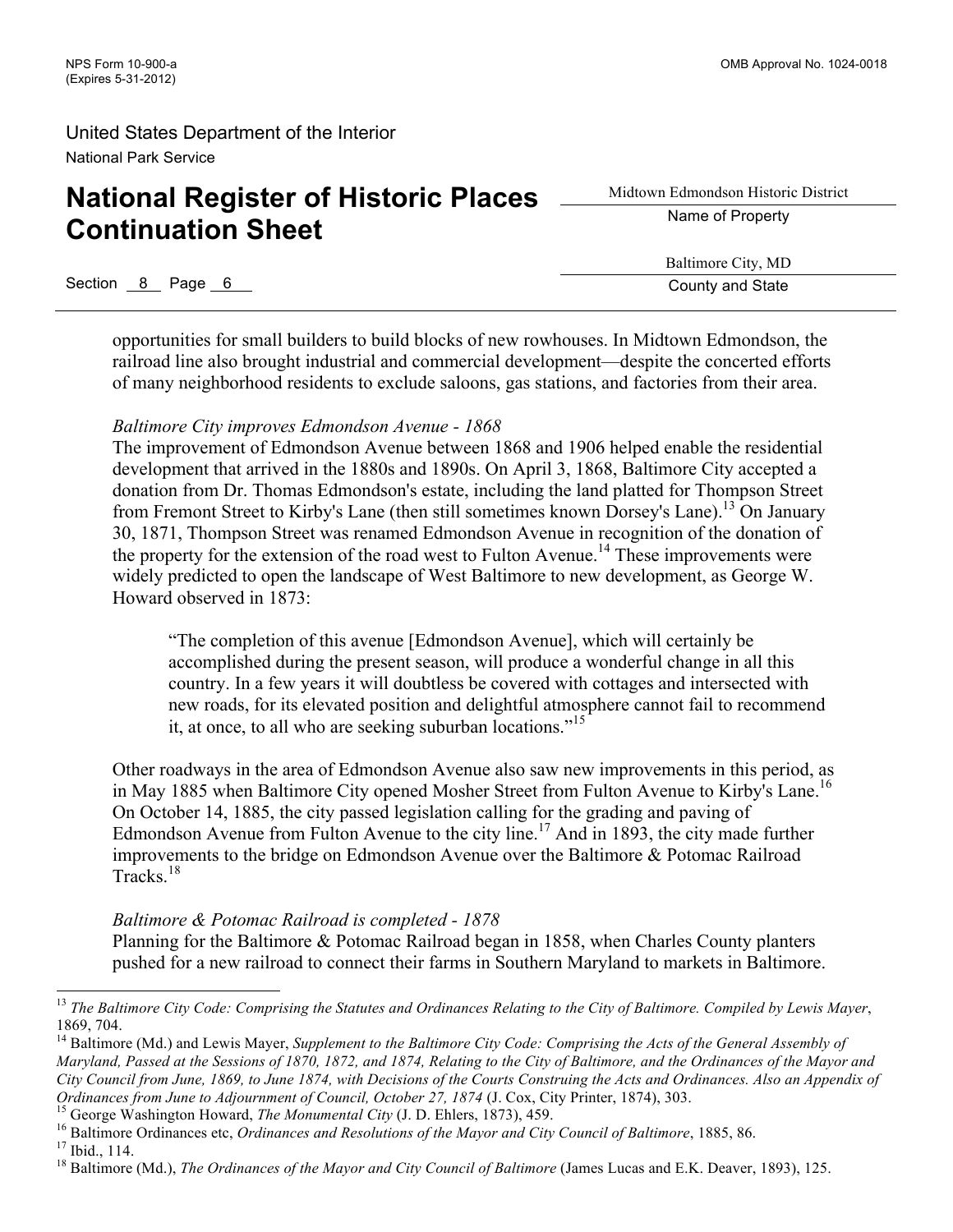opportunities for small builders to build blocks of new rowhouses. In Midtown Edmondson, the railroad line also brought industrial and commercial development—despite the concerted efforts of many neighborhood residents to exclude saloons, gas stations, and factories from their area.

*Baltimore City improves Edmondson Avenue - 1868*

The improvement of Edmondson Avenue between 1868 and 1906 helped enable the residential development that arrived in the 1880s and 1890s. On April 3, 1868, Baltimore City accepted a donation from Dr. Thomas Edmondson's estate, including the land platted for Thompson Street from Fremont Street to Kirby's Lane (then still sometimes known Dorsey's Lane).[13] On January 30, 1871, Thompson Street was renamed Edmondson Avenue in recognition of the donation of the property for the extension of the road west to Fulton Avenue.[14] These improvements were widely predicted to open the landscape of West Baltimore to new development, as George W. Howard observed in 1873:

> "The completion of this avenue [Edmondson Avenue], which will certainly be accomplished during the present season, will produce a wonderful change in all this country. In a few years it will doubtless be covered with cottages and intersected with new roads, for its elevated position and delightful atmosphere cannot fail to recommend it, at once, to all who are seeking suburban locations."[15]

Other roadways in the area of Edmondson Avenue also saw new improvements in this period, as in May 1885 when Baltimore City opened Mosher Street from Fulton Avenue to Kirby's Lane.[16] On October 14, 1885, the city passed legislation calling for the grading and paving of Edmondson Avenue from Fulton Avenue to the city line.[17] And in 1893, the city made further improvements to the bridge on Edmondson Avenue over the Baltimore & Potomac Railroad Tracks.[18]

*Baltimore & Potomac Railroad is completed - 1878*

Planning for the Baltimore & Potomac Railroad began in 1858, when Charles County planters pushed for a new railroad to connect their farms in Southern Maryland to markets in Baltimore.

---

[13] *The Baltimore City Code: Comprising the Statutes and Ordinances Relating to the City of Baltimore. Compiled by Lewis Mayer*, 1869, 704.

[14] Baltimore (Md.) and Lewis Mayer, *Supplement to the Baltimore City Code: Comprising the Acts of the General Assembly of Maryland, Passed at the Sessions of 1870, 1872, and 1874, Relating to the City of Baltimore, and the Ordinances of the Mayor and City Council from June, 1869, to June 1874, with Decisions of the Courts Construing the Acts and Ordinances. Also an Appendix of Ordinances from June to Adjournment of Council, October 27, 1874* (J. Cox, City Printer, 1874), 303.

[15] George Washington Howard, *The Monumental City* (J. D. Ehlers, 1873), 459.

[16] Baltimore Ordinances etc, *Ordinances and Resolutions of the Mayor and City Council of Baltimore*, 1885, 86.

[17] Ibid., 114.

[18] Baltimore (Md.), *The Ordinances of the Mayor and City Council of Baltimore* (James Lucas and E.K. Deaver, 1893), 125.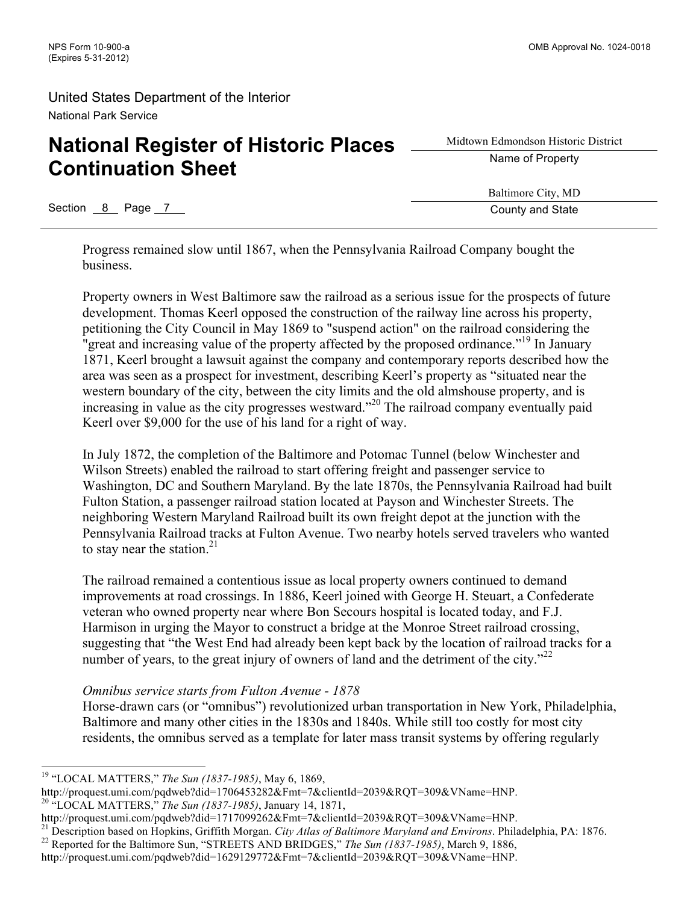Progress remained slow until 1867, when the Pennsylvania Railroad Company bought the business.

Property owners in West Baltimore saw the railroad as a serious issue for the prospects of future development. Thomas Keerl opposed the construction of the railway line across his property, petitioning the City Council in May 1869 to "suspend action" on the railroad considering the "great and increasing value of the property affected by the proposed ordinance."[19] In January 1871, Keerl brought a lawsuit against the company and contemporary reports described how the area was seen as a prospect for investment, describing Keerl's property as "situated near the western boundary of the city, between the city limits and the old almshouse property, and is increasing in value as the city progresses westward."[20] The railroad company eventually paid Keerl over $9,000 for the use of his land for a right of way.

In July 1872, the completion of the Baltimore and Potomac Tunnel (below Winchester and Wilson Streets) enabled the railroad to start offering freight and passenger service to Washington, DC and Southern Maryland. By the late 1870s, the Pennsylvania Railroad had built Fulton Station, a passenger railroad station located at Payson and Winchester Streets. The neighboring Western Maryland Railroad built its own freight depot at the junction with the Pennsylvania Railroad tracks at Fulton Avenue. Two nearby hotels served travelers who wanted to stay near the station.[21]

The railroad remained a contentious issue as local property owners continued to demand improvements at road crossings. In 1886, Keerl joined with George H. Steuart, a Confederate veteran who owned property near where Bon Secours hospital is located today, and F.J. Harmison in urging the Mayor to construct a bridge at the Monroe Street railroad crossing, suggesting that "the West End had already been kept back by the location of railroad tracks for a number of years, to the great injury of owners of land and the detriment of the city."[22]

*Omnibus service starts from Fulton Avenue - 1878*

Horse-drawn cars (or "omnibus") revolutionized urban transportation in New York, Philadelphia, Baltimore and many other cities in the 1830s and 1840s. While still too costly for most city residents, the omnibus served as a template for later mass transit systems by offering regularly

---

[19] "LOCAL MATTERS," *The Sun (1837-1985)*, May 6, 1869, http://proquest.umi.com/pqdweb?did=1706453282&Fmt=7&clientId=2039&RQT=309&VName=HNP.

[20] "LOCAL MATTERS," *The Sun (1837-1985)*, January 14, 1871, http://proquest.umi.com/pqdweb?did=1717099262&Fmt=7&clientId=2039&RQT=309&VName=HNP.

[21] Description based on Hopkins, Griffith Morgan. *City Atlas of Baltimore Maryland and Environs*. Philadelphia, PA: 1876.

[22] Reported for the Baltimore Sun, "STREETS AND BRIDGES," *The Sun (1837-1985)*, March 9, 1886, http://proquest.umi.com/pqdweb?did=1629129772&Fmt=7&clientId=2039&RQT=309&VName=HNP.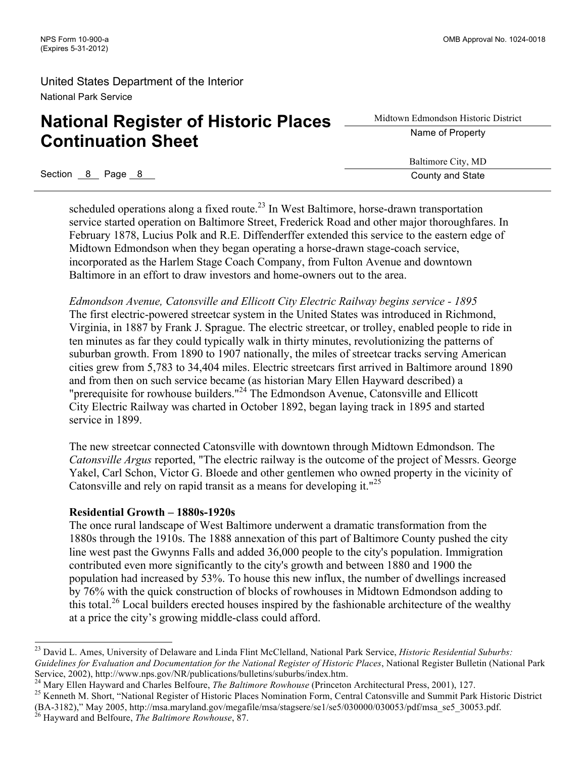scheduled operations along a fixed route.[23] In West Baltimore, horse-drawn transportation service started operation on Baltimore Street, Frederick Road and other major thoroughfares. In February 1878, Lucius Polk and R.E. Diffenderffer extended this service to the eastern edge of Midtown Edmondson when they began operating a horse-drawn stage-coach service, incorporated as the Harlem Stage Coach Company, from Fulton Avenue and downtown Baltimore in an effort to draw investors and home-owners out to the area.

*Edmondson Avenue, Catonsville and Ellicott City Electric Railway begins service - 1895*
The first electric-powered streetcar system in the United States was introduced in Richmond, Virginia, in 1887 by Frank J. Sprague. The electric streetcar, or trolley, enabled people to ride in ten minutes as far they could typically walk in thirty minutes, revolutionizing the patterns of suburban growth. From 1890 to 1907 nationally, the miles of streetcar tracks serving American cities grew from 5,783 to 34,404 miles. Electric streetcars first arrived in Baltimore around 1890 and from then on such service became (as historian Mary Ellen Hayward described) a "prerequisite for rowhouse builders."[24] The Edmondson Avenue, Catonsville and Ellicott City Electric Railway was charted in October 1892, began laying track in 1895 and started service in 1899.

The new streetcar connected Catonsville with downtown through Midtown Edmondson. The *Catonsville Argus* reported, "The electric railway is the outcome of the project of Messrs. George Yakel, Carl Schon, Victor G. Bloede and other gentlemen who owned property in the vicinity of Catonsville and rely on rapid transit as a means for developing it."[25]

**Residential Growth – 1880s-1920s**
The once rural landscape of West Baltimore underwent a dramatic transformation from the 1880s through the 1910s. The 1888 annexation of this part of Baltimore County pushed the city line west past the Gwynns Falls and added 36,000 people to the city's population. Immigration contributed even more significantly to the city's growth and between 1880 and 1900 the population had increased by 53%. To house this new influx, the number of dwellings increased by 76% with the quick construction of blocks of rowhouses in Midtown Edmondson adding to this total.[26] Local builders erected houses inspired by the fashionable architecture of the wealthy at a price the city's growing middle-class could afford.

---

[23] David L. Ames, University of Delaware and Linda Flint McClelland, National Park Service, *Historic Residential Suburbs: Guidelines for Evaluation and Documentation for the National Register of Historic Places*, National Register Bulletin (National Park Service, 2002), http://www.nps.gov/NR/publications/bulletins/suburbs/index.htm.

[24] Mary Ellen Hayward and Charles Belfoure, *The Baltimore Rowhouse* (Princeton Architectural Press, 2001), 127.

[25] Kenneth M. Short, "National Register of Historic Places Nomination Form, Central Catonsville and Summit Park Historic District (BA-3182)," May 2005, http://msa.maryland.gov/megafile/msa/stagsere/se1/se5/030000/030053/pdf/msa_se5_30053.pdf.

[26] Hayward and Belfoure, *The Baltimore Rowhouse*, 87.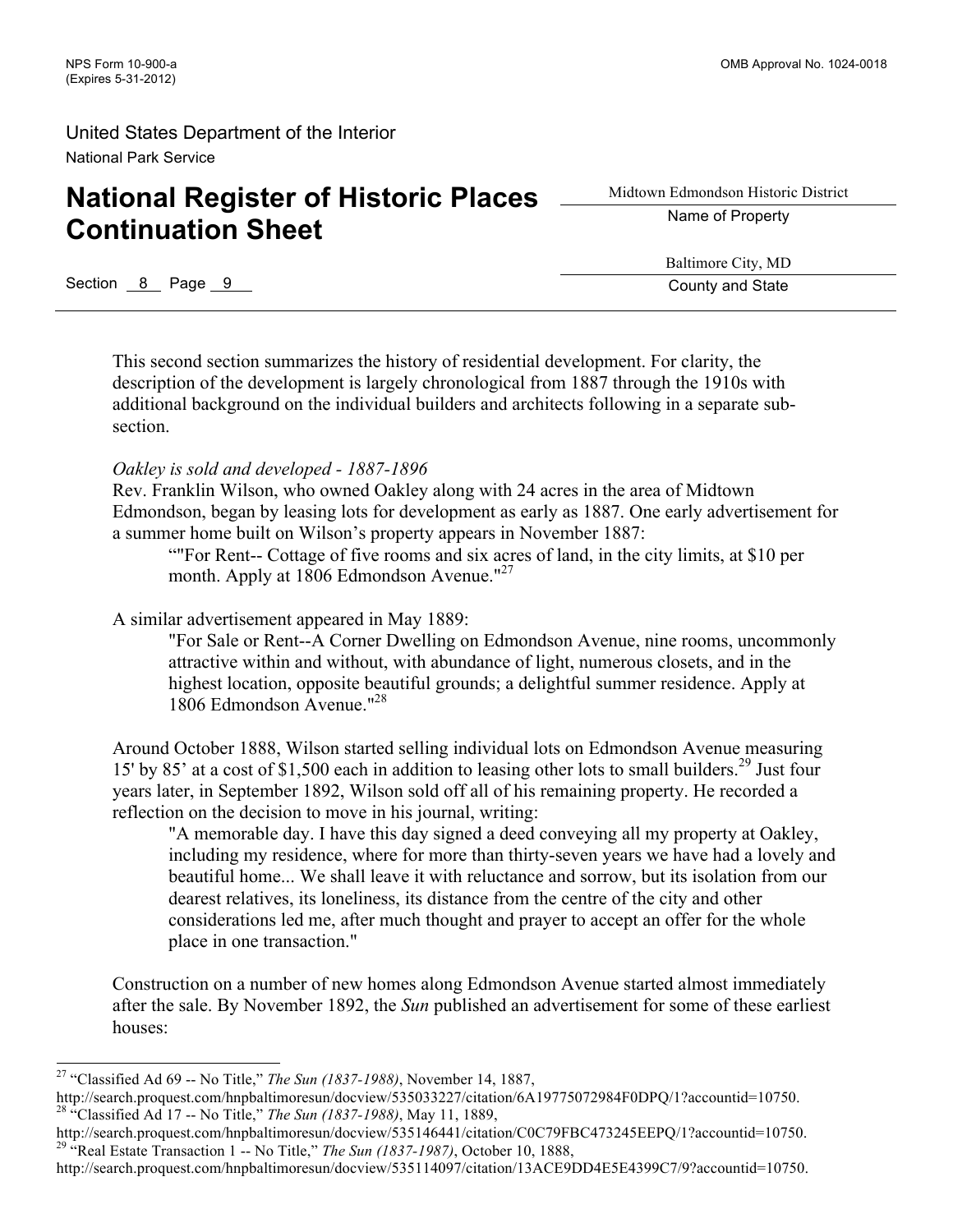This second section summarizes the history of residential development. For clarity, the description of the development is largely chronological from 1887 through the 1910s with additional background on the individual builders and architects following in a separate sub-section.

*Oakley is sold and developed - 1887-1896*

Rev. Franklin Wilson, who owned Oakley along with 24 acres in the area of Midtown Edmondson, began by leasing lots for development as early as 1887. One early advertisement for a summer home built on Wilson's property appears in November 1887:

> “"For Rent-- Cottage of five rooms and six acres of land, in the city limits, at $10 per month. Apply at 1806 Edmondson Avenue."[27]

A similar advertisement appeared in May 1889:

> "For Sale or Rent--A Corner Dwelling on Edmondson Avenue, nine rooms, uncommonly attractive within and without, with abundance of light, numerous closets, and in the highest location, opposite beautiful grounds; a delightful summer residence. Apply at 1806 Edmondson Avenue."[28]

Around October 1888, Wilson started selling individual lots on Edmondson Avenue measuring 15' by 85' at a cost of $1,500 each in addition to leasing other lots to small builders.[29] Just four years later, in September 1892, Wilson sold off all of his remaining property. He recorded a reflection on the decision to move in his journal, writing:

> "A memorable day. I have this day signed a deed conveying all my property at Oakley, including my residence, where for more than thirty-seven years we have had a lovely and beautiful home... We shall leave it with reluctance and sorrow, but its isolation from our dearest relatives, its loneliness, its distance from the centre of the city and other considerations led me, after much thought and prayer to accept an offer for the whole place in one transaction."

Construction on a number of new homes along Edmondson Avenue started almost immediately after the sale. By November 1892, the *Sun* published an advertisement for some of these earliest houses:

---

[27] “Classified Ad 69 -- No Title,” *The Sun (1837-1988)*, November 14, 1887, http://search.proquest.com/hnpbaltimoresun/docview/535033227/citation/6A19775072984F0DPQ/1?accountid=10750.

[28] “Classified Ad 17 -- No Title,” *The Sun (1837-1988)*, May 11, 1889, http://search.proquest.com/hnpbaltimoresun/docview/535146441/citation/C0C79FBC473245EEPQ/1?accountid=10750.

[29] “Real Estate Transaction 1 -- No Title,” *The Sun (1837-1987)*, October 10, 1888, http://search.proquest.com/hnpbaltimoresun/docview/535114097/citation/13ACE9DD4E5E4399C7/9?accountid=10750.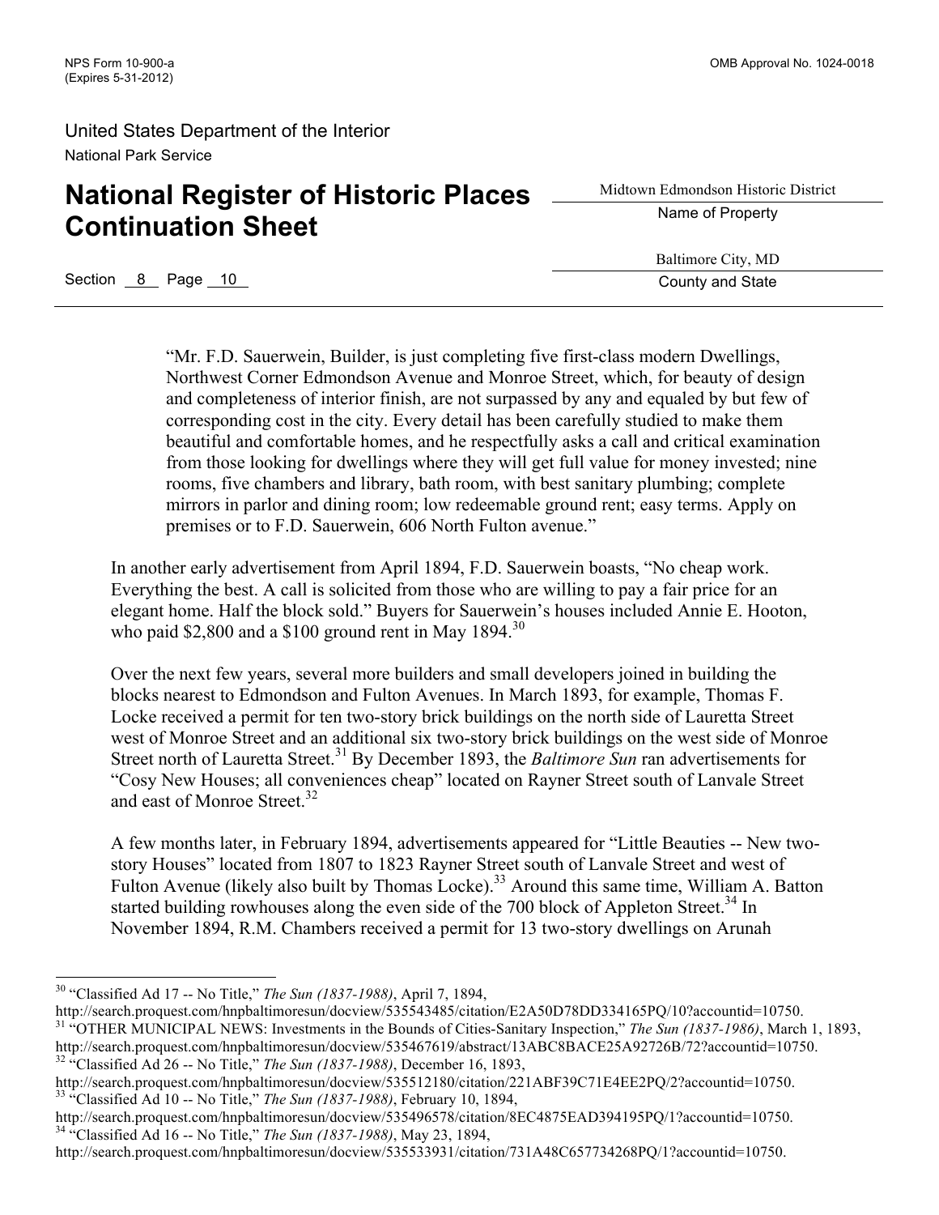> "Mr. F.D. Sauerwein, Builder, is just completing five first-class modern Dwellings, Northwest Corner Edmondson Avenue and Monroe Street, which, for beauty of design and completeness of interior finish, are not surpassed by any and equaled by but few of corresponding cost in the city. Every detail has been carefully studied to make them beautiful and comfortable homes, and he respectfully asks a call and critical examination from those looking for dwellings where they will get full value for money invested; nine rooms, five chambers and library, bath room, with best sanitary plumbing; complete mirrors in parlor and dining room; low redeemable ground rent; easy terms. Apply on premises or to F.D. Sauerwein, 606 North Fulton avenue."

In another early advertisement from April 1894, F.D. Sauerwein boasts, "No cheap work. Everything the best. A call is solicited from those who are willing to pay a fair price for an elegant home. Half the block sold." Buyers for Sauerwein's houses included Annie E. Hooton, who paid $2,800 and a $100 ground rent in May 1894.[30]

Over the next few years, several more builders and small developers joined in building the blocks nearest to Edmondson and Fulton Avenues. In March 1893, for example, Thomas F. Locke received a permit for ten two-story brick buildings on the north side of Lauretta Street west of Monroe Street and an additional six two-story brick buildings on the west side of Monroe Street north of Lauretta Street.[31] By December 1893, the *Baltimore Sun* ran advertisements for "Cosy New Houses; all conveniences cheap" located on Rayner Street south of Lanvale Street and east of Monroe Street.[32]

A few months later, in February 1894, advertisements appeared for "Little Beauties -- New two-story Houses" located from 1807 to 1823 Rayner Street south of Lanvale Street and west of Fulton Avenue (likely also built by Thomas Locke).[33] Around this same time, William A. Batton started building rowhouses along the even side of the 700 block of Appleton Street.[34] In November 1894, R.M. Chambers received a permit for 13 two-story dwellings on Arunah

---

[30] "Classified Ad 17 -- No Title," *The Sun (1837-1988)*, April 7, 1894, http://search.proquest.com/hnpbaltimoresun/docview/535543485/citation/E2A50D78DD334165PQ/10?accountid=10750.

[31] "OTHER MUNICIPAL NEWS: Investments in the Bounds of Cities-Sanitary Inspection," *The Sun (1837-1986)*, March 1, 1893, http://search.proquest.com/hnpbaltimoresun/docview/535467619/abstract/13ABC8BACE25A92726B/72?accountid=10750.

[32] "Classified Ad 26 -- No Title," *The Sun (1837-1988)*, December 16, 1893, http://search.proquest.com/hnpbaltimoresun/docview/535512180/citation/221ABF39C71E4EE2PQ/2?accountid=10750.

[33] "Classified Ad 10 -- No Title," *The Sun (1837-1988)*, February 10, 1894, http://search.proquest.com/hnpbaltimoresun/docview/535496578/citation/8EC4875EAD394195PQ/1?accountid=10750.

[34] "Classified Ad 16 -- No Title," *The Sun (1837-1988)*, May 23, 1894, http://search.proquest.com/hnpbaltimoresun/docview/535533931/citation/731A48C657734268PQ/1?accountid=10750.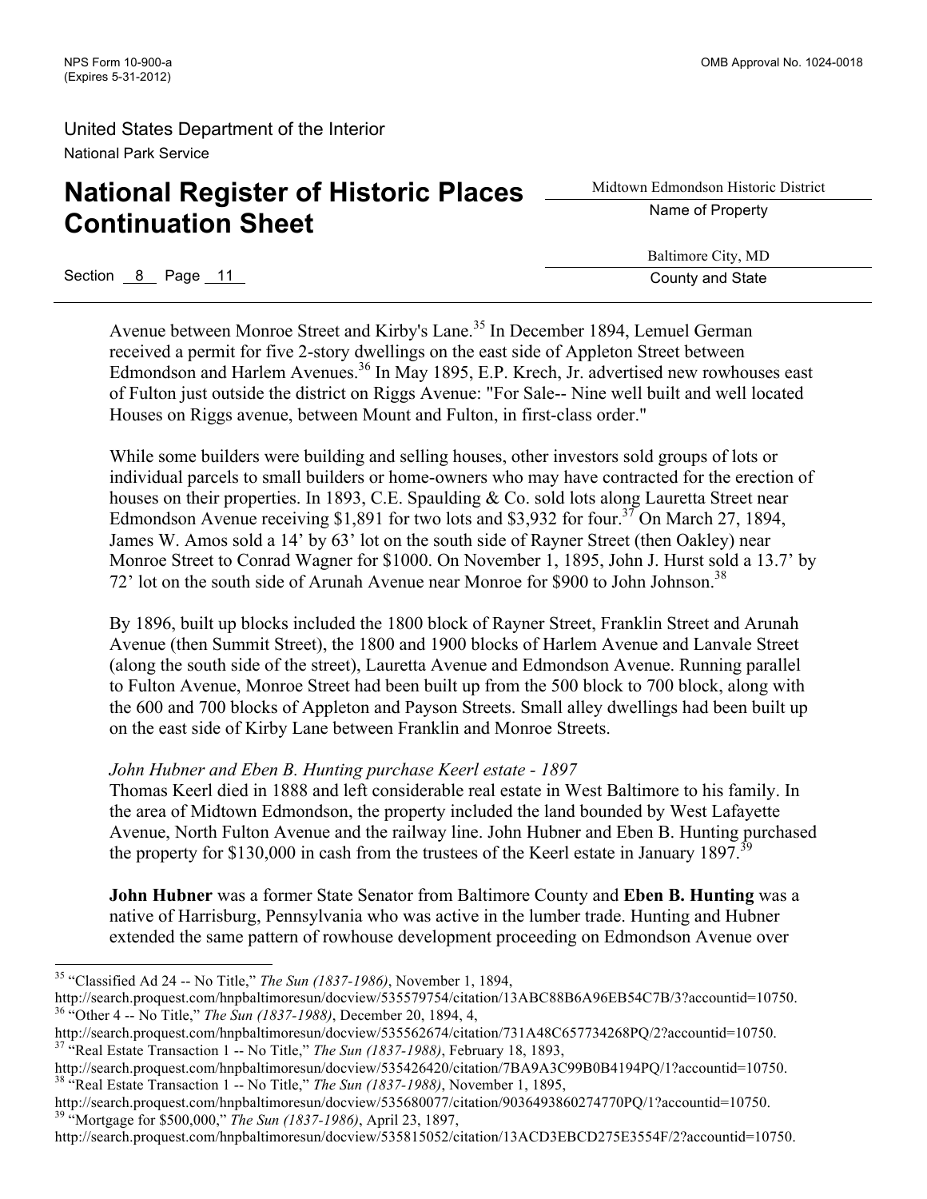Avenue between Monroe Street and Kirby's Lane.[35] In December 1894, Lemuel German received a permit for five 2-story dwellings on the east side of Appleton Street between Edmondson and Harlem Avenues.[36] In May 1895, E.P. Krech, Jr. advertised new rowhouses east of Fulton just outside the district on Riggs Avenue: "For Sale-- Nine well built and well located Houses on Riggs avenue, between Mount and Fulton, in first-class order."

While some builders were building and selling houses, other investors sold groups of lots or individual parcels to small builders or home-owners who may have contracted for the erection of houses on their properties. In 1893, C.E. Spaulding & Co. sold lots along Lauretta Street near Edmondson Avenue receiving $1,891 for two lots and $3,932 for four.[37] On March 27, 1894, James W. Amos sold a 14' by 63' lot on the south side of Rayner Street (then Oakley) near Monroe Street to Conrad Wagner for $1000. On November 1, 1895, John J. Hurst sold a 13.7' by 72' lot on the south side of Arunah Avenue near Monroe for $900 to John Johnson.[38]

By 1896, built up blocks included the 1800 block of Rayner Street, Franklin Street and Arunah Avenue (then Summit Street), the 1800 and 1900 blocks of Harlem Avenue and Lanvale Street (along the south side of the street), Lauretta Avenue and Edmondson Avenue. Running parallel to Fulton Avenue, Monroe Street had been built up from the 500 block to 700 block, along with the 600 and 700 blocks of Appleton and Payson Streets. Small alley dwellings had been built up on the east side of Kirby Lane between Franklin and Monroe Streets.

*John Hubner and Eben B. Hunting purchase Keerl estate - 1897*

Thomas Keerl died in 1888 and left considerable real estate in West Baltimore to his family. In the area of Midtown Edmondson, the property included the land bounded by West Lafayette Avenue, North Fulton Avenue and the railway line. John Hubner and Eben B. Hunting purchased the property for $130,000 in cash from the trustees of the Keerl estate in January 1897.[39]

**John Hubner** was a former State Senator from Baltimore County and **Eben B. Hunting** was a native of Harrisburg, Pennsylvania who was active in the lumber trade. Hunting and Hubner extended the same pattern of rowhouse development proceeding on Edmondson Avenue over

---

[35] "Classified Ad 24 -- No Title," *The Sun (1837-1986)*, November 1, 1894, http://search.proquest.com/hnpbaltimoresun/docview/535579754/citation/13ABC88B6A96EB54C7B/3?accountid=10750.

[36] "Other 4 -- No Title," *The Sun (1837-1988)*, December 20, 1894, 4, http://search.proquest.com/hnpbaltimoresun/docview/535562674/citation/731A48C657734268PQ/2?accountid=10750.

[37] "Real Estate Transaction 1 -- No Title," *The Sun (1837-1988)*, February 18, 1893, http://search.proquest.com/hnpbaltimoresun/docview/535426420/citation/7BA9A3C99B0B4194PQ/1?accountid=10750.

[38] "Real Estate Transaction 1 -- No Title," *The Sun (1837-1988)*, November 1, 1895, http://search.proquest.com/hnpbaltimoresun/docview/535680077/citation/9036493860274770PQ/1?accountid=10750.

[39] "Mortgage for $500,000," *The Sun (1837-1986)*, April 23, 1897, http://search.proquest.com/hnpbaltimoresun/docview/535815052/citation/13ACD3EBCD275E3554F/2?accountid=10750.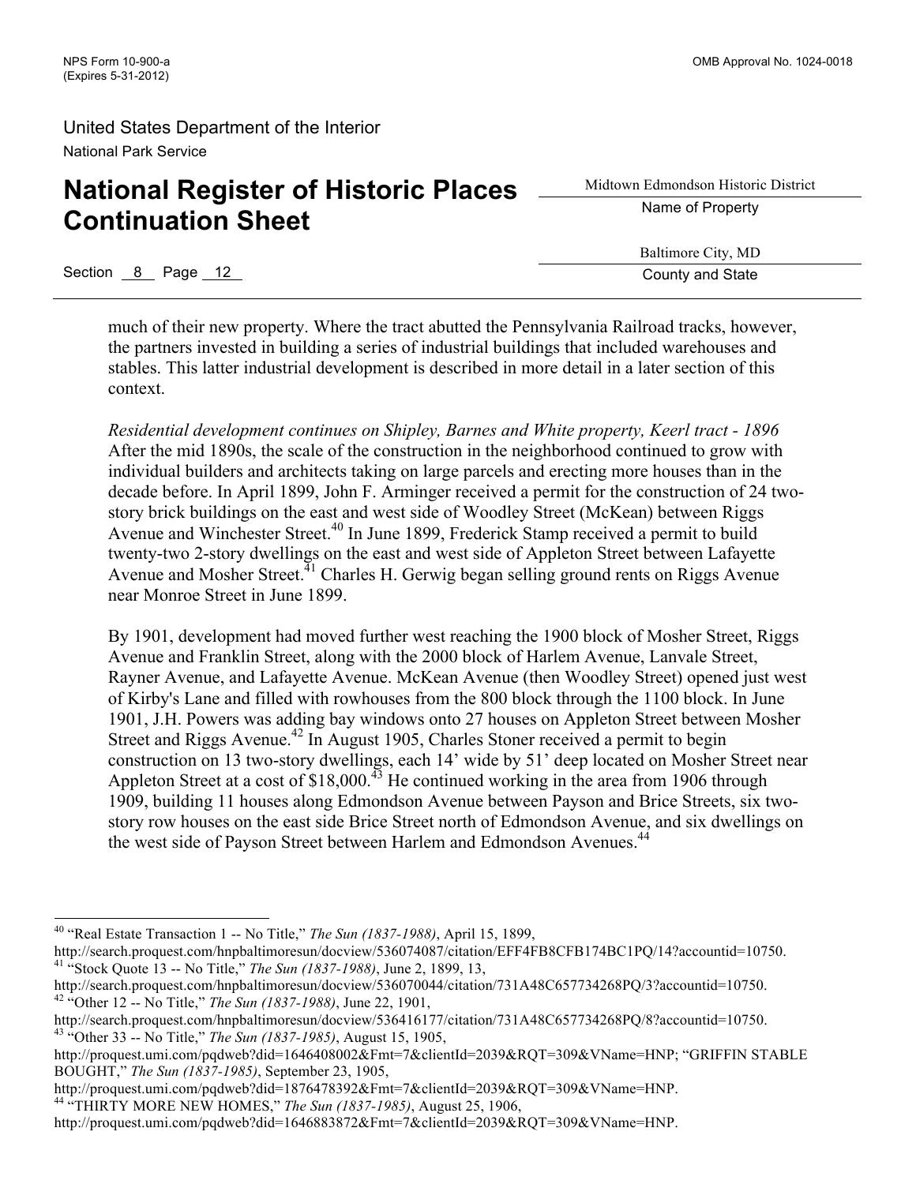much of their new property. Where the tract abutted the Pennsylvania Railroad tracks, however, the partners invested in building a series of industrial buildings that included warehouses and stables. This latter industrial development is described in more detail in a later section of this context.

*Residential development continues on Shipley, Barnes and White property, Keerl tract - 1896*
After the mid 1890s, the scale of the construction in the neighborhood continued to grow with individual builders and architects taking on large parcels and erecting more houses than in the decade before. In April 1899, John F. Arminger received a permit for the construction of 24 two-story brick buildings on the east and west side of Woodley Street (McKean) between Riggs Avenue and Winchester Street.[40] In June 1899, Frederick Stamp received a permit to build twenty-two 2-story dwellings on the east and west side of Appleton Street between Lafayette Avenue and Mosher Street.[41] Charles H. Gerwig began selling ground rents on Riggs Avenue near Monroe Street in June 1899.

By 1901, development had moved further west reaching the 1900 block of Mosher Street, Riggs Avenue and Franklin Street, along with the 2000 block of Harlem Avenue, Lanvale Street, Rayner Avenue, and Lafayette Avenue. McKean Avenue (then Woodley Street) opened just west of Kirby's Lane and filled with rowhouses from the 800 block through the 1100 block. In June 1901, J.H. Powers was adding bay windows onto 27 houses on Appleton Street between Mosher Street and Riggs Avenue.[42] In August 1905, Charles Stoner received a permit to begin construction on 13 two-story dwellings, each 14' wide by 51' deep located on Mosher Street near Appleton Street at a cost of $18,000.[43] He continued working in the area from 1906 through 1909, building 11 houses along Edmondson Avenue between Payson and Brice Streets, six two-story row houses on the east side Brice Street north of Edmondson Avenue, and six dwellings on the west side of Payson Street between Harlem and Edmondson Avenues.[44]

---

[40] "Real Estate Transaction 1 -- No Title," *The Sun (1837-1988)*, April 15, 1899, http://search.proquest.com/hnpbaltimoresun/docview/536074087/citation/EFF4FB8CFB174BC1PQ/14?accountid=10750.
[41] "Stock Quote 13 -- No Title," *The Sun (1837-1988)*, June 2, 1899, 13, http://search.proquest.com/hnpbaltimoresun/docview/536070044/citation/731A48C657734268PQ/3?accountid=10750.
[42] "Other 12 -- No Title," *The Sun (1837-1988)*, June 22, 1901, http://search.proquest.com/hnpbaltimoresun/docview/536416177/citation/731A48C657734268PQ/8?accountid=10750.
[43] "Other 33 -- No Title," *The Sun (1837-1985)*, August 15, 1905, http://proquest.umi.com/pqdweb?did=1646408002&Fmt=7&clientId=2039&RQT=309&VName=HNP; "GRIFFIN STABLE BOUGHT," *The Sun (1837-1985)*, September 23, 1905, http://proquest.umi.com/pqdweb?did=1876478392&Fmt=7&clientId=2039&RQT=309&VName=HNP.
[44] "THIRTY MORE NEW HOMES," *The Sun (1837-1985)*, August 25, 1906, http://proquest.umi.com/pqdweb?did=1646883872&Fmt=7&clientId=2039&RQT=309&VName=HNP.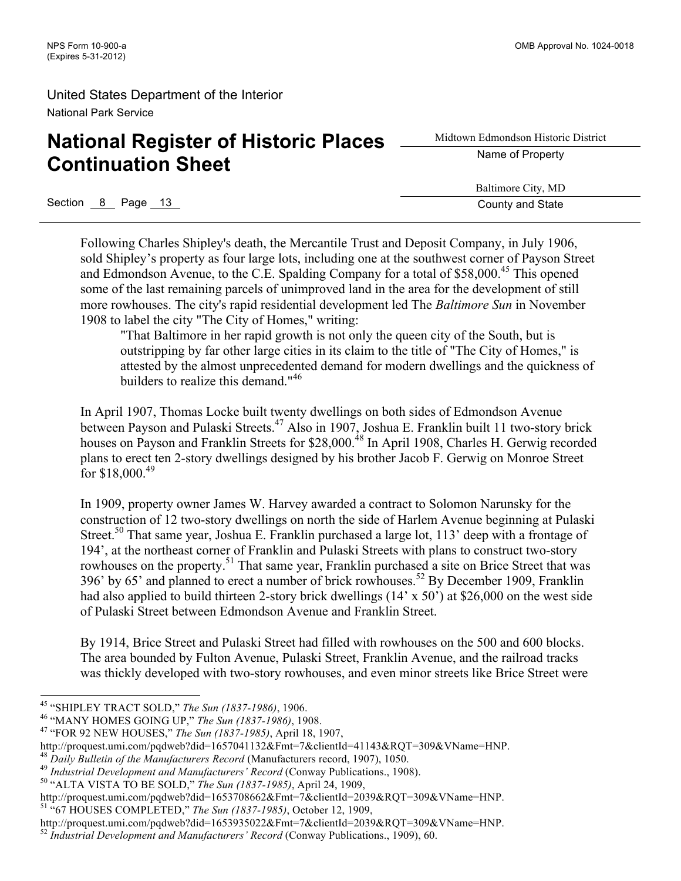Following Charles Shipley's death, the Mercantile Trust and Deposit Company, in July 1906, sold Shipley's property as four large lots, including one at the southwest corner of Payson Street and Edmondson Avenue, to the C.E. Spalding Company for a total of $58,000.[45] This opened some of the last remaining parcels of unimproved land in the area for the development of still more rowhouses. The city's rapid residential development led The *Baltimore Sun* in November 1908 to label the city "The City of Homes," writing:

> "That Baltimore in her rapid growth is not only the queen city of the South, but is outstripping by far other large cities in its claim to the title of "The City of Homes," is attested by the almost unprecedented demand for modern dwellings and the quickness of builders to realize this demand."[46]

In April 1907, Thomas Locke built twenty dwellings on both sides of Edmondson Avenue between Payson and Pulaski Streets.[47] Also in 1907, Joshua E. Franklin built 11 two-story brick houses on Payson and Franklin Streets for $28,000.[48] In April 1908, Charles H. Gerwig recorded plans to erect ten 2-story dwellings designed by his brother Jacob F. Gerwig on Monroe Street for $18,000.[49]

In 1909, property owner James W. Harvey awarded a contract to Solomon Narunsky for the construction of 12 two-story dwellings on north the side of Harlem Avenue beginning at Pulaski Street.[50] That same year, Joshua E. Franklin purchased a large lot, 113' deep with a frontage of 194', at the northeast corner of Franklin and Pulaski Streets with plans to construct two-story rowhouses on the property.[51] That same year, Franklin purchased a site on Brice Street that was 396' by 65' and planned to erect a number of brick rowhouses.[52] By December 1909, Franklin had also applied to build thirteen 2-story brick dwellings (14' x 50') at $26,000 on the west side of Pulaski Street between Edmondson Avenue and Franklin Street.

By 1914, Brice Street and Pulaski Street had filled with rowhouses on the 500 and 600 blocks. The area bounded by Fulton Avenue, Pulaski Street, Franklin Avenue, and the railroad tracks was thickly developed with two-story rowhouses, and even minor streets like Brice Street were

---

[45] "SHIPLEY TRACT SOLD," *The Sun (1837-1986)*, 1906.

[46] "MANY HOMES GOING UP," *The Sun (1837-1986)*, 1908.

[47] "FOR 92 NEW HOUSES," *The Sun (1837-1985)*, April 18, 1907, http://proquest.umi.com/pqdweb?did=1657041132&Fmt=7&clientId=41143&RQT=309&VName=HNP.

[48] *Daily Bulletin of the Manufacturers Record* (Manufacturers record, 1907), 1050.

[49] *Industrial Development and Manufacturers' Record* (Conway Publications., 1908).

[50] "ALTA VISTA TO BE SOLD," *The Sun (1837-1985)*, April 24, 1909, http://proquest.umi.com/pqdweb?did=1653708662&Fmt=7&clientId=2039&RQT=309&VName=HNP.

[51] "67 HOUSES COMPLETED," *The Sun (1837-1985)*, October 12, 1909, http://proquest.umi.com/pqdweb?did=1653935022&Fmt=7&clientId=2039&RQT=309&VName=HNP.

[52] *Industrial Development and Manufacturers' Record* (Conway Publications., 1909), 60.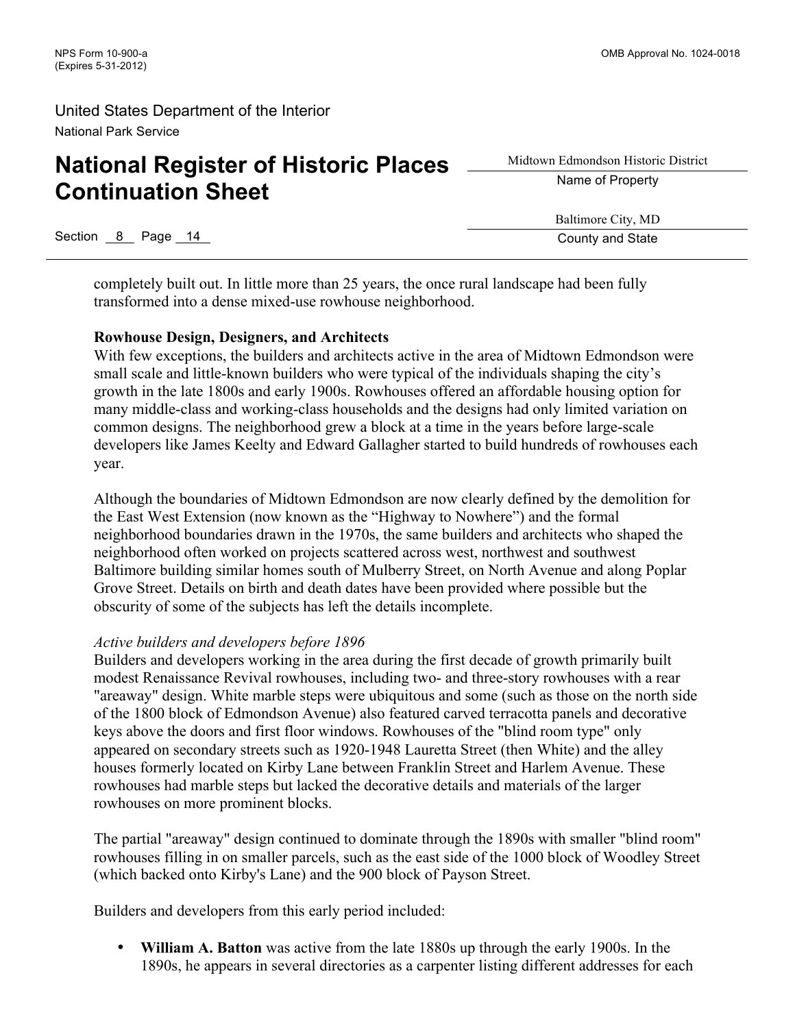completely built out. In little more than 25 years, the once rural landscape had been fully transformed into a dense mixed-use rowhouse neighborhood.

**Rowhouse Design, Designers, and Architects**

With few exceptions, the builders and architects active in the area of Midtown Edmondson were small scale and little-known builders who were typical of the individuals shaping the city's growth in the late 1800s and early 1900s. Rowhouses offered an affordable housing option for many middle-class and working-class households and the designs had only limited variation on common designs. The neighborhood grew a block at a time in the years before large-scale developers like James Keelty and Edward Gallagher started to build hundreds of rowhouses each year.

Although the boundaries of Midtown Edmondson are now clearly defined by the demolition for the East West Extension (now known as the "Highway to Nowhere") and the formal neighborhood boundaries drawn in the 1970s, the same builders and architects who shaped the neighborhood often worked on projects scattered across west, northwest and southwest Baltimore building similar homes south of Mulberry Street, on North Avenue and along Poplar Grove Street. Details on birth and death dates have been provided where possible but the obscurity of some of the subjects has left the details incomplete.

*Active builders and developers before 1896*

Builders and developers working in the area during the first decade of growth primarily built modest Renaissance Revival rowhouses, including two- and three-story rowhouses with a rear "areaway" design. White marble steps were ubiquitous and some (such as those on the north side of the 1800 block of Edmondson Avenue) also featured carved terracotta panels and decorative keys above the doors and first floor windows. Rowhouses of the "blind room type" only appeared on secondary streets such as 1920-1948 Lauretta Street (then White) and the alley houses formerly located on Kirby Lane between Franklin Street and Harlem Avenue. These rowhouses had marble steps but lacked the decorative details and materials of the larger rowhouses on more prominent blocks.

The partial "areaway" design continued to dominate through the 1890s with smaller "blind room" rowhouses filling in on smaller parcels, such as the east side of the 1000 block of Woodley Street (which backed onto Kirby's Lane) and the 900 block of Payson Street.

Builders and developers from this early period included:

- **William A. Batton** was active from the late 1880s up through the early 1900s. In the 1890s, he appears in several directories as a carpenter listing different addresses for each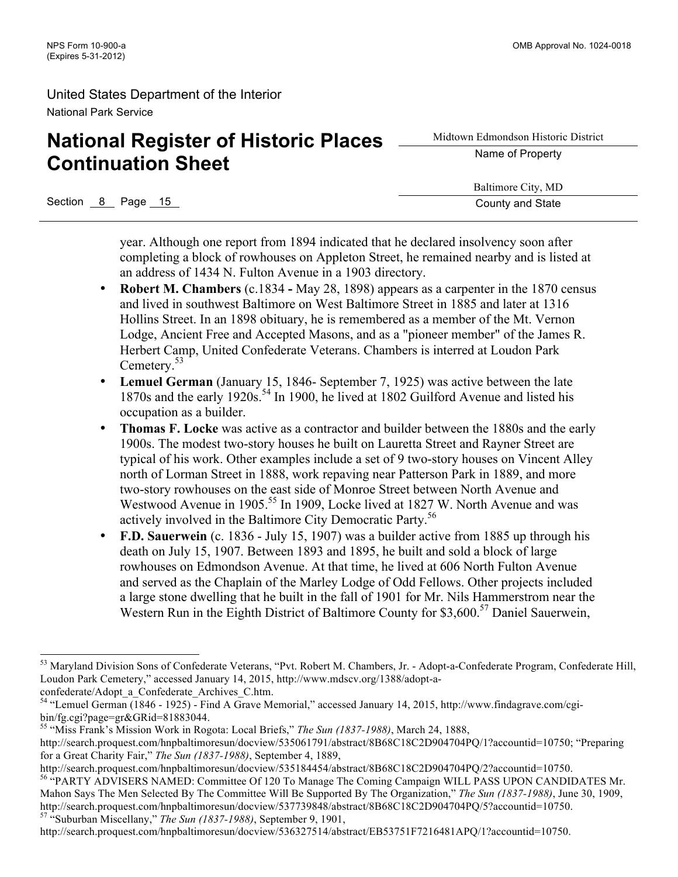year. Although one report from 1894 indicated that he declared insolvency soon after completing a block of rowhouses on Appleton Street, he remained nearby and is listed at an address of 1434 N. Fulton Avenue in a 1903 directory.

- **Robert M. Chambers** (c.1834 **-** May 28, 1898) appears as a carpenter in the 1870 census and lived in southwest Baltimore on West Baltimore Street in 1885 and later at 1316 Hollins Street. In an 1898 obituary, he is remembered as a member of the Mt. Vernon Lodge, Ancient Free and Accepted Masons, and as a "pioneer member" of the James R. Herbert Camp, United Confederate Veterans. Chambers is interred at Loudon Park Cemetery.[53]
- **Lemuel German** (January 15, 1846- September 7, 1925) was active between the late 1870s and the early 1920s.[54] In 1900, he lived at 1802 Guilford Avenue and listed his occupation as a builder.
- **Thomas F. Locke** was active as a contractor and builder between the 1880s and the early 1900s. The modest two-story houses he built on Lauretta Street and Rayner Street are typical of his work. Other examples include a set of 9 two-story houses on Vincent Alley north of Lorman Street in 1888, work repaving near Patterson Park in 1889, and more two-story rowhouses on the east side of Monroe Street between North Avenue and Westwood Avenue in 1905.[55] In 1909, Locke lived at 1827 W. North Avenue and was actively involved in the Baltimore City Democratic Party.[56]
- **F.D. Sauerwein** (c. 1836 - July 15, 1907) was a builder active from 1885 up through his death on July 15, 1907. Between 1893 and 1895, he built and sold a block of large rowhouses on Edmondson Avenue. At that time, he lived at 606 North Fulton Avenue and served as the Chaplain of the Marley Lodge of Odd Fellows. Other projects included a large stone dwelling that he built in the fall of 1901 for Mr. Nils Hammerstrom near the Western Run in the Eighth District of Baltimore County for $3,600.[57] Daniel Sauerwein,

---

[53] Maryland Division Sons of Confederate Veterans, "Pvt. Robert M. Chambers, Jr. - Adopt-a-Confederate Program, Confederate Hill, Loudon Park Cemetery," accessed January 14, 2015, http://www.mdscv.org/1388/adopt-a-confederate/Adopt_a_Confederate_Archives_C.htm.

[54] "Lemuel German (1846 - 1925) - Find A Grave Memorial," accessed January 14, 2015, http://www.findagrave.com/cgi-bin/fg.cgi?page=gr&GRid=81883044.

[55] "Miss Frank's Mission Work in Rogota: Local Briefs," *The Sun (1837-1988)*, March 24, 1888, http://search.proquest.com/hnpbaltimoresun/docview/535061791/abstract/8B68C18C2D904704PQ/1?accountid=10750; "Preparing for a Great Charity Fair," *The Sun (1837-1988)*, September 4, 1889, http://search.proquest.com/hnpbaltimoresun/docview/535184454/abstract/8B68C18C2D904704PQ/2?accountid=10750.

[56] "PARTY ADVISERS NAMED: Committee Of 120 To Manage The Coming Campaign WILL PASS UPON CANDIDATES Mr. Mahon Says The Men Selected By The Committee Will Be Supported By The Organization," *The Sun (1837-1988)*, June 30, 1909, http://search.proquest.com/hnpbaltimoresun/docview/537739848/abstract/8B68C18C2D904704PQ/5?accountid=10750.

[57] "Suburban Miscellany," *The Sun (1837-1988)*, September 9, 1901, http://search.proquest.com/hnpbaltimoresun/docview/536327514/abstract/EB53751F7216481APQ/1?accountid=10750.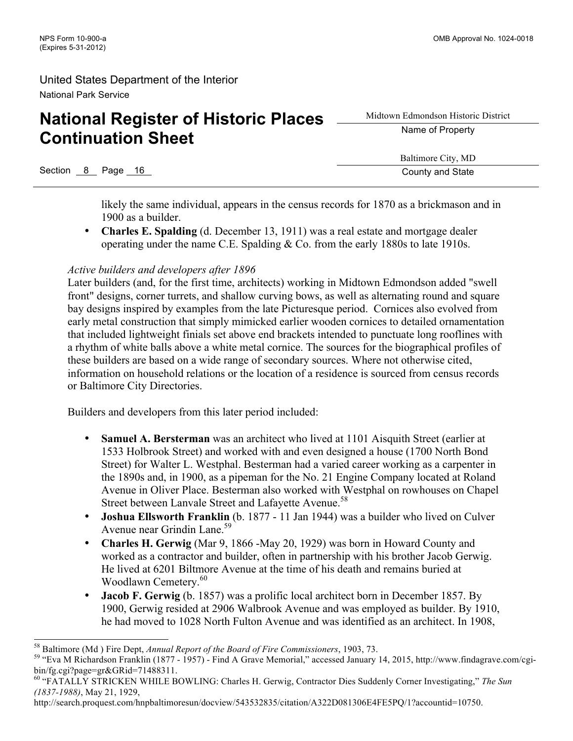likely the same individual, appears in the census records for 1870 as a brickmason and in 1900 as a builder.

- **Charles E. Spalding** (d. December 13, 1911) was a real estate and mortgage dealer operating under the name C.E. Spalding & Co. from the early 1880s to late 1910s.

*Active builders and developers after 1896*

Later builders (and, for the first time, architects) working in Midtown Edmondson added "swell front" designs, corner turrets, and shallow curving bows, as well as alternating round and square bay designs inspired by examples from the late Picturesque period. Cornices also evolved from early metal construction that simply mimicked earlier wooden cornices to detailed ornamentation that included lightweight finials set above end brackets intended to punctuate long rooflines with a rhythm of white balls above a white metal cornice. The sources for the biographical profiles of these builders are based on a wide range of secondary sources. Where not otherwise cited, information on household relations or the location of a residence is sourced from census records or Baltimore City Directories.

Builders and developers from this later period included:

- **Samuel A. Bersterman** was an architect who lived at 1101 Aisquith Street (earlier at 1533 Holbrook Street) and worked with and even designed a house (1700 North Bond Street) for Walter L. Westphal. Besterman had a varied career working as a carpenter in the 1890s and, in 1900, as a pipeman for the No. 21 Engine Company located at Roland Avenue in Oliver Place. Besterman also worked with Westphal on rowhouses on Chapel Street between Lanvale Street and Lafayette Avenue.[58]
- **Joshua Ellsworth Franklin** (b. 1877 - 11 Jan 1944) was a builder who lived on Culver Avenue near Grindin Lane.[59]
- **Charles H. Gerwig** (Mar 9, 1866 -May 20, 1929) was born in Howard County and worked as a contractor and builder, often in partnership with his brother Jacob Gerwig. He lived at 6201 Biltmore Avenue at the time of his death and remains buried at Woodlawn Cemetery.[60]
- **Jacob F. Gerwig** (b. 1857) was a prolific local architect born in December 1857. By 1900, Gerwig resided at 2906 Walbrook Avenue and was employed as builder. By 1910, he had moved to 1028 North Fulton Avenue and was identified as an architect. In 1908,

---

[58] Baltimore (Md ) Fire Dept, *Annual Report of the Board of Fire Commissioners*, 1903, 73.

[59] "Eva M Richardson Franklin (1877 - 1957) - Find A Grave Memorial," accessed January 14, 2015, http://www.findagrave.com/cgi-bin/fg.cgi?page=gr&GRid=71488311.

[60] "FATALLY STRICKEN WHILE BOWLING: Charles H. Gerwig, Contractor Dies Suddenly Corner Investigating," *The Sun (1837-1988)*, May 21, 1929, http://search.proquest.com/hnpbaltimoresun/docview/543532835/citation/A322D081306E4FE5PQ/1?accountid=10750.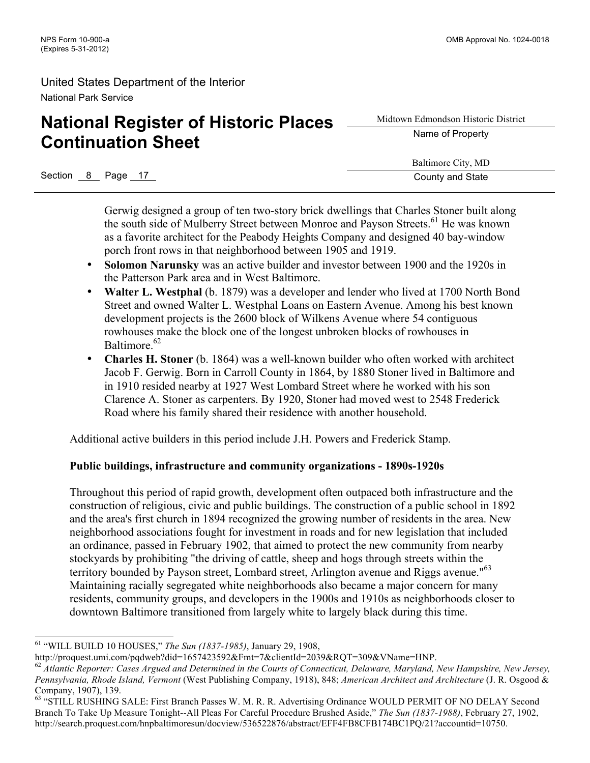Gerwig designed a group of ten two-story brick dwellings that Charles Stoner built along the south side of Mulberry Street between Monroe and Payson Streets.[61] He was known as a favorite architect for the Peabody Heights Company and designed 40 bay-window porch front rows in that neighborhood between 1905 and 1919.

- **Solomon Narunsky** was an active builder and investor between 1900 and the 1920s in the Patterson Park area and in West Baltimore.
- **Walter L. Westphal** (b. 1879) was a developer and lender who lived at 1700 North Bond Street and owned Walter L. Westphal Loans on Eastern Avenue. Among his best known development projects is the 2600 block of Wilkens Avenue where 54 contiguous rowhouses make the block one of the longest unbroken blocks of rowhouses in Baltimore.[62]
- **Charles H. Stoner** (b. 1864) was a well-known builder who often worked with architect Jacob F. Gerwig. Born in Carroll County in 1864, by 1880 Stoner lived in Baltimore and in 1910 resided nearby at 1927 West Lombard Street where he worked with his son Clarence A. Stoner as carpenters. By 1920, Stoner had moved west to 2548 Frederick Road where his family shared their residence with another household.

Additional active builders in this period include J.H. Powers and Frederick Stamp.

**Public buildings, infrastructure and community organizations - 1890s-1920s**

Throughout this period of rapid growth, development often outpaced both infrastructure and the construction of religious, civic and public buildings. The construction of a public school in 1892 and the area's first church in 1894 recognized the growing number of residents in the area. New neighborhood associations fought for investment in roads and for new legislation that included an ordinance, passed in February 1902, that aimed to protect the new community from nearby stockyards by prohibiting "the driving of cattle, sheep and hogs through streets within the territory bounded by Payson street, Lombard street, Arlington avenue and Riggs avenue."[63] Maintaining racially segregated white neighborhoods also became a major concern for many residents, community groups, and developers in the 1900s and 1910s as neighborhoods closer to downtown Baltimore transitioned from largely white to largely black during this time.

---

[61] "WILL BUILD 10 HOUSES," *The Sun (1837-1985)*, January 29, 1908, http://proquest.umi.com/pqdweb?did=1657423592&Fmt=7&clientId=2039&RQT=309&VName=HNP.

[62] *Atlantic Reporter: Cases Argued and Determined in the Courts of Connecticut, Delaware, Maryland, New Hampshire, New Jersey, Pennsylvania, Rhode Island, Vermont* (West Publishing Company, 1918), 848; *American Architect and Architecture* (J. R. Osgood & Company, 1907), 139.

[63] "STILL RUSHING SALE: First Branch Passes W. M. R. R. Advertising Ordinance WOULD PERMIT OF NO DELAY Second Branch To Take Up Measure Tonight--All Pleas For Careful Procedure Brushed Aside," *The Sun (1837-1988)*, February 27, 1902, http://search.proquest.com/hnpbaltimoresun/docview/536522876/abstract/EFF4FB8CFB174BC1PQ/21?accountid=10750.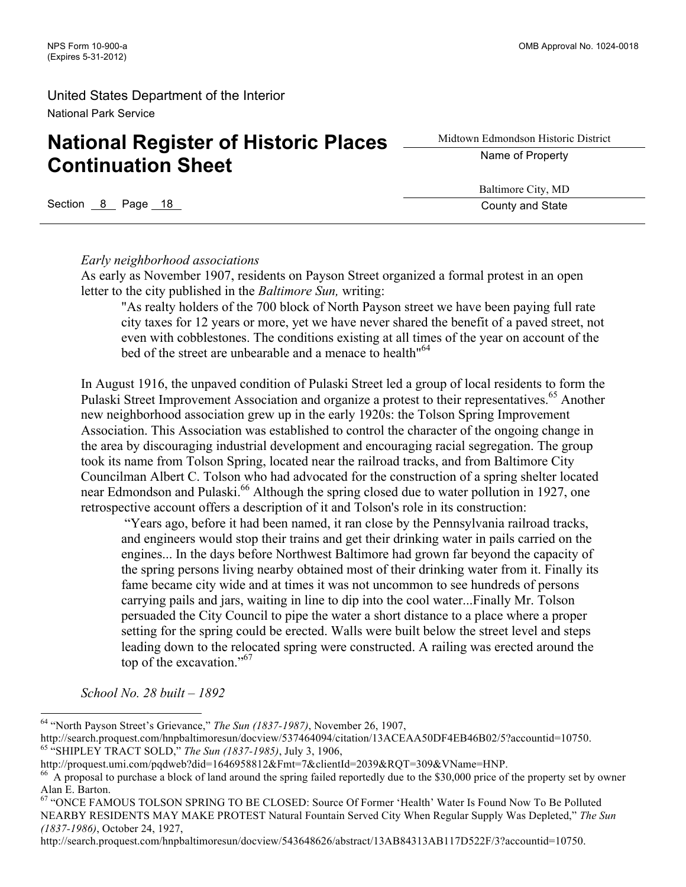*Early neighborhood associations*

As early as November 1907, residents on Payson Street organized a formal protest in an open letter to the city published in the *Baltimore Sun,* writing:

> "As realty holders of the 700 block of North Payson street we have been paying full rate city taxes for 12 years or more, yet we have never shared the benefit of a paved street, not even with cobblestones. The conditions existing at all times of the year on account of the bed of the street are unbearable and a menace to health"[64]

In August 1916, the unpaved condition of Pulaski Street led a group of local residents to form the Pulaski Street Improvement Association and organize a protest to their representatives.[65] Another new neighborhood association grew up in the early 1920s: the Tolson Spring Improvement Association. This Association was established to control the character of the ongoing change in the area by discouraging industrial development and encouraging racial segregation. The group took its name from Tolson Spring, located near the railroad tracks, and from Baltimore City Councilman Albert C. Tolson who had advocated for the construction of a spring shelter located near Edmondson and Pulaski.[66] Although the spring closed due to water pollution in 1927, one retrospective account offers a description of it and Tolson's role in its construction:

> "Years ago, before it had been named, it ran close by the Pennsylvania railroad tracks, and engineers would stop their trains and get their drinking water in pails carried on the engines... In the days before Northwest Baltimore had grown far beyond the capacity of the spring persons living nearby obtained most of their drinking water from it. Finally its fame became city wide and at times it was not uncommon to see hundreds of persons carrying pails and jars, waiting in line to dip into the cool water...Finally Mr. Tolson persuaded the City Council to pipe the water a short distance to a place where a proper setting for the spring could be erected. Walls were built below the street level and steps leading down to the relocated spring were constructed. A railing was erected around the top of the excavation."[67]

*School No. 28 built – 1892*

---

[64] "North Payson Street's Grievance," *The Sun (1837-1987)*, November 26, 1907, http://search.proquest.com/hnpbaltimoresun/docview/537464094/citation/13ACEAA50DF4EB46B02/5?accountid=10750.

[65] "SHIPLEY TRACT SOLD," *The Sun (1837-1985)*, July 3, 1906, http://proquest.umi.com/pqdweb?did=1646958812&Fmt=7&clientId=2039&RQT=309&VName=HNP.

[66] A proposal to purchase a block of land around the spring failed reportedly due to the $30,000 price of the property set by owner Alan E. Barton.

[67] "ONCE FAMOUS TOLSON SPRING TO BE CLOSED: Source Of Former 'Health' Water Is Found Now To Be Polluted NEARBY RESIDENTS MAY MAKE PROTEST Natural Fountain Served City When Regular Supply Was Depleted," *The Sun (1837-1986)*, October 24, 1927, http://search.proquest.com/hnpbaltimoresun/docview/543648626/abstract/13AB84313AB117D522F/3?accountid=10750.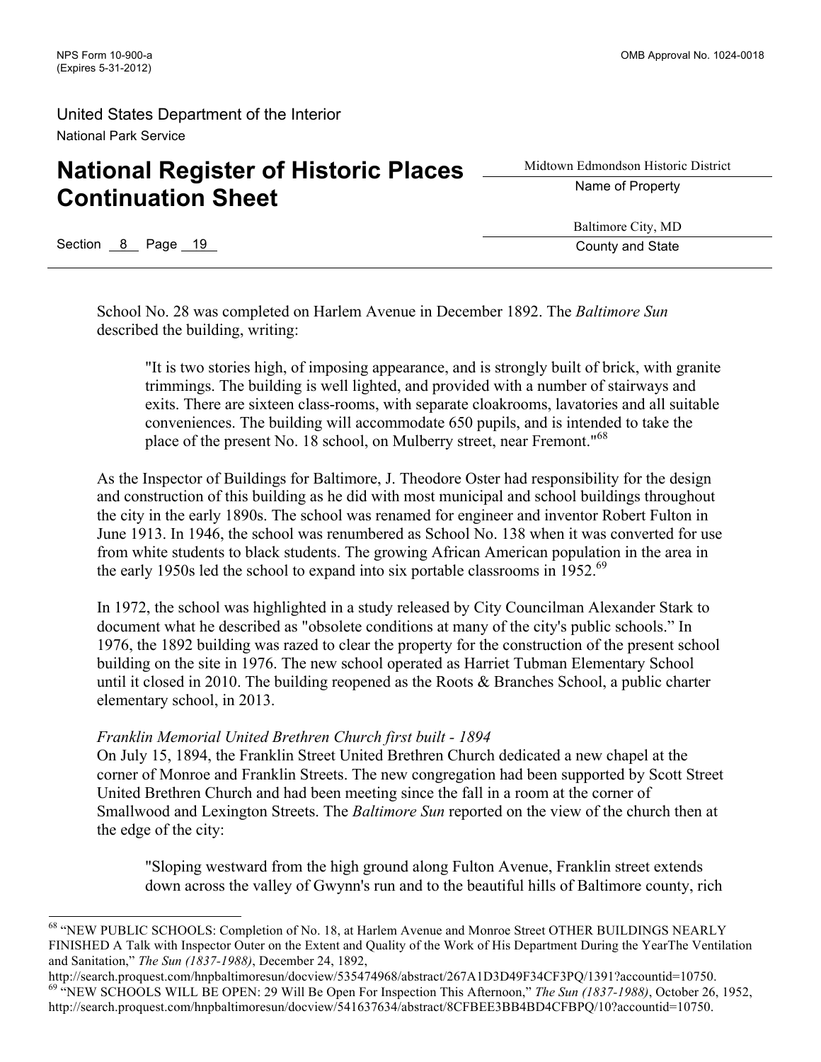School No. 28 was completed on Harlem Avenue in December 1892. The *Baltimore Sun* described the building, writing:

> "It is two stories high, of imposing appearance, and is strongly built of brick, with granite trimmings. The building is well lighted, and provided with a number of stairways and exits. There are sixteen class-rooms, with separate cloakrooms, lavatories and all suitable conveniences. The building will accommodate 650 pupils, and is intended to take the place of the present No. 18 school, on Mulberry street, near Fremont."[68]

As the Inspector of Buildings for Baltimore, J. Theodore Oster had responsibility for the design and construction of this building as he did with most municipal and school buildings throughout the city in the early 1890s. The school was renamed for engineer and inventor Robert Fulton in June 1913. In 1946, the school was renumbered as School No. 138 when it was converted for use from white students to black students. The growing African American population in the area in the early 1950s led the school to expand into six portable classrooms in 1952.[69]

In 1972, the school was highlighted in a study released by City Councilman Alexander Stark to document what he described as "obsolete conditions at many of the city's public schools." In 1976, the 1892 building was razed to clear the property for the construction of the present school building on the site in 1976. The new school operated as Harriet Tubman Elementary School until it closed in 2010. The building reopened as the Roots & Branches School, a public charter elementary school, in 2013.

*Franklin Memorial United Brethren Church first built - 1894*

On July 15, 1894, the Franklin Street United Brethren Church dedicated a new chapel at the corner of Monroe and Franklin Streets. The new congregation had been supported by Scott Street United Brethren Church and had been meeting since the fall in a room at the corner of Smallwood and Lexington Streets. The *Baltimore Sun* reported on the view of the church then at the edge of the city:

> "Sloping westward from the high ground along Fulton Avenue, Franklin street extends down across the valley of Gwynn's run and to the beautiful hills of Baltimore county, rich

---

[68] "NEW PUBLIC SCHOOLS: Completion of No. 18, at Harlem Avenue and Monroe Street OTHER BUILDINGS NEARLY FINISHED A Talk with Inspector Outer on the Extent and Quality of the Work of His Department During the YearThe Ventilation and Sanitation," *The Sun (1837-1988)*, December 24, 1892, http://search.proquest.com/hnpbaltimoresun/docview/535474968/abstract/267A1D3D49F34CF3PQ/1391?accountid=10750.

[69] "NEW SCHOOLS WILL BE OPEN: 29 Will Be Open For Inspection This Afternoon," *The Sun (1837-1988)*, October 26, 1952, http://search.proquest.com/hnpbaltimoresun/docview/541637634/abstract/8CFBEE3BB4BD4CFBPQ/10?accountid=10750.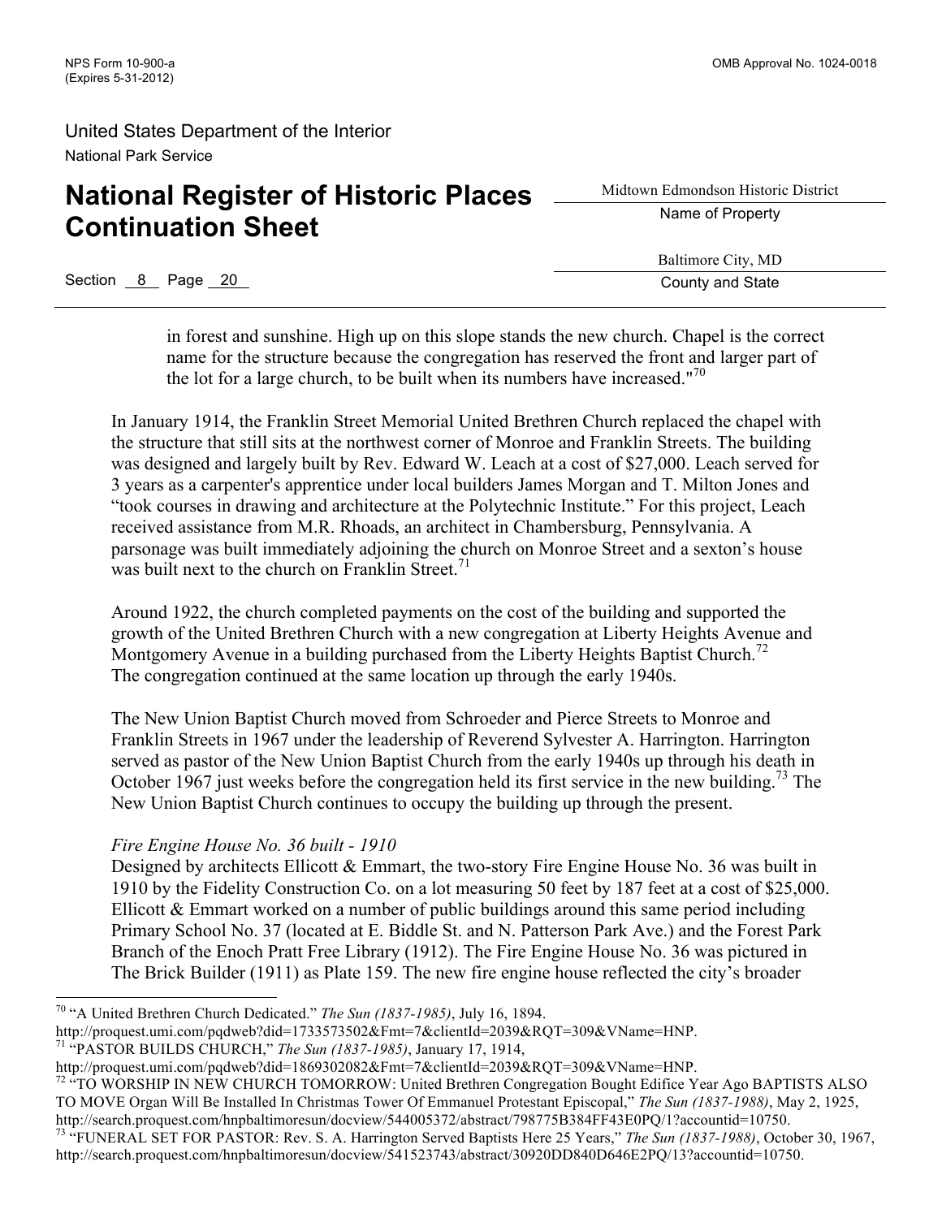in forest and sunshine. High up on this slope stands the new church. Chapel is the correct name for the structure because the congregation has reserved the front and larger part of the lot for a large church, to be built when its numbers have increased."[70]

In January 1914, the Franklin Street Memorial United Brethren Church replaced the chapel with the structure that still sits at the northwest corner of Monroe and Franklin Streets. The building was designed and largely built by Rev. Edward W. Leach at a cost of $27,000. Leach served for 3 years as a carpenter's apprentice under local builders James Morgan and T. Milton Jones and "took courses in drawing and architecture at the Polytechnic Institute." For this project, Leach received assistance from M.R. Rhoads, an architect in Chambersburg, Pennsylvania. A parsonage was built immediately adjoining the church on Monroe Street and a sexton's house was built next to the church on Franklin Street.[71]

Around 1922, the church completed payments on the cost of the building and supported the growth of the United Brethren Church with a new congregation at Liberty Heights Avenue and Montgomery Avenue in a building purchased from the Liberty Heights Baptist Church.[72] The congregation continued at the same location up through the early 1940s.

The New Union Baptist Church moved from Schroeder and Pierce Streets to Monroe and Franklin Streets in 1967 under the leadership of Reverend Sylvester A. Harrington. Harrington served as pastor of the New Union Baptist Church from the early 1940s up through his death in October 1967 just weeks before the congregation held its first service in the new building.[73] The New Union Baptist Church continues to occupy the building up through the present.

*Fire Engine House No. 36 built - 1910*

Designed by architects Ellicott & Emmart, the two-story Fire Engine House No. 36 was built in 1910 by the Fidelity Construction Co. on a lot measuring 50 feet by 187 feet at a cost of $25,000. Ellicott & Emmart worked on a number of public buildings around this same period including Primary School No. 37 (located at E. Biddle St. and N. Patterson Park Ave.) and the Forest Park Branch of the Enoch Pratt Free Library (1912). The Fire Engine House No. 36 was pictured in The Brick Builder (1911) as Plate 159. The new fire engine house reflected the city's broader

---

[70] "A United Brethren Church Dedicated." *The Sun (1837-1985)*, July 16, 1894. http://proquest.umi.com/pqdweb?did=1733573502&Fmt=7&clientId=2039&RQT=309&VName=HNP.

[71] "PASTOR BUILDS CHURCH," *The Sun (1837-1985)*, January 17, 1914, http://proquest.umi.com/pqdweb?did=1869302082&Fmt=7&clientId=2039&RQT=309&VName=HNP.

[72] "TO WORSHIP IN NEW CHURCH TOMORROW: United Brethren Congregation Bought Edifice Year Ago BAPTISTS ALSO TO MOVE Organ Will Be Installed In Christmas Tower Of Emmanuel Protestant Episcopal," *The Sun (1837-1988)*, May 2, 1925, http://search.proquest.com/hnpbaltimoresun/docview/544005372/abstract/798775B384FF43E0PQ/1?accountid=10750.

[73] "FUNERAL SET FOR PASTOR: Rev. S. A. Harrington Served Baptists Here 25 Years," *The Sun (1837-1988)*, October 30, 1967, http://search.proquest.com/hnpbaltimoresun/docview/541523743/abstract/30920DD840D646E2PQ/13?accountid=10750.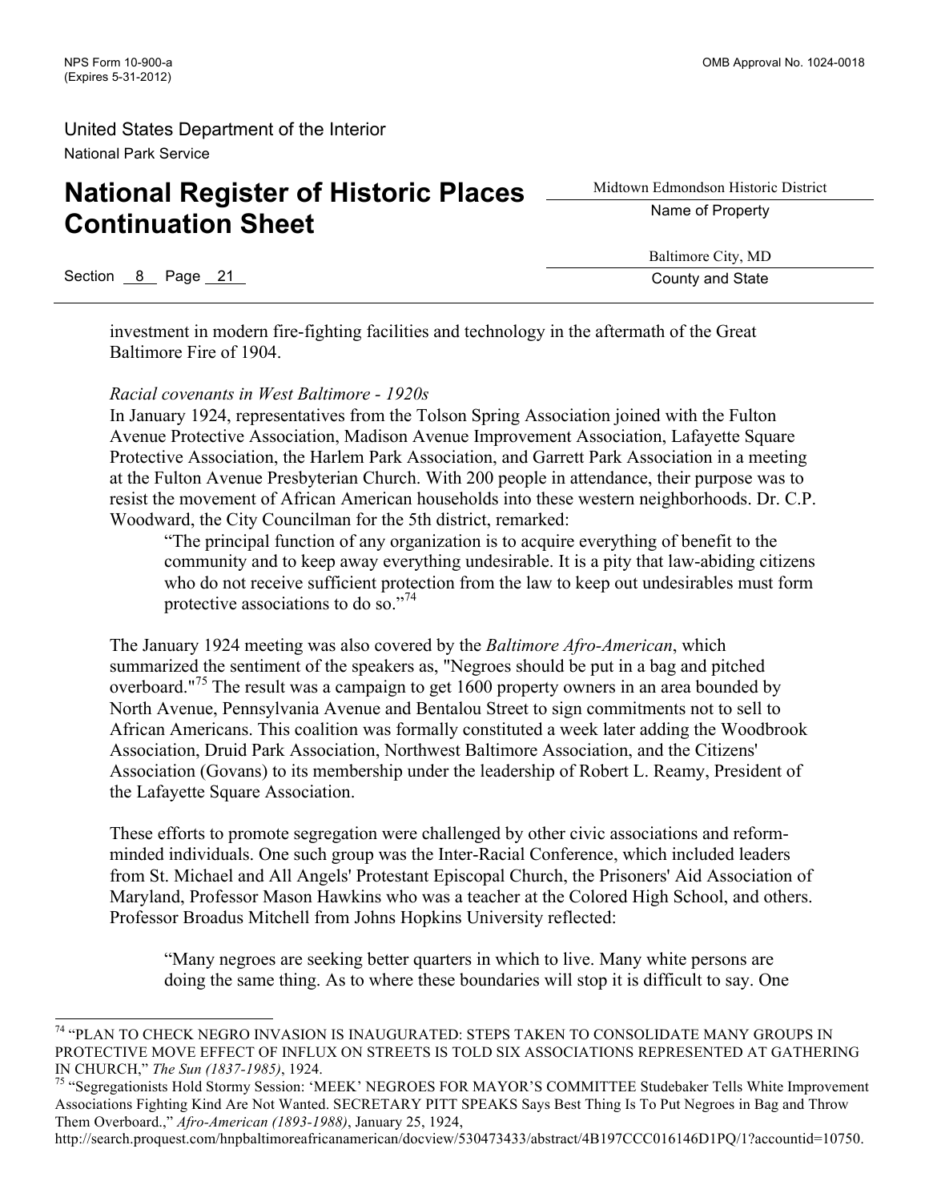investment in modern fire-fighting facilities and technology in the aftermath of the Great Baltimore Fire of 1904.

*Racial covenants in West Baltimore - 1920s*

In January 1924, representatives from the Tolson Spring Association joined with the Fulton Avenue Protective Association, Madison Avenue Improvement Association, Lafayette Square Protective Association, the Harlem Park Association, and Garrett Park Association in a meeting at the Fulton Avenue Presbyterian Church. With 200 people in attendance, their purpose was to resist the movement of African American households into these western neighborhoods. Dr. C.P. Woodward, the City Councilman for the 5th district, remarked:

> "The principal function of any organization is to acquire everything of benefit to the community and to keep away everything undesirable. It is a pity that law-abiding citizens who do not receive sufficient protection from the law to keep out undesirables must form protective associations to do so."[74]

The January 1924 meeting was also covered by the *Baltimore Afro-American*, which summarized the sentiment of the speakers as, "Negroes should be put in a bag and pitched overboard."[75] The result was a campaign to get 1600 property owners in an area bounded by North Avenue, Pennsylvania Avenue and Bentalou Street to sign commitments not to sell to African Americans. This coalition was formally constituted a week later adding the Woodbrook Association, Druid Park Association, Northwest Baltimore Association, and the Citizens' Association (Govans) to its membership under the leadership of Robert L. Reamy, President of the Lafayette Square Association.

These efforts to promote segregation were challenged by other civic associations and reform-minded individuals. One such group was the Inter-Racial Conference, which included leaders from St. Michael and All Angels' Protestant Episcopal Church, the Prisoners' Aid Association of Maryland, Professor Mason Hawkins who was a teacher at the Colored High School, and others. Professor Broadus Mitchell from Johns Hopkins University reflected:

> "Many negroes are seeking better quarters in which to live. Many white persons are doing the same thing. As to where these boundaries will stop it is difficult to say. One

---

[74] "PLAN TO CHECK NEGRO INVASION IS INAUGURATED: STEPS TAKEN TO CONSOLIDATE MANY GROUPS IN PROTECTIVE MOVE EFFECT OF INFLUX ON STREETS IS TOLD SIX ASSOCIATIONS REPRESENTED AT GATHERING IN CHURCH," *The Sun (1837-1985)*, 1924.

[75] "Segregationists Hold Stormy Session: 'MEEK' NEGROES FOR MAYOR'S COMMITTEE Studebaker Tells White Improvement Associations Fighting Kind Are Not Wanted. SECRETARY PITT SPEAKS Says Best Thing Is To Put Negroes in Bag and Throw Them Overboard.," *Afro-American (1893-1988)*, January 25, 1924, http://search.proquest.com/hnpbaltimoreafricanamerican/docview/530473433/abstract/4B197CCC016146D1PQ/1?accountid=10750.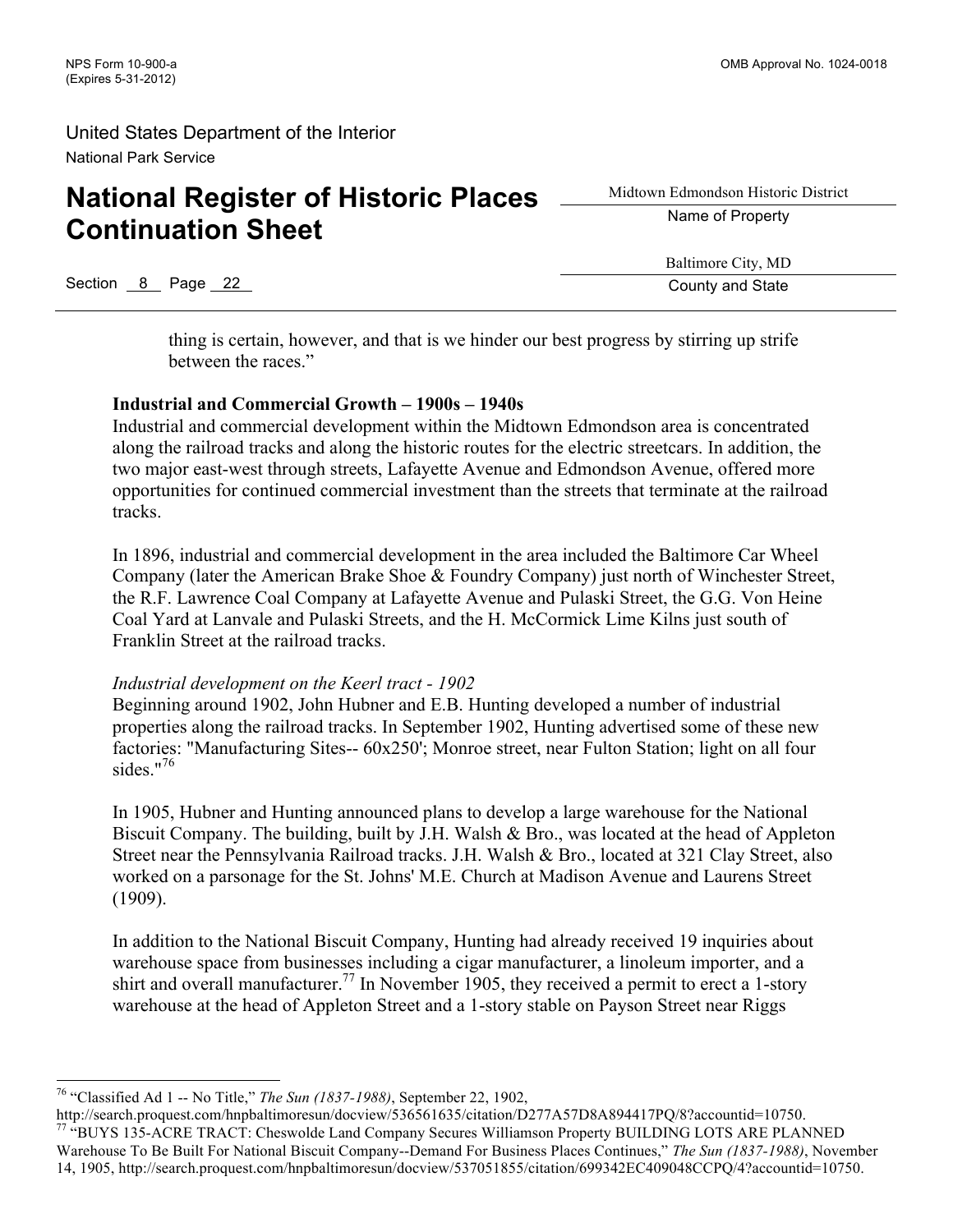thing is certain, however, and that is we hinder our best progress by stirring up strife between the races."

**Industrial and Commercial Growth – 1900s – 1940s**

Industrial and commercial development within the Midtown Edmondson area is concentrated along the railroad tracks and along the historic routes for the electric streetcars. In addition, the two major east-west through streets, Lafayette Avenue and Edmondson Avenue, offered more opportunities for continued commercial investment than the streets that terminate at the railroad tracks.

In 1896, industrial and commercial development in the area included the Baltimore Car Wheel Company (later the American Brake Shoe & Foundry Company) just north of Winchester Street, the R.F. Lawrence Coal Company at Lafayette Avenue and Pulaski Street, the G.G. Von Heine Coal Yard at Lanvale and Pulaski Streets, and the H. McCormick Lime Kilns just south of Franklin Street at the railroad tracks.

*Industrial development on the Keerl tract - 1902*

Beginning around 1902, John Hubner and E.B. Hunting developed a number of industrial properties along the railroad tracks. In September 1902, Hunting advertised some of these new factories: "Manufacturing Sites-- 60x250'; Monroe street, near Fulton Station; light on all four sides."[76]

In 1905, Hubner and Hunting announced plans to develop a large warehouse for the National Biscuit Company. The building, built by J.H. Walsh & Bro., was located at the head of Appleton Street near the Pennsylvania Railroad tracks. J.H. Walsh & Bro., located at 321 Clay Street, also worked on a parsonage for the St. Johns' M.E. Church at Madison Avenue and Laurens Street (1909).

In addition to the National Biscuit Company, Hunting had already received 19 inquiries about warehouse space from businesses including a cigar manufacturer, a linoleum importer, and a shirt and overall manufacturer.[77] In November 1905, they received a permit to erect a 1-story warehouse at the head of Appleton Street and a 1-story stable on Payson Street near Riggs

---

[76] "Classified Ad 1 -- No Title," *The Sun (1837-1988)*, September 22, 1902, http://search.proquest.com/hnpbaltimoresun/docview/536561635/citation/D277A57D8A894417PQ/8?accountid=10750.

[77] "BUYS 135-ACRE TRACT: Cheswolde Land Company Secures Williamson Property BUILDING LOTS ARE PLANNED Warehouse To Be Built For National Biscuit Company--Demand For Business Places Continues," *The Sun (1837-1988)*, November 14, 1905, http://search.proquest.com/hnpbaltimoresun/docview/537051855/citation/699342EC409048CCPQ/4?accountid=10750.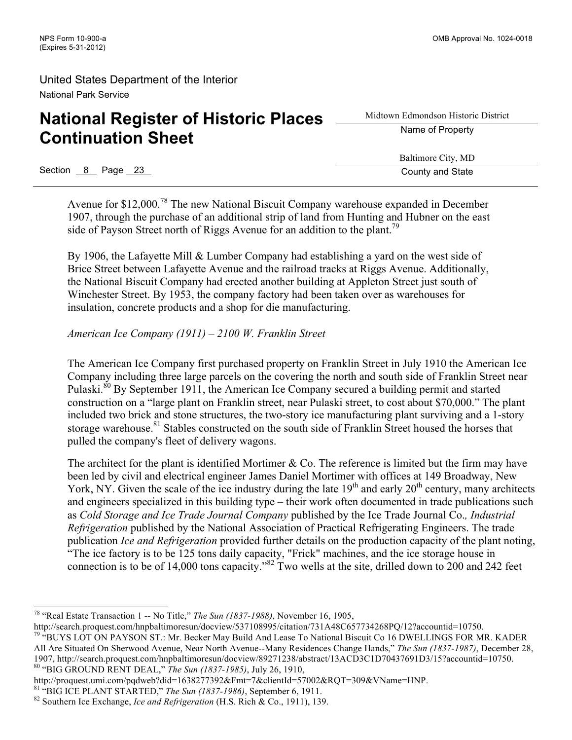Avenue for $12,000.[78] The new National Biscuit Company warehouse expanded in December 1907, through the purchase of an additional strip of land from Hunting and Hubner on the east side of Payson Street north of Riggs Avenue for an addition to the plant.[79]

By 1906, the Lafayette Mill & Lumber Company had establishing a yard on the west side of Brice Street between Lafayette Avenue and the railroad tracks at Riggs Avenue. Additionally, the National Biscuit Company had erected another building at Appleton Street just south of Winchester Street. By 1953, the company factory had been taken over as warehouses for insulation, concrete products and a shop for die manufacturing.

*American Ice Company (1911) – 2100 W. Franklin Street*

The American Ice Company first purchased property on Franklin Street in July 1910 the American Ice Company including three large parcels on the covering the north and south side of Franklin Street near Pulaski.[80] By September 1911, the American Ice Company secured a building permit and started construction on a "large plant on Franklin street, near Pulaski street, to cost about $70,000." The plant included two brick and stone structures, the two-story ice manufacturing plant surviving and a 1-story storage warehouse.[81] Stables constructed on the south side of Franklin Street housed the horses that pulled the company's fleet of delivery wagons.

The architect for the plant is identified Mortimer & Co. The reference is limited but the firm may have been led by civil and electrical engineer James Daniel Mortimer with offices at 149 Broadway, New York, NY. Given the scale of the ice industry during the late 19th and early 20th century, many architects and engineers specialized in this building type – their work often documented in trade publications such as *Cold Storage and Ice Trade Journal Company* published by the Ice Trade Journal Co., *Industrial Refrigeration* published by the National Association of Practical Refrigerating Engineers. The trade publication *Ice and Refrigeration* provided further details on the production capacity of the plant noting, "The ice factory is to be 125 tons daily capacity, "Frick" machines, and the ice storage house in connection is to be of 14,000 tons capacity."[82] Two wells at the site, drilled down to 200 and 242 feet

---

[78] "Real Estate Transaction 1 -- No Title," *The Sun (1837-1988)*, November 16, 1905, http://search.proquest.com/hnpbaltimoresun/docview/537108995/citation/731A48C657734268PQ/12?accountid=10750.

[79] "BUYS LOT ON PAYSON ST.: Mr. Becker May Build And Lease To National Biscuit Co 16 DWELLINGS FOR MR. KADER All Are Situated On Sherwood Avenue, Near North Avenue--Many Residences Change Hands," *The Sun (1837-1987)*, December 28, 1907, http://search.proquest.com/hnpbaltimoresun/docview/89271238/abstract/13ACD3C1D70437691D3/15?accountid=10750.

[80] "BIG GROUND RENT DEAL," *The Sun (1837-1985)*, July 26, 1910, http://proquest.umi.com/pqdweb?did=1638277392&Fmt=7&clientId=57002&RQT=309&VName=HNP.

[81] "BIG ICE PLANT STARTED," *The Sun (1837-1986)*, September 6, 1911.

[82] Southern Ice Exchange, *Ice and Refrigeration* (H.S. Rich & Co., 1911), 139.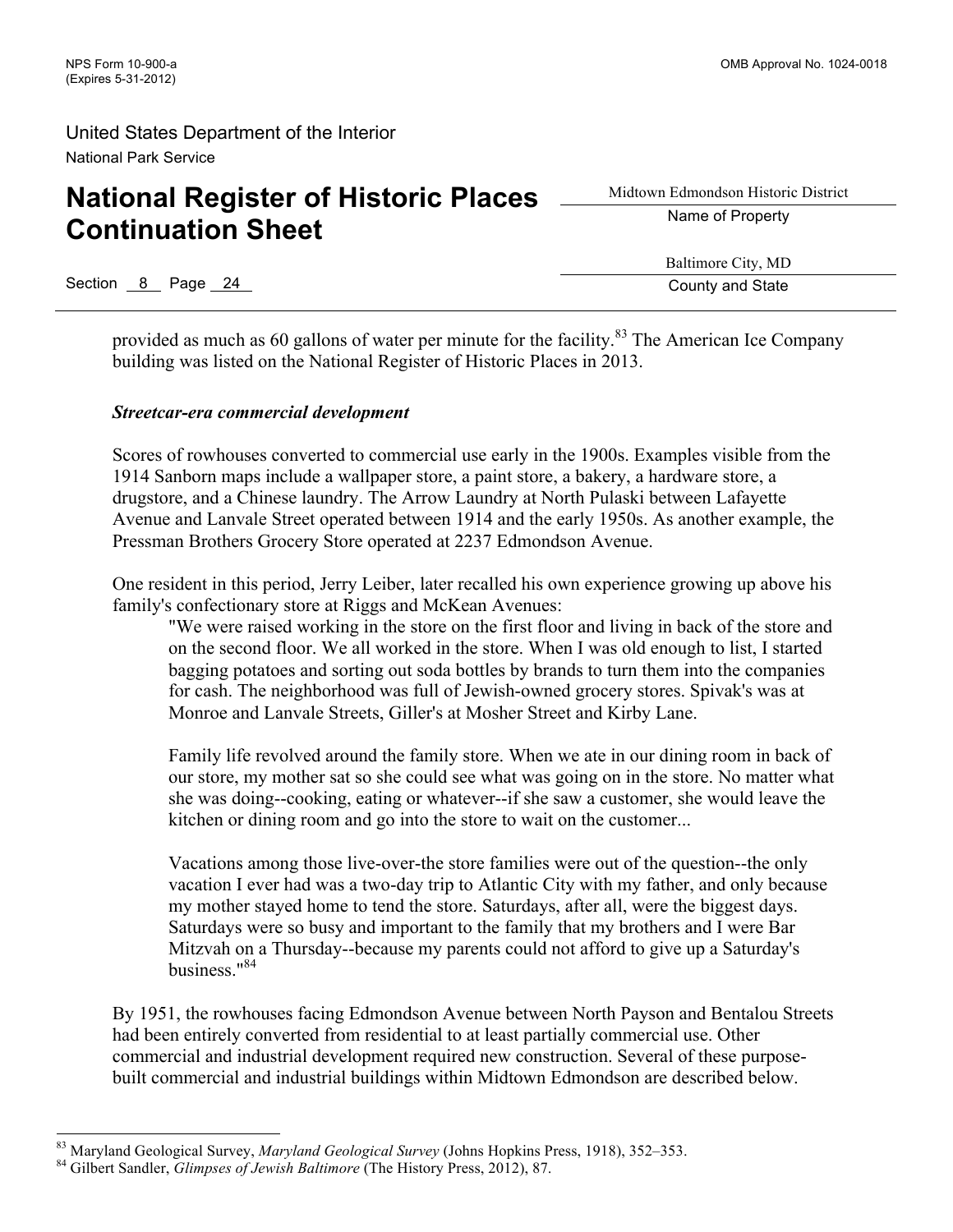provided as much as 60 gallons of water per minute for the facility.[83] The American Ice Company building was listed on the National Register of Historic Places in 2013.

### *Streetcar-era commercial development*

Scores of rowhouses converted to commercial use early in the 1900s. Examples visible from the 1914 Sanborn maps include a wallpaper store, a paint store, a bakery, a hardware store, a drugstore, and a Chinese laundry. The Arrow Laundry at North Pulaski between Lafayette Avenue and Lanvale Street operated between 1914 and the early 1950s. As another example, the Pressman Brothers Grocery Store operated at 2237 Edmondson Avenue.

One resident in this period, Jerry Leiber, later recalled his own experience growing up above his family's confectionary store at Riggs and McKean Avenues:

> "We were raised working in the store on the first floor and living in back of the store and on the second floor. We all worked in the store. When I was old enough to list, I started bagging potatoes and sorting out soda bottles by brands to turn them into the companies for cash. The neighborhood was full of Jewish-owned grocery stores. Spivak's was at Monroe and Lanvale Streets, Giller's at Mosher Street and Kirby Lane.
>
> Family life revolved around the family store. When we ate in our dining room in back of our store, my mother sat so she could see what was going on in the store. No matter what she was doing--cooking, eating or whatever--if she saw a customer, she would leave the kitchen or dining room and go into the store to wait on the customer...
>
> Vacations among those live-over-the store families were out of the question--the only vacation I ever had was a two-day trip to Atlantic City with my father, and only because my mother stayed home to tend the store. Saturdays, after all, were the biggest days. Saturdays were so busy and important to the family that my brothers and I were Bar Mitzvah on a Thursday--because my parents could not afford to give up a Saturday's business."[84]

By 1951, the rowhouses facing Edmondson Avenue between North Payson and Bentalou Streets had been entirely converted from residential to at least partially commercial use. Other commercial and industrial development required new construction. Several of these purpose-built commercial and industrial buildings within Midtown Edmondson are described below.

---

[83] Maryland Geological Survey, *Maryland Geological Survey* (Johns Hopkins Press, 1918), 352–353.

[84] Gilbert Sandler, *Glimpses of Jewish Baltimore* (The History Press, 2012), 87.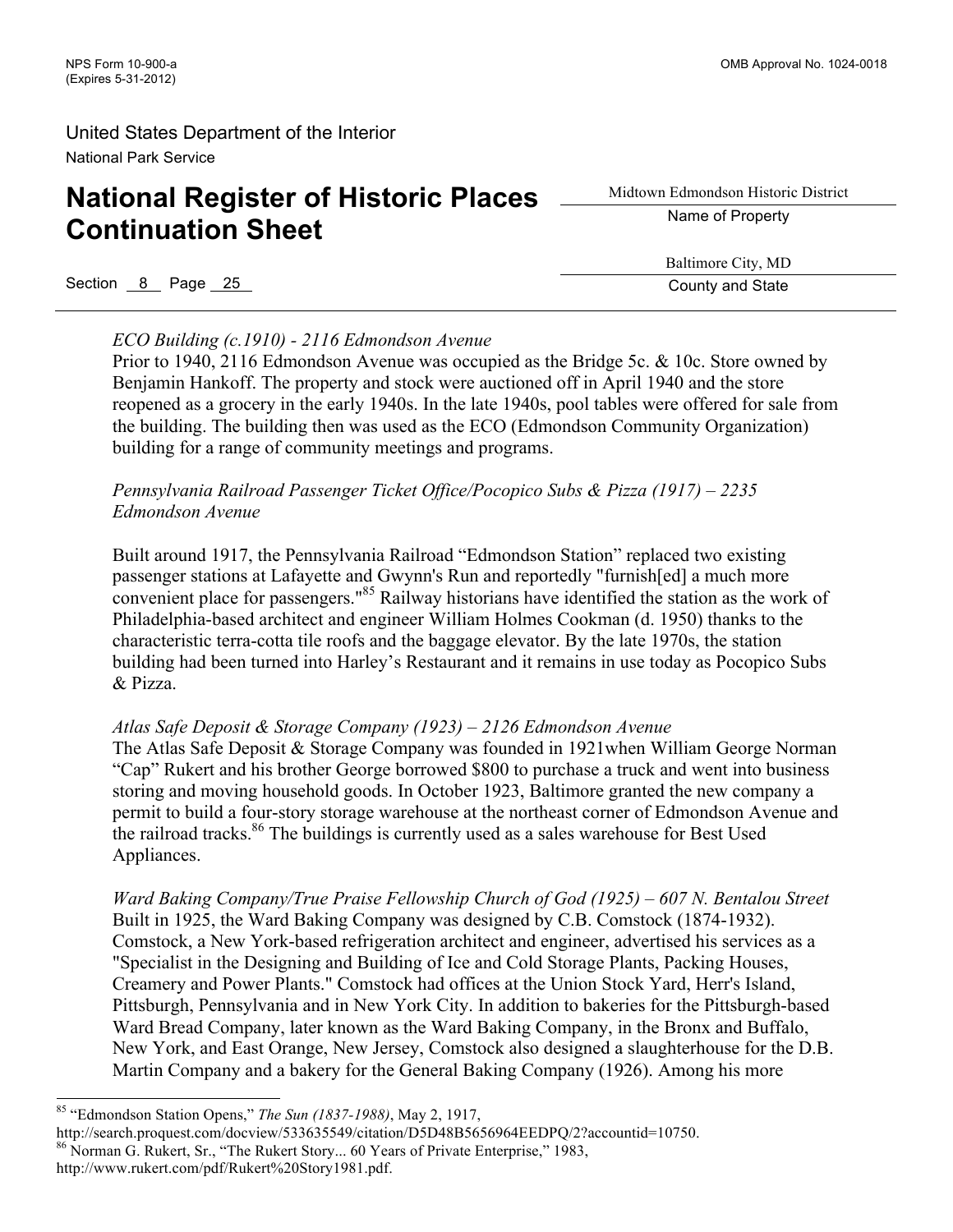*ECO Building (c.1910) - 2116 Edmondson Avenue*
Prior to 1940, 2116 Edmondson Avenue was occupied as the Bridge 5c. & 10c. Store owned by Benjamin Hankoff. The property and stock were auctioned off in April 1940 and the store reopened as a grocery in the early 1940s. In the late 1940s, pool tables were offered for sale from the building. The building then was used as the ECO (Edmondson Community Organization) building for a range of community meetings and programs.

*Pennsylvania Railroad Passenger Ticket Office/Pocopico Subs & Pizza (1917) – 2235 Edmondson Avenue*

Built around 1917, the Pennsylvania Railroad "Edmondson Station" replaced two existing passenger stations at Lafayette and Gwynn's Run and reportedly "furnish[ed] a much more convenient place for passengers."[85] Railway historians have identified the station as the work of Philadelphia-based architect and engineer William Holmes Cookman (d. 1950) thanks to the characteristic terra-cotta tile roofs and the baggage elevator. By the late 1970s, the station building had been turned into Harley's Restaurant and it remains in use today as Pocopico Subs & Pizza.

*Atlas Safe Deposit & Storage Company (1923) – 2126 Edmondson Avenue*
The Atlas Safe Deposit & Storage Company was founded in 1921when William George Norman "Cap" Rukert and his brother George borrowed $800 to purchase a truck and went into business storing and moving household goods. In October 1923, Baltimore granted the new company a permit to build a four-story storage warehouse at the northeast corner of Edmondson Avenue and the railroad tracks.[86] The buildings is currently used as a sales warehouse for Best Used Appliances.

*Ward Baking Company/True Praise Fellowship Church of God (1925) – 607 N. Bentalou Street*
Built in 1925, the Ward Baking Company was designed by C.B. Comstock (1874-1932). Comstock, a New York-based refrigeration architect and engineer, advertised his services as a "Specialist in the Designing and Building of Ice and Cold Storage Plants, Packing Houses, Creamery and Power Plants." Comstock had offices at the Union Stock Yard, Herr's Island, Pittsburgh, Pennsylvania and in New York City. In addition to bakeries for the Pittsburgh-based Ward Bread Company, later known as the Ward Baking Company, in the Bronx and Buffalo, New York, and East Orange, New Jersey, Comstock also designed a slaughterhouse for the D.B. Martin Company and a bakery for the General Baking Company (1926). Among his more

---

[85] "Edmondson Station Opens," *The Sun (1837-1988)*, May 2, 1917, http://search.proquest.com/docview/533635549/citation/D5D48B5656964EEDPQ/2?accountid=10750.

[86] Norman G. Rukert, Sr., "The Rukert Story... 60 Years of Private Enterprise," 1983, http://www.rukert.com/pdf/Rukert%20Story1981.pdf.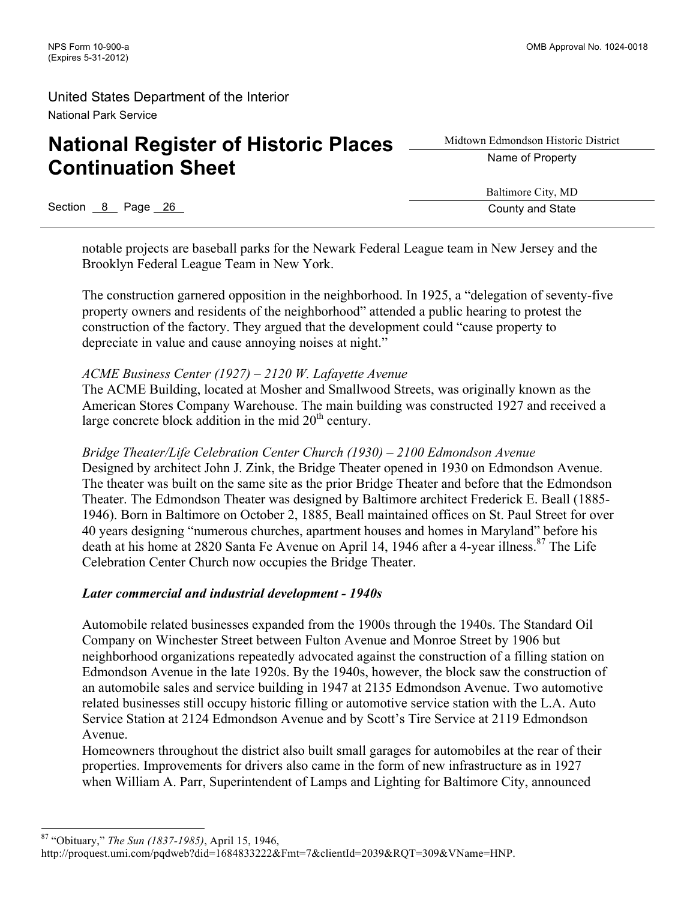notable projects are baseball parks for the Newark Federal League team in New Jersey and the Brooklyn Federal League Team in New York.

The construction garnered opposition in the neighborhood. In 1925, a "delegation of seventy-five property owners and residents of the neighborhood" attended a public hearing to protest the construction of the factory. They argued that the development could "cause property to depreciate in value and cause annoying noises at night."

*ACME Business Center (1927) – 2120 W. Lafayette Avenue*
The ACME Building, located at Mosher and Smallwood Streets, was originally known as the American Stores Company Warehouse. The main building was constructed 1927 and received a large concrete block addition in the mid 20th century.

*Bridge Theater/Life Celebration Center Church (1930) – 2100 Edmondson Avenue*
Designed by architect John J. Zink, the Bridge Theater opened in 1930 on Edmondson Avenue. The theater was built on the same site as the prior Bridge Theater and before that the Edmondson Theater. The Edmondson Theater was designed by Baltimore architect Frederick E. Beall (1885-1946). Born in Baltimore on October 2, 1885, Beall maintained offices on St. Paul Street for over 40 years designing "numerous churches, apartment houses and homes in Maryland" before his death at his home at 2820 Santa Fe Avenue on April 14, 1946 after a 4-year illness.[87] The Life Celebration Center Church now occupies the Bridge Theater.

***Later commercial and industrial development - 1940s***

Automobile related businesses expanded from the 1900s through the 1940s. The Standard Oil Company on Winchester Street between Fulton Avenue and Monroe Street by 1906 but neighborhood organizations repeatedly advocated against the construction of a filling station on Edmondson Avenue in the late 1920s. By the 1940s, however, the block saw the construction of an automobile sales and service building in 1947 at 2135 Edmondson Avenue. Two automotive related businesses still occupy historic filling or automotive service station with the L.A. Auto Service Station at 2124 Edmondson Avenue and by Scott's Tire Service at 2119 Edmondson Avenue.
Homeowners throughout the district also built small garages for automobiles at the rear of their properties. Improvements for drivers also came in the form of new infrastructure as in 1927 when William A. Parr, Superintendent of Lamps and Lighting for Baltimore City, announced

---

[87] "Obituary," *The Sun (1837-1985)*, April 15, 1946, http://proquest.umi.com/pqdweb?did=1684833222&Fmt=7&clientId=2039&RQT=309&VName=HNP.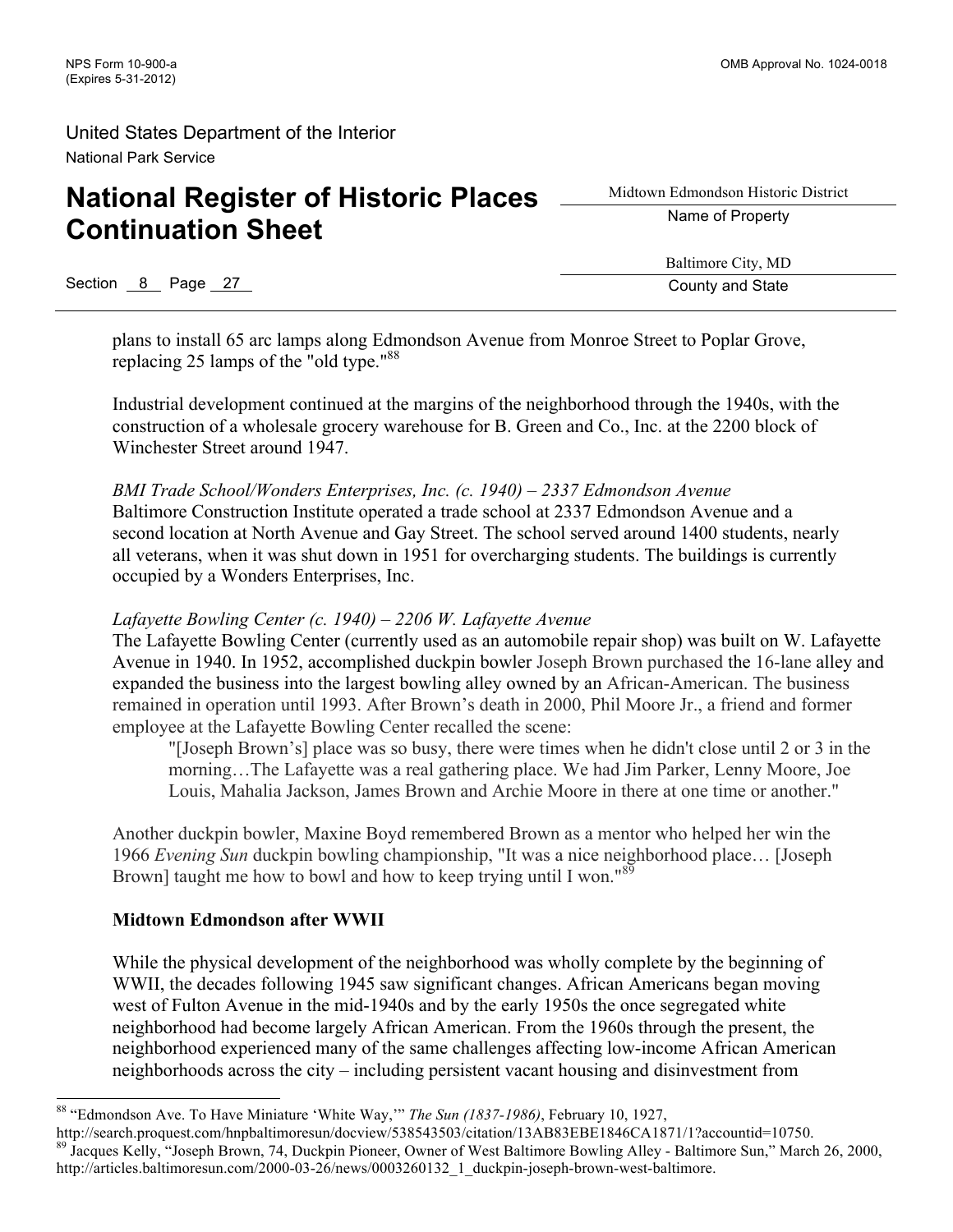plans to install 65 arc lamps along Edmondson Avenue from Monroe Street to Poplar Grove, replacing 25 lamps of the "old type."[88]

Industrial development continued at the margins of the neighborhood through the 1940s, with the construction of a wholesale grocery warehouse for B. Green and Co., Inc. at the 2200 block of Winchester Street around 1947.

*BMI Trade School/Wonders Enterprises, Inc. (c. 1940) – 2337 Edmondson Avenue*
Baltimore Construction Institute operated a trade school at 2337 Edmondson Avenue and a second location at North Avenue and Gay Street. The school served around 1400 students, nearly all veterans, when it was shut down in 1951 for overcharging students. The buildings is currently occupied by a Wonders Enterprises, Inc.

*Lafayette Bowling Center (c. 1940) – 2206 W. Lafayette Avenue*
The Lafayette Bowling Center (currently used as an automobile repair shop) was built on W. Lafayette Avenue in 1940. In 1952, accomplished duckpin bowler Joseph Brown purchased the 16-lane alley and expanded the business into the largest bowling alley owned by an African-American. The business remained in operation until 1993. After Brown's death in 2000, Phil Moore Jr., a friend and former employee at the Lafayette Bowling Center recalled the scene:

> "[Joseph Brown's] place was so busy, there were times when he didn't close until 2 or 3 in the morning…The Lafayette was a real gathering place. We had Jim Parker, Lenny Moore, Joe Louis, Mahalia Jackson, James Brown and Archie Moore in there at one time or another."

Another duckpin bowler, Maxine Boyd remembered Brown as a mentor who helped her win the 1966 *Evening Sun* duckpin bowling championship, "It was a nice neighborhood place… [Joseph Brown] taught me how to bowl and how to keep trying until I won."[89]

**Midtown Edmondson after WWII**

While the physical development of the neighborhood was wholly complete by the beginning of WWII, the decades following 1945 saw significant changes. African Americans began moving west of Fulton Avenue in the mid-1940s and by the early 1950s the once segregated white neighborhood had become largely African American. From the 1960s through the present, the neighborhood experienced many of the same challenges affecting low-income African American neighborhoods across the city – including persistent vacant housing and disinvestment from

---

[88] "Edmondson Ave. To Have Miniature 'White Way,'" *The Sun (1837-1986)*, February 10, 1927, http://search.proquest.com/hnpbaltimoresun/docview/538543503/citation/13AB83EBE1846CA1871/1?accountid=10750.

[89] Jacques Kelly, "Joseph Brown, 74, Duckpin Pioneer, Owner of West Baltimore Bowling Alley - Baltimore Sun," March 26, 2000, http://articles.baltimoresun.com/2000-03-26/news/0003260132_1_duckpin-joseph-brown-west-baltimore.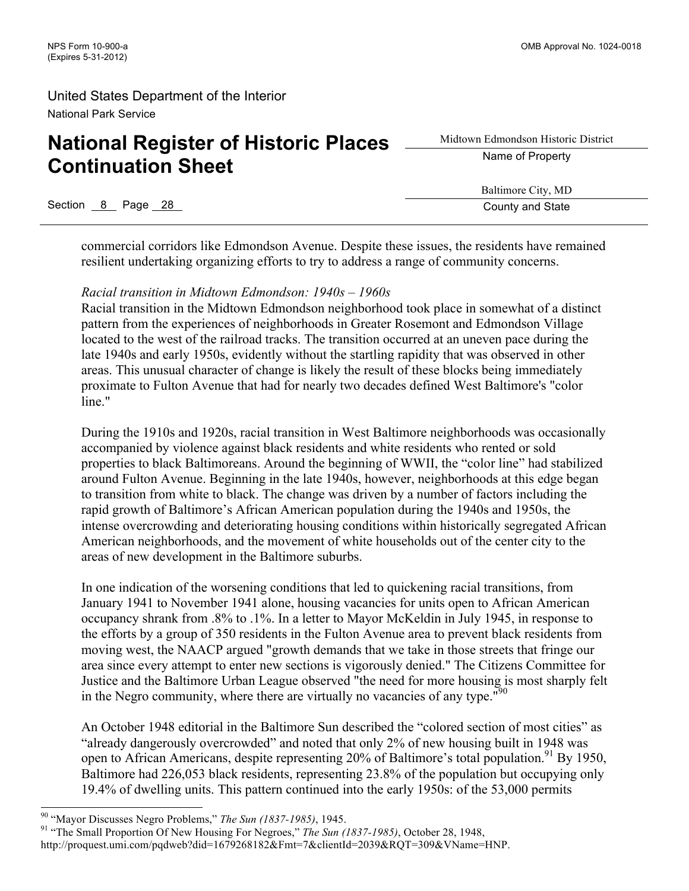commercial corridors like Edmondson Avenue. Despite these issues, the residents have remained resilient undertaking organizing efforts to try to address a range of community concerns.

*Racial transition in Midtown Edmondson: 1940s – 1960s*

Racial transition in the Midtown Edmondson neighborhood took place in somewhat of a distinct pattern from the experiences of neighborhoods in Greater Rosemont and Edmondson Village located to the west of the railroad tracks. The transition occurred at an uneven pace during the late 1940s and early 1950s, evidently without the startling rapidity that was observed in other areas. This unusual character of change is likely the result of these blocks being immediately proximate to Fulton Avenue that had for nearly two decades defined West Baltimore's "color line."

During the 1910s and 1920s, racial transition in West Baltimore neighborhoods was occasionally accompanied by violence against black residents and white residents who rented or sold properties to black Baltimoreans. Around the beginning of WWII, the "color line" had stabilized around Fulton Avenue. Beginning in the late 1940s, however, neighborhoods at this edge began to transition from white to black. The change was driven by a number of factors including the rapid growth of Baltimore's African American population during the 1940s and 1950s, the intense overcrowding and deteriorating housing conditions within historically segregated African American neighborhoods, and the movement of white households out of the center city to the areas of new development in the Baltimore suburbs.

In one indication of the worsening conditions that led to quickening racial transitions, from January 1941 to November 1941 alone, housing vacancies for units open to African American occupancy shrank from .8% to .1%. In a letter to Mayor McKeldin in July 1945, in response to the efforts by a group of 350 residents in the Fulton Avenue area to prevent black residents from moving west, the NAACP argued "growth demands that we take in those streets that fringe our area since every attempt to enter new sections is vigorously denied." The Citizens Committee for Justice and the Baltimore Urban League observed "the need for more housing is most sharply felt in the Negro community, where there are virtually no vacancies of any type."[90]

An October 1948 editorial in the Baltimore Sun described the "colored section of most cities" as "already dangerously overcrowded" and noted that only 2% of new housing built in 1948 was open to African Americans, despite representing 20% of Baltimore's total population.[91] By 1950, Baltimore had 226,053 black residents, representing 23.8% of the population but occupying only 19.4% of dwelling units. This pattern continued into the early 1950s: of the 53,000 permits

---

[90] "Mayor Discusses Negro Problems," *The Sun (1837-1985)*, 1945.

[91] "The Small Proportion Of New Housing For Negroes," *The Sun (1837-1985)*, October 28, 1948, http://proquest.umi.com/pqdweb?did=1679268182&Fmt=7&clientId=2039&RQT=309&VName=HNP.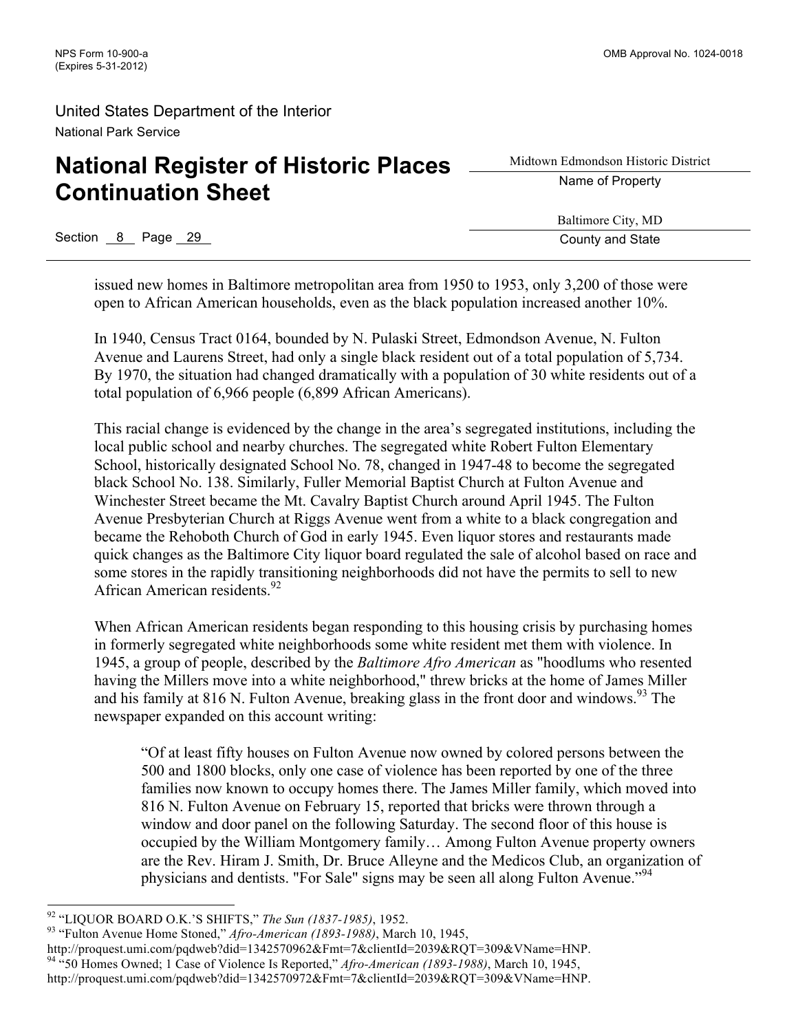issued new homes in Baltimore metropolitan area from 1950 to 1953, only 3,200 of those were open to African American households, even as the black population increased another 10%.

In 1940, Census Tract 0164, bounded by N. Pulaski Street, Edmondson Avenue, N. Fulton Avenue and Laurens Street, had only a single black resident out of a total population of 5,734. By 1970, the situation had changed dramatically with a population of 30 white residents out of a total population of 6,966 people (6,899 African Americans).

This racial change is evidenced by the change in the area's segregated institutions, including the local public school and nearby churches. The segregated white Robert Fulton Elementary School, historically designated School No. 78, changed in 1947-48 to become the segregated black School No. 138. Similarly, Fuller Memorial Baptist Church at Fulton Avenue and Winchester Street became the Mt. Cavalry Baptist Church around April 1945. The Fulton Avenue Presbyterian Church at Riggs Avenue went from a white to a black congregation and became the Rehoboth Church of God in early 1945. Even liquor stores and restaurants made quick changes as the Baltimore City liquor board regulated the sale of alcohol based on race and some stores in the rapidly transitioning neighborhoods did not have the permits to sell to new African American residents.[92]

When African American residents began responding to this housing crisis by purchasing homes in formerly segregated white neighborhoods some white resident met them with violence. In 1945, a group of people, described by the *Baltimore Afro American* as "hoodlums who resented having the Millers move into a white neighborhood," threw bricks at the home of James Miller and his family at 816 N. Fulton Avenue, breaking glass in the front door and windows.[93] The newspaper expanded on this account writing:

> "Of at least fifty houses on Fulton Avenue now owned by colored persons between the 500 and 1800 blocks, only one case of violence has been reported by one of the three families now known to occupy homes there. The James Miller family, which moved into 816 N. Fulton Avenue on February 15, reported that bricks were thrown through a window and door panel on the following Saturday. The second floor of this house is occupied by the William Montgomery family… Among Fulton Avenue property owners are the Rev. Hiram J. Smith, Dr. Bruce Alleyne and the Medicos Club, an organization of physicians and dentists. "For Sale" signs may be seen all along Fulton Avenue."[94]

---

[92] "LIQUOR BOARD O.K.'S SHIFTS," *The Sun (1837-1985)*, 1952.

[93] "Fulton Avenue Home Stoned," *Afro-American (1893-1988)*, March 10, 1945, http://proquest.umi.com/pqdweb?did=1342570962&Fmt=7&clientId=2039&RQT=309&VName=HNP.

[94] "50 Homes Owned; 1 Case of Violence Is Reported," *Afro-American (1893-1988)*, March 10, 1945, http://proquest.umi.com/pqdweb?did=1342570972&Fmt=7&clientId=2039&RQT=309&VName=HNP.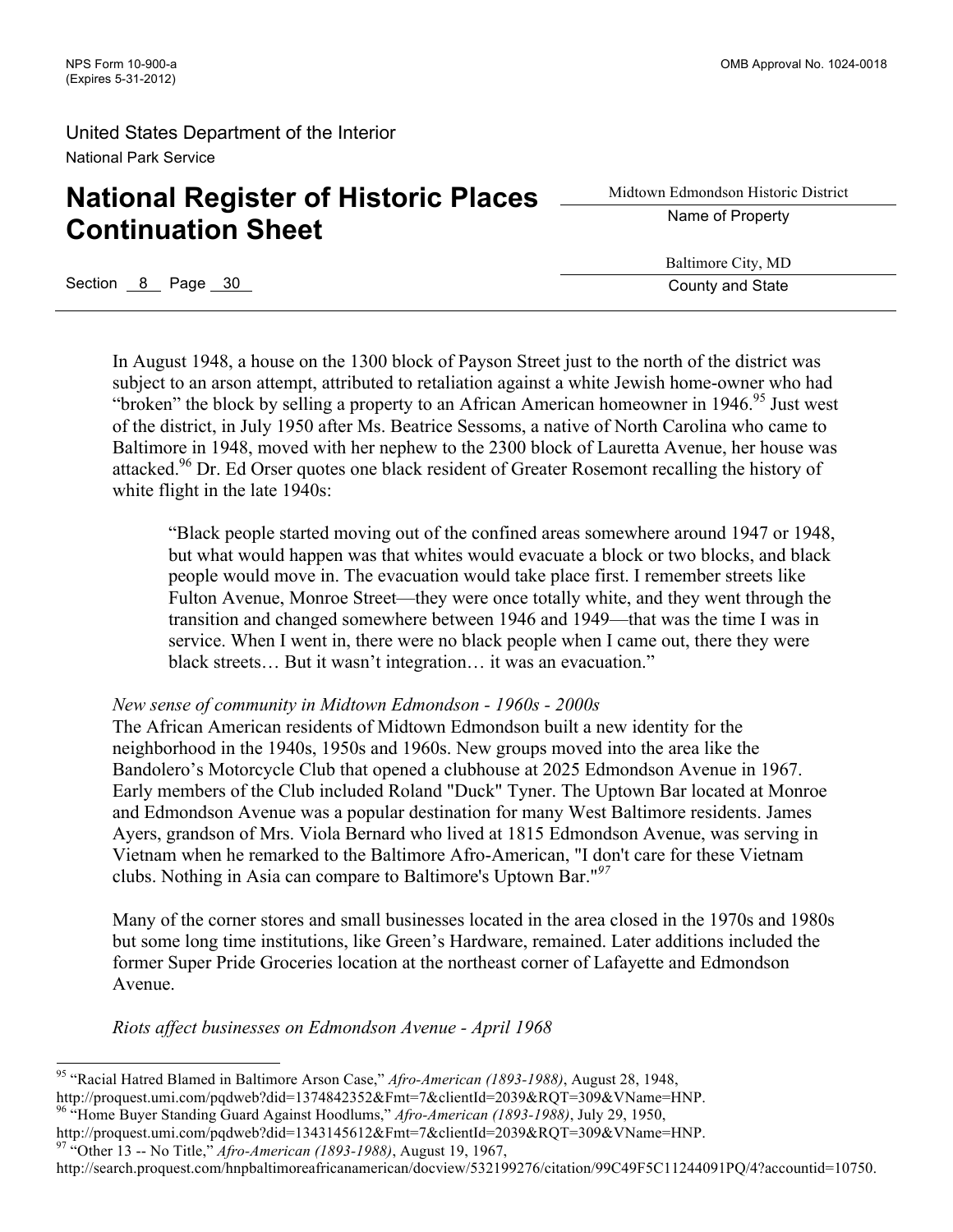In August 1948, a house on the 1300 block of Payson Street just to the north of the district was subject to an arson attempt, attributed to retaliation against a white Jewish home-owner who had "broken" the block by selling a property to an African American homeowner in 1946.[95] Just west of the district, in July 1950 after Ms. Beatrice Sessoms, a native of North Carolina who came to Baltimore in 1948, moved with her nephew to the 2300 block of Lauretta Avenue, her house was attacked.[96] Dr. Ed Orser quotes one black resident of Greater Rosemont recalling the history of white flight in the late 1940s:

> "Black people started moving out of the confined areas somewhere around 1947 or 1948, but what would happen was that whites would evacuate a block or two blocks, and black people would move in. The evacuation would take place first. I remember streets like Fulton Avenue, Monroe Street—they were once totally white, and they went through the transition and changed somewhere between 1946 and 1949—that was the time I was in service. When I went in, there were no black people when I came out, there they were black streets… But it wasn't integration… it was an evacuation."

*New sense of community in Midtown Edmondson - 1960s - 2000s*

The African American residents of Midtown Edmondson built a new identity for the neighborhood in the 1940s, 1950s and 1960s. New groups moved into the area like the Bandolero's Motorcycle Club that opened a clubhouse at 2025 Edmondson Avenue in 1967. Early members of the Club included Roland "Duck" Tyner. The Uptown Bar located at Monroe and Edmondson Avenue was a popular destination for many West Baltimore residents. James Ayers, grandson of Mrs. Viola Bernard who lived at 1815 Edmondson Avenue, was serving in Vietnam when he remarked to the Baltimore Afro-American, "I don't care for these Vietnam clubs. Nothing in Asia can compare to Baltimore's Uptown Bar."[97]

Many of the corner stores and small businesses located in the area closed in the 1970s and 1980s but some long time institutions, like Green's Hardware, remained. Later additions included the former Super Pride Groceries location at the northeast corner of Lafayette and Edmondson Avenue.

*Riots affect businesses on Edmondson Avenue - April 1968*

---

[95] "Racial Hatred Blamed in Baltimore Arson Case," *Afro-American (1893-1988)*, August 28, 1948, http://proquest.umi.com/pqdweb?did=1374842352&Fmt=7&clientId=2039&RQT=309&VName=HNP.

[96] "Home Buyer Standing Guard Against Hoodlums," *Afro-American (1893-1988)*, July 29, 1950, http://proquest.umi.com/pqdweb?did=1343145612&Fmt=7&clientId=2039&RQT=309&VName=HNP.

[97] "Other 13 -- No Title," *Afro-American (1893-1988)*, August 19, 1967, http://search.proquest.com/hnpbaltimoreafricanamerican/docview/532199276/citation/99C49F5C11244091PQ/4?accountid=10750.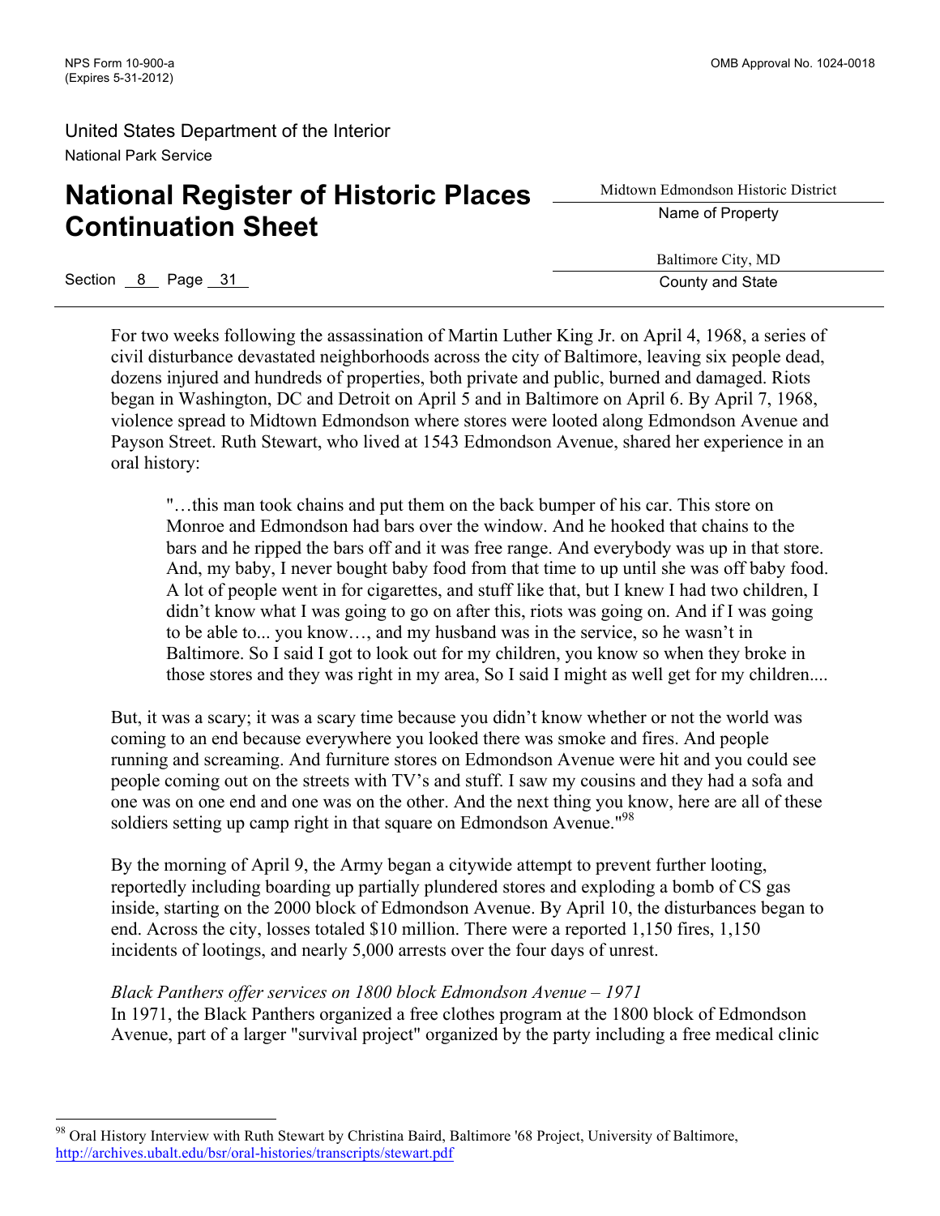For two weeks following the assassination of Martin Luther King Jr. on April 4, 1968, a series of civil disturbance devastated neighborhoods across the city of Baltimore, leaving six people dead, dozens injured and hundreds of properties, both private and public, burned and damaged. Riots began in Washington, DC and Detroit on April 5 and in Baltimore on April 6. By April 7, 1968, violence spread to Midtown Edmondson where stores were looted along Edmondson Avenue and Payson Street. Ruth Stewart, who lived at 1543 Edmondson Avenue, shared her experience in an oral history:

> "…this man took chains and put them on the back bumper of his car. This store on Monroe and Edmondson had bars over the window. And he hooked that chains to the bars and he ripped the bars off and it was free range. And everybody was up in that store. And, my baby, I never bought baby food from that time to up until she was off baby food. A lot of people went in for cigarettes, and stuff like that, but I knew I had two children, I didn't know what I was going to go on after this, riots was going on. And if I was going to be able to... you know…, and my husband was in the service, so he wasn't in Baltimore. So I said I got to look out for my children, you know so when they broke in those stores and they was right in my area, So I said I might as well get for my children....

But, it was a scary; it was a scary time because you didn't know whether or not the world was coming to an end because everywhere you looked there was smoke and fires. And people running and screaming. And furniture stores on Edmondson Avenue were hit and you could see people coming out on the streets with TV's and stuff. I saw my cousins and they had a sofa and one was on one end and one was on the other. And the next thing you know, here are all of these soldiers setting up camp right in that square on Edmondson Avenue."[98]

By the morning of April 9, the Army began a citywide attempt to prevent further looting, reportedly including boarding up partially plundered stores and exploding a bomb of CS gas inside, starting on the 2000 block of Edmondson Avenue. By April 10, the disturbances began to end. Across the city, losses totaled $10 million. There were a reported 1,150 fires, 1,150 incidents of lootings, and nearly 5,000 arrests over the four days of unrest.

*Black Panthers offer services on 1800 block Edmondson Avenue – 1971*

In 1971, the Black Panthers organized a free clothes program at the 1800 block of Edmondson Avenue, part of a larger "survival project" organized by the party including a free medical clinic

---

[98] Oral History Interview with Ruth Stewart by Christina Baird, Baltimore '68 Project, University of Baltimore, http://archives.ubalt.edu/bsr/oral-histories/transcripts/stewart.pdf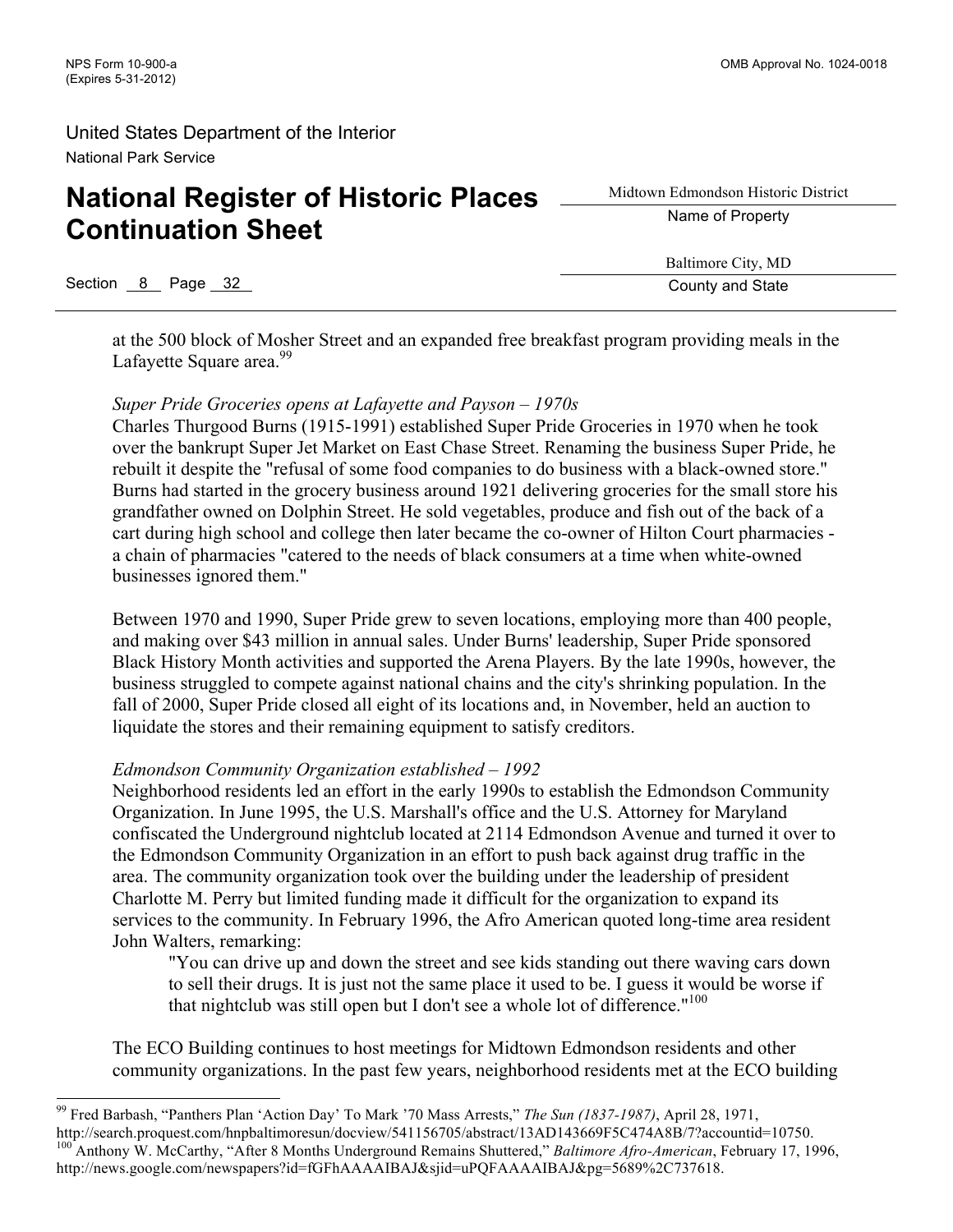at the 500 block of Mosher Street and an expanded free breakfast program providing meals in the Lafayette Square area.[99]

*Super Pride Groceries opens at Lafayette and Payson – 1970s*

Charles Thurgood Burns (1915-1991) established Super Pride Groceries in 1970 when he took over the bankrupt Super Jet Market on East Chase Street. Renaming the business Super Pride, he rebuilt it despite the "refusal of some food companies to do business with a black-owned store." Burns had started in the grocery business around 1921 delivering groceries for the small store his grandfather owned on Dolphin Street. He sold vegetables, produce and fish out of the back of a cart during high school and college then later became the co-owner of Hilton Court pharmacies - a chain of pharmacies "catered to the needs of black consumers at a time when white-owned businesses ignored them."

Between 1970 and 1990, Super Pride grew to seven locations, employing more than 400 people, and making over $43 million in annual sales. Under Burns' leadership, Super Pride sponsored Black History Month activities and supported the Arena Players. By the late 1990s, however, the business struggled to compete against national chains and the city's shrinking population. In the fall of 2000, Super Pride closed all eight of its locations and, in November, held an auction to liquidate the stores and their remaining equipment to satisfy creditors.

*Edmondson Community Organization established – 1992*

Neighborhood residents led an effort in the early 1990s to establish the Edmondson Community Organization. In June 1995, the U.S. Marshall's office and the U.S. Attorney for Maryland confiscated the Underground nightclub located at 2114 Edmondson Avenue and turned it over to the Edmondson Community Organization in an effort to push back against drug traffic in the area. The community organization took over the building under the leadership of president Charlotte M. Perry but limited funding made it difficult for the organization to expand its services to the community. In February 1996, the Afro American quoted long-time area resident John Walters, remarking:

> "You can drive up and down the street and see kids standing out there waving cars down to sell their drugs. It is just not the same place it used to be. I guess it would be worse if that nightclub was still open but I don't see a whole lot of difference."[100]

The ECO Building continues to host meetings for Midtown Edmondson residents and other community organizations. In the past few years, neighborhood residents met at the ECO building

---

[99] Fred Barbash, "Panthers Plan 'Action Day' To Mark '70 Mass Arrests," *The Sun (1837-1987)*, April 28, 1971, http://search.proquest.com/hnpbaltimoresun/docview/541156705/abstract/13AD143669F5C474A8B/7?accountid=10750.

[100] Anthony W. McCarthy, "After 8 Months Underground Remains Shuttered," *Baltimore Afro-American*, February 17, 1996, http://news.google.com/newspapers?id=fGFhAAAAIBAJ&sjid=uPQFAAAAIBAJ&pg=5689%2C737618.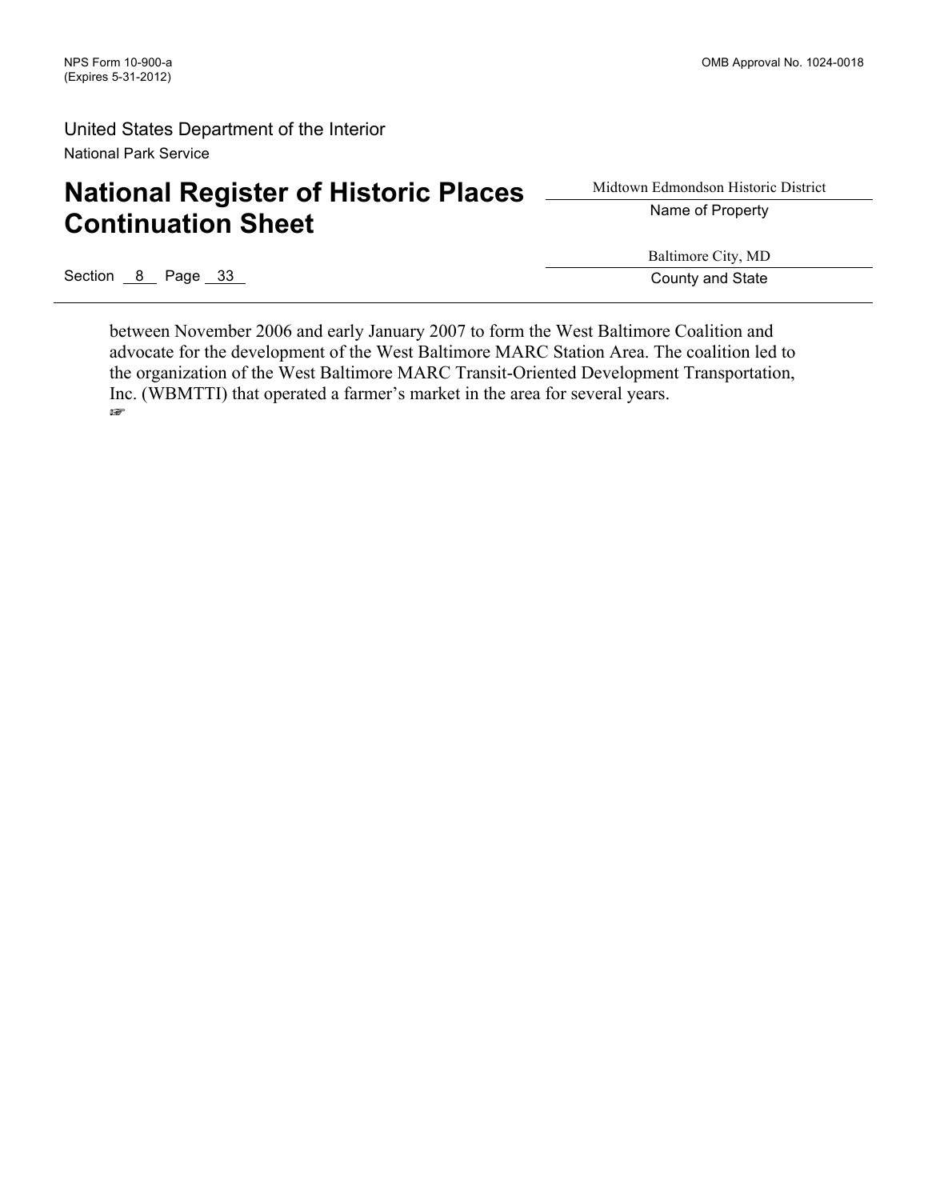between November 2006 and early January 2007 to form the West Baltimore Coalition and advocate for the development of the West Baltimore MARC Station Area. The coalition led to the organization of the West Baltimore MARC Transit-Oriented Development Transportation, Inc. (WBMTTI) that operated a farmer's market in the area for several years.

☞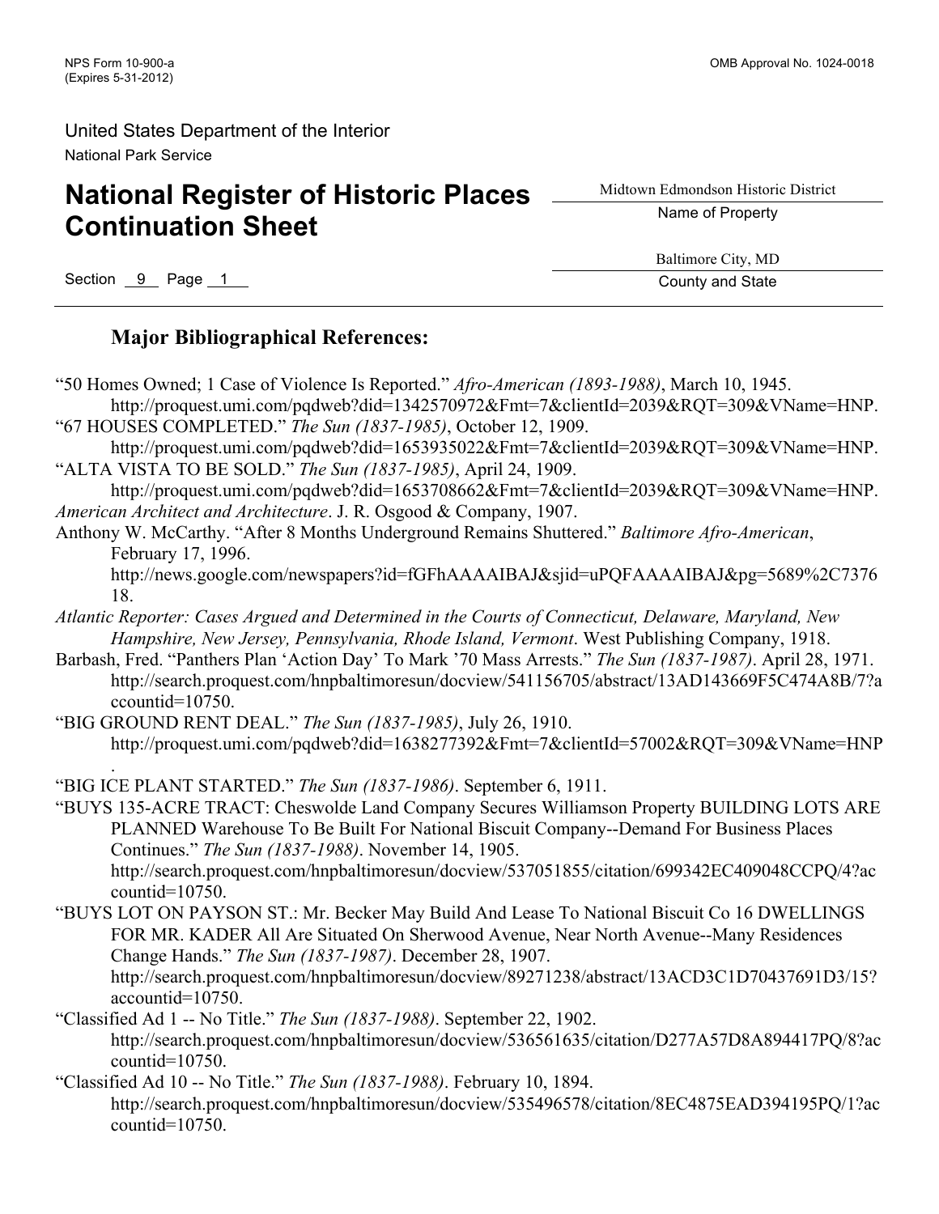## Major Bibliographical References:

"50 Homes Owned; 1 Case of Violence Is Reported." *Afro-American (1893-1988)*, March 10, 1945. http://proquest.umi.com/pqdweb?did=1342570972&Fmt=7&clientId=2039&RQT=309&VName=HNP.

"67 HOUSES COMPLETED." *The Sun (1837-1985)*, October 12, 1909. http://proquest.umi.com/pqdweb?did=1653935022&Fmt=7&clientId=2039&RQT=309&VName=HNP.

"ALTA VISTA TO BE SOLD." *The Sun (1837-1985)*, April 24, 1909. http://proquest.umi.com/pqdweb?did=1653708662&Fmt=7&clientId=2039&RQT=309&VName=HNP.

*American Architect and Architecture*. J. R. Osgood & Company, 1907.

Anthony W. McCarthy. "After 8 Months Underground Remains Shuttered." *Baltimore Afro-American*, February 17, 1996. http://news.google.com/newspapers?id=fGFhAAAAIBAJ&sjid=uPQFAAAAIBAJ&pg=5689%2C737618.

*Atlantic Reporter: Cases Argued and Determined in the Courts of Connecticut, Delaware, Maryland, New Hampshire, New Jersey, Pennsylvania, Rhode Island, Vermont*. West Publishing Company, 1918.

Barbash, Fred. "Panthers Plan 'Action Day' To Mark '70 Mass Arrests." *The Sun (1837-1987)*. April 28, 1971. http://search.proquest.com/hnpbaltimoresun/docview/541156705/abstract/13AD143669F5C474A8B/7?accountid=10750.

"BIG GROUND RENT DEAL." *The Sun (1837-1985)*, July 26, 1910. http://proquest.umi.com/pqdweb?did=1638277392&Fmt=7&clientId=57002&RQT=309&VName=HNP.

"BIG ICE PLANT STARTED." *The Sun (1837-1986)*. September 6, 1911.

"BUYS 135-ACRE TRACT: Cheswolde Land Company Secures Williamson Property BUILDING LOTS ARE PLANNED Warehouse To Be Built For National Biscuit Company--Demand For Business Places Continues." *The Sun (1837-1988)*. November 14, 1905. http://search.proquest.com/hnpbaltimoresun/docview/537051855/citation/699342EC409048CCPQ/4?accountid=10750.

"BUYS LOT ON PAYSON ST.: Mr. Becker May Build And Lease To National Biscuit Co 16 DWELLINGS FOR MR. KADER All Are Situated On Sherwood Avenue, Near North Avenue--Many Residences Change Hands." *The Sun (1837-1987)*. December 28, 1907. http://search.proquest.com/hnpbaltimoresun/docview/89271238/abstract/13ACD3C1D70437691D3/15?accountid=10750.

"Classified Ad 1 -- No Title." *The Sun (1837-1988)*. September 22, 1902. http://search.proquest.com/hnpbaltimoresun/docview/536561635/citation/D277A57D8A894417PQ/8?accountid=10750.

"Classified Ad 10 -- No Title." *The Sun (1837-1988)*. February 10, 1894. http://search.proquest.com/hnpbaltimoresun/docview/535496578/citation/8EC4875EAD394195PQ/1?accountid=10750.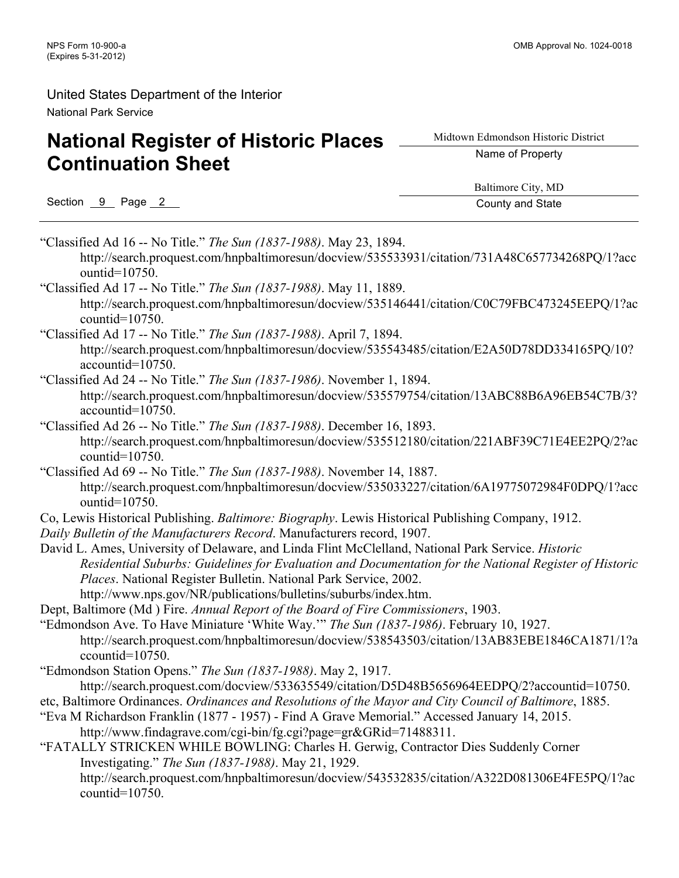"Classified Ad 16 -- No Title." *The Sun (1837-1988)*. May 23, 1894. http://search.proquest.com/hnpbaltimoresun/docview/535533931/citation/731A48C657734268PQ/1?accountid=10750.

"Classified Ad 17 -- No Title." *The Sun (1837-1988)*. May 11, 1889. http://search.proquest.com/hnpbaltimoresun/docview/535146441/citation/C0C79FBC473245EEPQ/1?accountid=10750.

"Classified Ad 17 -- No Title." *The Sun (1837-1988)*. April 7, 1894. http://search.proquest.com/hnpbaltimoresun/docview/535543485/citation/E2A50D78DD334165PQ/10?accountid=10750.

"Classified Ad 24 -- No Title." *The Sun (1837-1986)*. November 1, 1894. http://search.proquest.com/hnpbaltimoresun/docview/535579754/citation/13ABC88B6A96EB54C7B/3?accountid=10750.

"Classified Ad 26 -- No Title." *The Sun (1837-1988)*. December 16, 1893. http://search.proquest.com/hnpbaltimoresun/docview/535512180/citation/221ABF39C71E4EE2PQ/2?accountid=10750.

"Classified Ad 69 -- No Title." *The Sun (1837-1988)*. November 14, 1887. http://search.proquest.com/hnpbaltimoresun/docview/535033227/citation/6A19775072984F0DPQ/1?accountid=10750.

Co, Lewis Historical Publishing. *Baltimore: Biography*. Lewis Historical Publishing Company, 1912.

*Daily Bulletin of the Manufacturers Record*. Manufacturers record, 1907.

David L. Ames, University of Delaware, and Linda Flint McClelland, National Park Service. *Historic Residential Suburbs: Guidelines for Evaluation and Documentation for the National Register of Historic Places*. National Register Bulletin. National Park Service, 2002. http://www.nps.gov/NR/publications/bulletins/suburbs/index.htm.

Dept, Baltimore (Md ) Fire. *Annual Report of the Board of Fire Commissioners*, 1903.

"Edmondson Ave. To Have Miniature 'White Way.'" *The Sun (1837-1986)*. February 10, 1927. http://search.proquest.com/hnpbaltimoresun/docview/538543503/citation/13AB83EBE1846CA1871/1?accountid=10750.

"Edmondson Station Opens." *The Sun (1837-1988)*. May 2, 1917. http://search.proquest.com/docview/533635549/citation/D5D48B5656964EEDPQ/2?accountid=10750.

etc, Baltimore Ordinances. *Ordinances and Resolutions of the Mayor and City Council of Baltimore*, 1885.

"Eva M Richardson Franklin (1877 - 1957) - Find A Grave Memorial." Accessed January 14, 2015. http://www.findagrave.com/cgi-bin/fg.cgi?page=gr&GRid=71488311.

"FATALLY STRICKEN WHILE BOWLING: Charles H. Gerwig, Contractor Dies Suddenly Corner Investigating." *The Sun (1837-1988)*. May 21, 1929. http://search.proquest.com/hnpbaltimoresun/docview/543532835/citation/A322D081306E4FE5PQ/1?accountid=10750.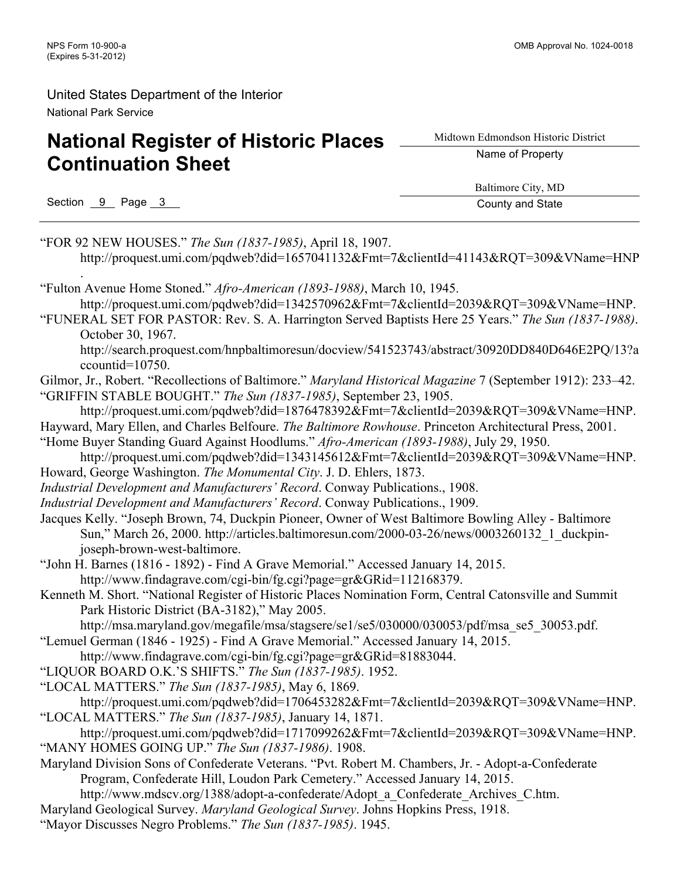“FOR 92 NEW HOUSES.” *The Sun (1837-1985)*, April 18, 1907. http://proquest.umi.com/pqdweb?did=1657041132&Fmt=7&clientId=41143&RQT=309&VName=HNP.

“Fulton Avenue Home Stoned.” *Afro-American (1893-1988)*, March 10, 1945. http://proquest.umi.com/pqdweb?did=1342570962&Fmt=7&clientId=2039&RQT=309&VName=HNP.

“FUNERAL SET FOR PASTOR: Rev. S. A. Harrington Served Baptists Here 25 Years.” *The Sun (1837-1988)*. October 30, 1967. http://search.proquest.com/hnpbaltimoresun/docview/541523743/abstract/30920DD840D646E2PQ/13?accountid=10750.

Gilmor, Jr., Robert. “Recollections of Baltimore.” *Maryland Historical Magazine* 7 (September 1912): 233–42.

“GRIFFIN STABLE BOUGHT.” *The Sun (1837-1985)*, September 23, 1905. http://proquest.umi.com/pqdweb?did=1876478392&Fmt=7&clientId=2039&RQT=309&VName=HNP.

Hayward, Mary Ellen, and Charles Belfoure. *The Baltimore Rowhouse*. Princeton Architectural Press, 2001.

“Home Buyer Standing Guard Against Hoodlums.” *Afro-American (1893-1988)*, July 29, 1950. http://proquest.umi.com/pqdweb?did=1343145612&Fmt=7&clientId=2039&RQT=309&VName=HNP.

Howard, George Washington. *The Monumental City*. J. D. Ehlers, 1873.

*Industrial Development and Manufacturers’ Record*. Conway Publications., 1908.

*Industrial Development and Manufacturers’ Record*. Conway Publications., 1909.

Jacques Kelly. “Joseph Brown, 74, Duckpin Pioneer, Owner of West Baltimore Bowling Alley - Baltimore Sun,” March 26, 2000. http://articles.baltimoresun.com/2000-03-26/news/0003260132_1_duckpin-joseph-brown-west-baltimore.

“John H. Barnes (1816 - 1892) - Find A Grave Memorial.” Accessed January 14, 2015. http://www.findagrave.com/cgi-bin/fg.cgi?page=gr&GRid=112168379.

Kenneth M. Short. “National Register of Historic Places Nomination Form, Central Catonsville and Summit Park Historic District (BA-3182),” May 2005. http://msa.maryland.gov/megafile/msa/stagsere/se1/se5/030000/030053/pdf/msa_se5_30053.pdf.

“Lemuel German (1846 - 1925) - Find A Grave Memorial.” Accessed January 14, 2015. http://www.findagrave.com/cgi-bin/fg.cgi?page=gr&GRid=81883044.

“LIQUOR BOARD O.K.’S SHIFTS.” *The Sun (1837-1985)*. 1952.

“LOCAL MATTERS.” *The Sun (1837-1985)*, May 6, 1869. http://proquest.umi.com/pqdweb?did=1706453282&Fmt=7&clientId=2039&RQT=309&VName=HNP.

“LOCAL MATTERS.” *The Sun (1837-1985)*, January 14, 1871. http://proquest.umi.com/pqdweb?did=1717099262&Fmt=7&clientId=2039&RQT=309&VName=HNP.

“MANY HOMES GOING UP.” *The Sun (1837-1986)*. 1908.

Maryland Division Sons of Confederate Veterans. “Pvt. Robert M. Chambers, Jr. - Adopt-a-Confederate Program, Confederate Hill, Loudon Park Cemetery.” Accessed January 14, 2015. http://www.mdscv.org/1388/adopt-a-confederate/Adopt_a_Confederate_Archives_C.htm.

Maryland Geological Survey. *Maryland Geological Survey*. Johns Hopkins Press, 1918.

“Mayor Discusses Negro Problems.” *The Sun (1837-1985)*. 1945.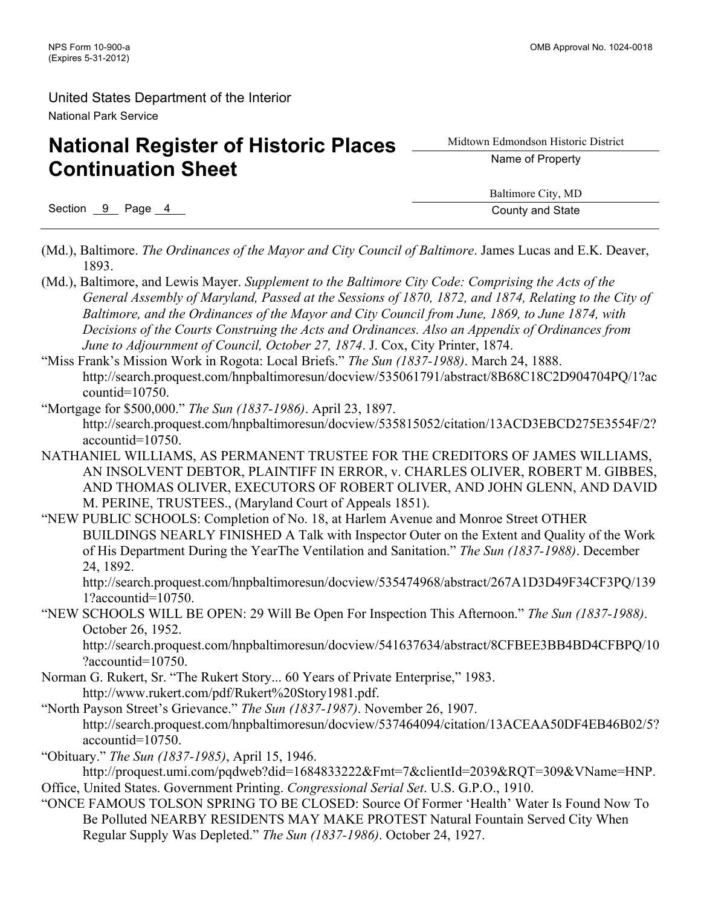(Md.), Baltimore. *The Ordinances of the Mayor and City Council of Baltimore*. James Lucas and E.K. Deaver, 1893.

(Md.), Baltimore, and Lewis Mayer. *Supplement to the Baltimore City Code: Comprising the Acts of the General Assembly of Maryland, Passed at the Sessions of 1870, 1872, and 1874, Relating to the City of Baltimore, and the Ordinances of the Mayor and City Council from June, 1869, to June 1874, with Decisions of the Courts Construing the Acts and Ordinances. Also an Appendix of Ordinances from June to Adjournment of Council, October 27, 1874*. J. Cox, City Printer, 1874.

"Miss Frank's Mission Work in Rogota: Local Briefs." *The Sun (1837-1988)*. March 24, 1888. http://search.proquest.com/hnpbaltimoresun/docview/535061791/abstract/8B68C18C2D904704PQ/1?accountid=10750.

"Mortgage for $500,000." *The Sun (1837-1986)*. April 23, 1897. http://search.proquest.com/hnpbaltimoresun/docview/535815052/citation/13ACD3EBCD275E3554F/2?accountid=10750.

NATHANIEL WILLIAMS, AS PERMANENT TRUSTEE FOR THE CREDITORS OF JAMES WILLIAMS, AN INSOLVENT DEBTOR, PLAINTIFF IN ERROR, v. CHARLES OLIVER, ROBERT M. GIBBES, AND THOMAS OLIVER, EXECUTORS OF ROBERT OLIVER, AND JOHN GLENN, AND DAVID M. PERINE, TRUSTEES., (Maryland Court of Appeals 1851).

"NEW PUBLIC SCHOOLS: Completion of No. 18, at Harlem Avenue and Monroe Street OTHER BUILDINGS NEARLY FINISHED A Talk with Inspector Outer on the Extent and Quality of the Work of His Department During the YearThe Ventilation and Sanitation." *The Sun (1837-1988)*. December 24, 1892. http://search.proquest.com/hnpbaltimoresun/docview/535474968/abstract/267A1D3D49F34CF3PQ/139?accountid=10750.

"NEW SCHOOLS WILL BE OPEN: 29 Will Be Open For Inspection This Afternoon." *The Sun (1837-1988)*. October 26, 1952. http://search.proquest.com/hnpbaltimoresun/docview/541637634/abstract/8CFBEE3BB4BD4CFBPQ/10?accountid=10750.

Norman G. Rukert, Sr. "The Rukert Story... 60 Years of Private Enterprise," 1983. http://www.rukert.com/pdf/Rukert%20Story1981.pdf.

"North Payson Street's Grievance." *The Sun (1837-1987)*. November 26, 1907. http://search.proquest.com/hnpbaltimoresun/docview/537464094/citation/13ACEAA50DF4EB46B02/5?accountid=10750.

"Obituary." *The Sun (1837-1985)*, April 15, 1946. http://proquest.umi.com/pqdweb?did=1684833222&Fmt=7&clientId=2039&RQT=309&VName=HNP.

Office, United States. Government Printing. *Congressional Serial Set*. U.S. G.P.O., 1910.

"ONCE FAMOUS TOLSON SPRING TO BE CLOSED: Source Of Former 'Health' Water Is Found Now To Be Polluted NEARBY RESIDENTS MAY MAKE PROTEST Natural Fountain Served City When Regular Supply Was Depleted." *The Sun (1837-1986)*. October 24, 1927.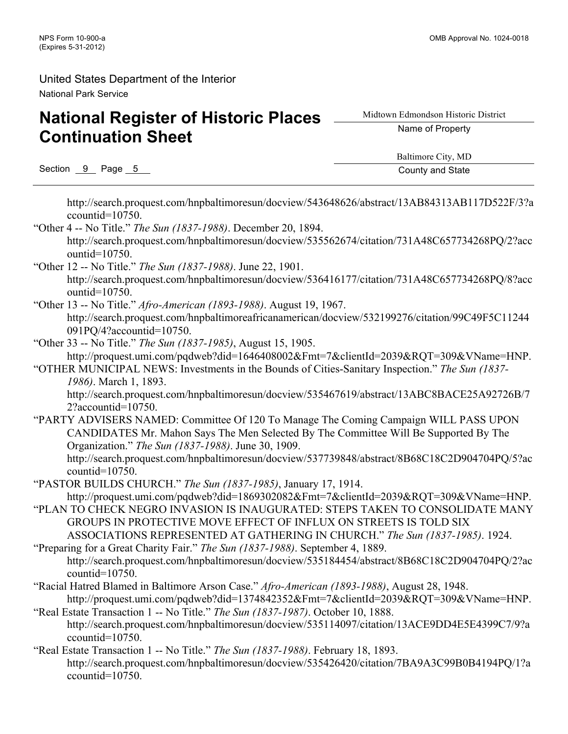http://search.proquest.com/hnpbaltimoresun/docview/543648626/abstract/13AB84313AB117D522F/3?accountid=10750.

"Other 4 -- No Title." *The Sun (1837-1988)*. December 20, 1894. http://search.proquest.com/hnpbaltimoresun/docview/535562674/citation/731A48C657734268PQ/2?accountid=10750.

"Other 12 -- No Title." *The Sun (1837-1988)*. June 22, 1901. http://search.proquest.com/hnpbaltimoresun/docview/536416177/citation/731A48C657734268PQ/8?accountid=10750.

"Other 13 -- No Title." *Afro-American (1893-1988)*. August 19, 1967. http://search.proquest.com/hnpbaltimoreafricanamerican/docview/532199276/citation/99C49F5C11244091PQ/4?accountid=10750.

"Other 33 -- No Title." *The Sun (1837-1985)*, August 15, 1905. http://proquest.umi.com/pqdweb?did=1646408002&Fmt=7&clientId=2039&RQT=309&VName=HNP.

"OTHER MUNICIPAL NEWS: Investments in the Bounds of Cities-Sanitary Inspection." *The Sun (1837-1986)*. March 1, 1893. http://search.proquest.com/hnpbaltimoresun/docview/535467619/abstract/13ABC8BACE25A92726B/72?accountid=10750.

"PARTY ADVISERS NAMED: Committee Of 120 To Manage The Coming Campaign WILL PASS UPON CANDIDATES Mr. Mahon Says The Men Selected By The Committee Will Be Supported By The Organization." *The Sun (1837-1988)*. June 30, 1909. http://search.proquest.com/hnpbaltimoresun/docview/537739848/abstract/8B68C18C2D904704PQ/5?accountid=10750.

"PASTOR BUILDS CHURCH." *The Sun (1837-1985)*, January 17, 1914. http://proquest.umi.com/pqdweb?did=1869302082&Fmt=7&clientId=2039&RQT=309&VName=HNP.

"PLAN TO CHECK NEGRO INVASION IS INAUGURATED: STEPS TAKEN TO CONSOLIDATE MANY GROUPS IN PROTECTIVE MOVE EFFECT OF INFLUX ON STREETS IS TOLD SIX ASSOCIATIONS REPRESENTED AT GATHERING IN CHURCH." *The Sun (1837-1985)*. 1924.

"Preparing for a Great Charity Fair." *The Sun (1837-1988)*. September 4, 1889. http://search.proquest.com/hnpbaltimoresun/docview/535184454/abstract/8B68C18C2D904704PQ/2?accountid=10750.

"Racial Hatred Blamed in Baltimore Arson Case." *Afro-American (1893-1988)*, August 28, 1948. http://proquest.umi.com/pqdweb?did=1374842352&Fmt=7&clientId=2039&RQT=309&VName=HNP.

"Real Estate Transaction 1 -- No Title." *The Sun (1837-1987)*. October 10, 1888. http://search.proquest.com/hnpbaltimoresun/docview/535114097/citation/13ACE9DD4E5E4399C7/9?accountid=10750.

"Real Estate Transaction 1 -- No Title." *The Sun (1837-1988)*. February 18, 1893. http://search.proquest.com/hnpbaltimoresun/docview/535426420/citation/7BA9A3C99B0B4194PQ/1?accountid=10750.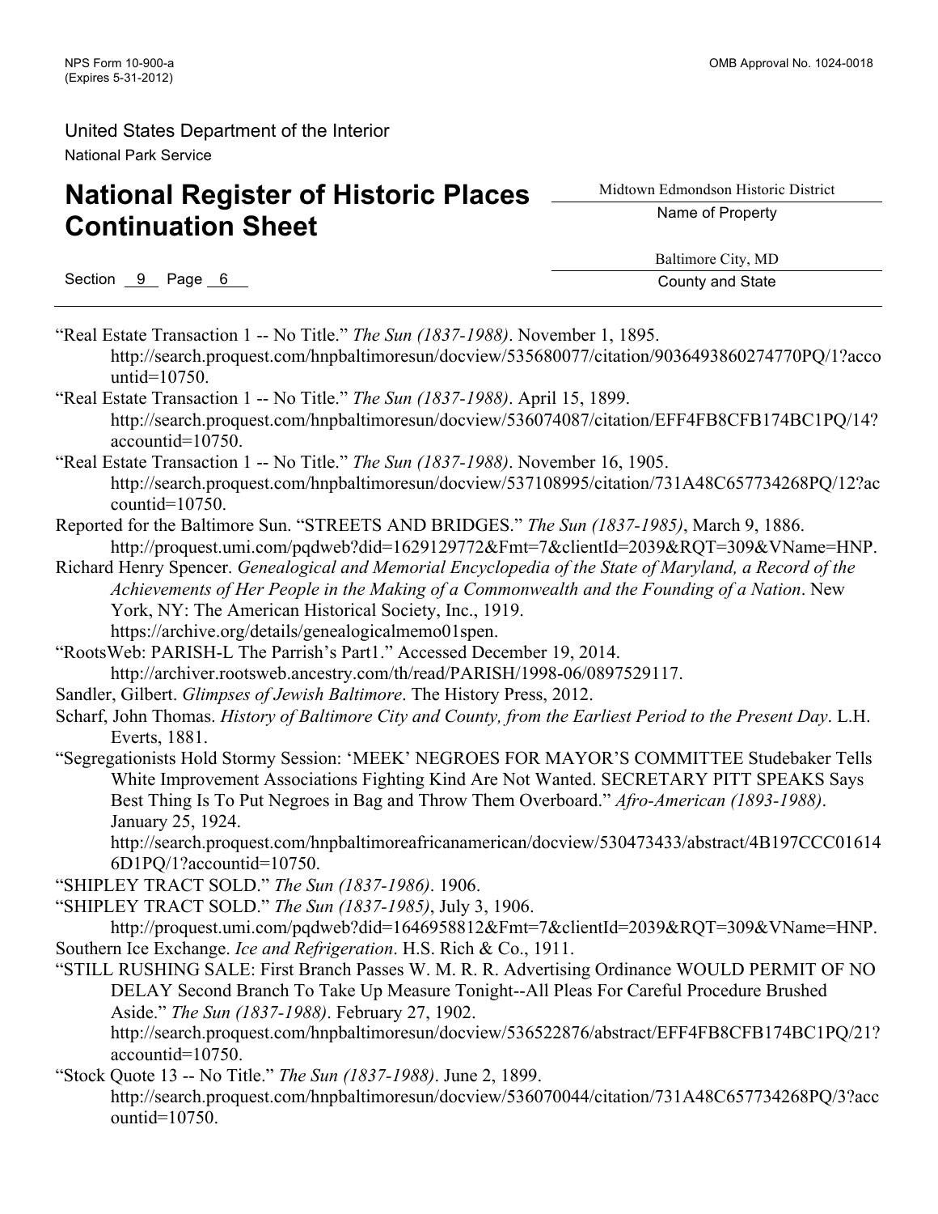“Real Estate Transaction 1 -- No Title.” *The Sun (1837-1988)*. November 1, 1895. http://search.proquest.com/hnpbaltimoresun/docview/535680077/citation/9036493860274770PQ/1?accountid=10750.

“Real Estate Transaction 1 -- No Title.” *The Sun (1837-1988)*. April 15, 1899. http://search.proquest.com/hnpbaltimoresun/docview/536074087/citation/EFF4FB8CFB174BC1PQ/14?accountid=10750.

“Real Estate Transaction 1 -- No Title.” *The Sun (1837-1988)*. November 16, 1905. http://search.proquest.com/hnpbaltimoresun/docview/537108995/citation/731A48C657734268PQ/12?accountid=10750.

Reported for the Baltimore Sun. “STREETS AND BRIDGES.” *The Sun (1837-1985)*, March 9, 1886. http://proquest.umi.com/pqdweb?did=1629129772&Fmt=7&clientId=2039&RQT=309&VName=HNP.

Richard Henry Spencer. *Genealogical and Memorial Encyclopedia of the State of Maryland, a Record of the Achievements of Her People in the Making of a Commonwealth and the Founding of a Nation*. New York, NY: The American Historical Society, Inc., 1919. https://archive.org/details/genealogicalmemo01spen.

“RootsWeb: PARISH-L The Parrish’s Part1.” Accessed December 19, 2014. http://archiver.rootsweb.ancestry.com/th/read/PARISH/1998-06/0897529117.

Sandler, Gilbert. *Glimpses of Jewish Baltimore*. The History Press, 2012.

Scharf, John Thomas. *History of Baltimore City and County, from the Earliest Period to the Present Day*. L.H. Everts, 1881.

“Segregationists Hold Stormy Session: ‘MEEK’ NEGROES FOR MAYOR’S COMMITTEE Studebaker Tells White Improvement Associations Fighting Kind Are Not Wanted. SECRETARY PITT SPEAKS Says Best Thing Is To Put Negroes in Bag and Throw Them Overboard.” *Afro-American (1893-1988)*. January 25, 1924. http://search.proquest.com/hnpbaltimoreafricanamerican/docview/530473433/abstract/4B197CCC016146D1PQ/1?accountid=10750.

“SHIPLEY TRACT SOLD.” *The Sun (1837-1986)*. 1906.

“SHIPLEY TRACT SOLD.” *The Sun (1837-1985)*, July 3, 1906. http://proquest.umi.com/pqdweb?did=1646958812&Fmt=7&clientId=2039&RQT=309&VName=HNP.

Southern Ice Exchange. *Ice and Refrigeration*. H.S. Rich & Co., 1911.

“STILL RUSHING SALE: First Branch Passes W. M. R. R. Advertising Ordinance WOULD PERMIT OF NO DELAY Second Branch To Take Up Measure Tonight--All Pleas For Careful Procedure Brushed Aside.” *The Sun (1837-1988)*. February 27, 1902. http://search.proquest.com/hnpbaltimoresun/docview/536522876/abstract/EFF4FB8CFB174BC1PQ/21?accountid=10750.

“Stock Quote 13 -- No Title.” *The Sun (1837-1988)*. June 2, 1899. http://search.proquest.com/hnpbaltimoresun/docview/536070044/citation/731A48C657734268PQ/3?accountid=10750.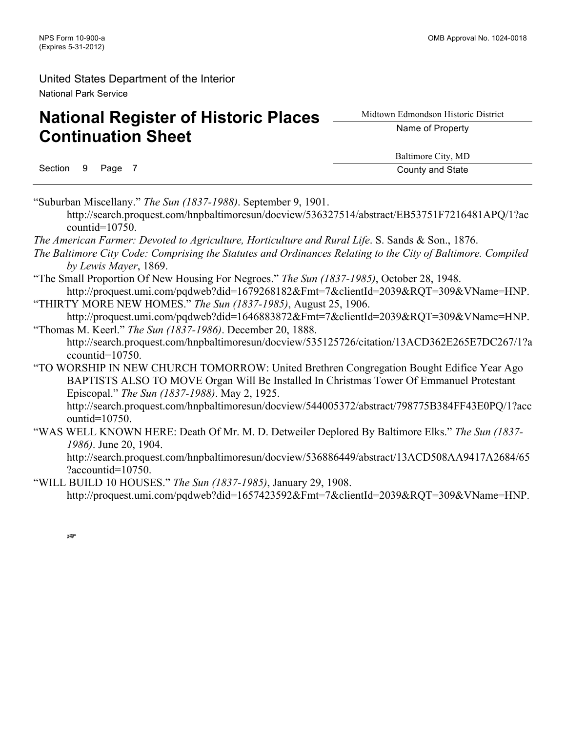"Suburban Miscellany." *The Sun (1837-1988)*. September 9, 1901. http://search.proquest.com/hnpbaltimoresun/docview/536327514/abstract/EB53751F7216481APQ/1?accountid=10750.

*The American Farmer: Devoted to Agriculture, Horticulture and Rural Life*. S. Sands & Son., 1876.

*The Baltimore City Code: Comprising the Statutes and Ordinances Relating to the City of Baltimore. Compiled by Lewis Mayer*, 1869.

"The Small Proportion Of New Housing For Negroes." *The Sun (1837-1985)*, October 28, 1948. http://proquest.umi.com/pqdweb?did=1679268182&Fmt=7&clientId=2039&RQT=309&VName=HNP.

"THIRTY MORE NEW HOMES." *The Sun (1837-1985)*, August 25, 1906. http://proquest.umi.com/pqdweb?did=1646883872&Fmt=7&clientId=2039&RQT=309&VName=HNP.

"Thomas M. Keerl." *The Sun (1837-1986)*. December 20, 1888. http://search.proquest.com/hnpbaltimoresun/docview/535125726/citation/13ACD362E265E7DC267/1?accountid=10750.

"TO WORSHIP IN NEW CHURCH TOMORROW: United Brethren Congregation Bought Edifice Year Ago BAPTISTS ALSO TO MOVE Organ Will Be Installed In Christmas Tower Of Emmanuel Protestant Episcopal." *The Sun (1837-1988)*. May 2, 1925. http://search.proquest.com/hnpbaltimoresun/docview/544005372/abstract/798775B384FF43E0PQ/1?accountid=10750.

"WAS WELL KNOWN HERE: Death Of Mr. M. D. Detweiler Deplored By Baltimore Elks." *The Sun (1837-1986)*. June 20, 1904. http://search.proquest.com/hnpbaltimoresun/docview/536886449/abstract/13ACD508AA9417A2684/65?accountid=10750.

"WILL BUILD 10 HOUSES." *The Sun (1837-1985)*, January 29, 1908. http://proquest.umi.com/pqdweb?did=1657423592&Fmt=7&clientId=2039&RQT=309&VName=HNP.

☞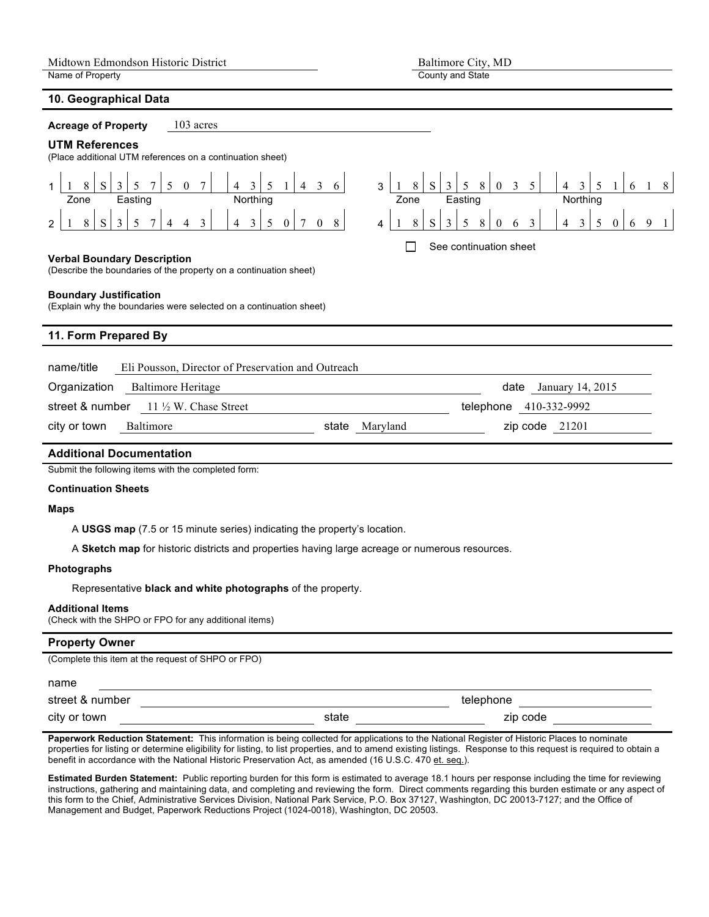Midtown Edmondson Historic District
Name of Property

Baltimore City, MD
County and State

## 10. Geographical Data

**Acreage of Property** 103 acres

### UTM References

(Place additional UTM references on a continuation sheet)

| | Zone | Easting | Northing |
|---|---|---|---|
| 1 | 18S | 357507 | 4351436 |
| 2 | 18S | 357443 | 4350708 |
| 3 | 18S | 358035 | 4351618 |
| 4 | 18S | 358063 | 4350691 |

☐ See continuation sheet

**Verbal Boundary Description**
(Describe the boundaries of the property on a continuation sheet)

**Boundary Justification**
(Explain why the boundaries were selected on a continuation sheet)

## 11. Form Prepared By

name/title Eli Pousson, Director of Preservation and Outreach

Organization Baltimore Heritage | date January 14, 2015

street & number 11 ½ W. Chase Street | telephone 410-332-9992

city or town Baltimore | state Maryland | zip code 21201

## Additional Documentation

Submit the following items with the completed form:

**Continuation Sheets**

**Maps**

A **USGS map** (7.5 or 15 minute series) indicating the property's location.

A **Sketch map** for historic districts and properties having large acreage or numerous resources.

**Photographs**

Representative **black and white photographs** of the property.

**Additional Items**
(Check with the SHPO or FPO for any additional items)

## Property Owner

(Complete this item at the request of SHPO or FPO)

name

street & number | telephone

city or town | state | zip code

**Paperwork Reduction Statement:** This information is being collected for applications to the National Register of Historic Places to nominate properties for listing or determine eligibility for listing, to list properties, and to amend existing listings. Response to this request is required to obtain a benefit in accordance with the National Historic Preservation Act, as amended (16 U.S.C. 470 et. seq.).

**Estimated Burden Statement:** Public reporting burden for this form is estimated to average 18.1 hours per response including the time for reviewing instructions, gathering and maintaining data, and completing and reviewing the form. Direct comments regarding this burden estimate or any aspect of this form to the Chief, Administrative Services Division, National Park Service, P.O. Box 37127, Washington, DC 20013-7127; and the Office of Management and Budget, Paperwork Reductions Project (1024-0018), Washington, DC 20503.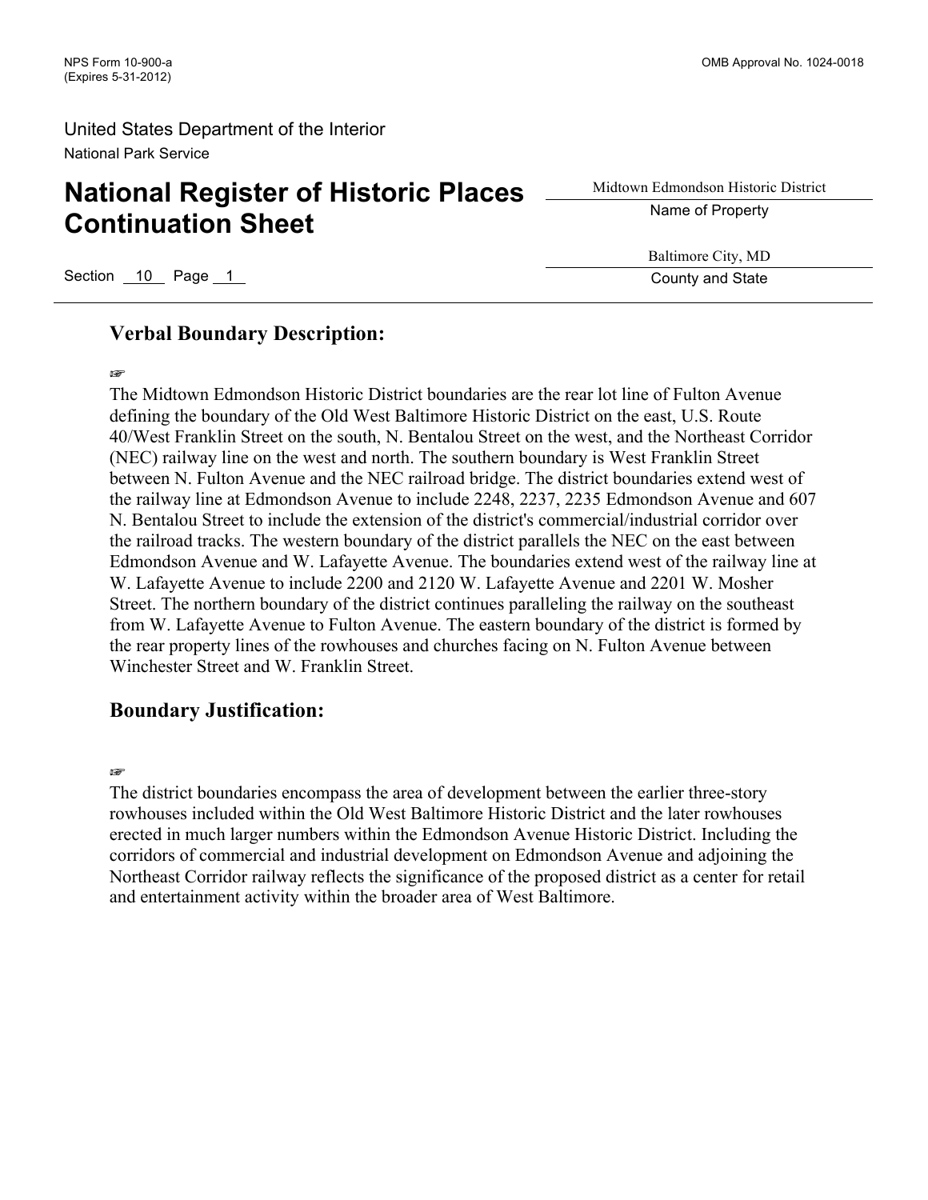## Verbal Boundary Description:

☞

The Midtown Edmondson Historic District boundaries are the rear lot line of Fulton Avenue defining the boundary of the Old West Baltimore Historic District on the east, U.S. Route 40/West Franklin Street on the south, N. Bentalou Street on the west, and the Northeast Corridor (NEC) railway line on the west and north. The southern boundary is West Franklin Street between N. Fulton Avenue and the NEC railroad bridge. The district boundaries extend west of the railway line at Edmondson Avenue to include 2248, 2237, 2235 Edmondson Avenue and 607 N. Bentalou Street to include the extension of the district's commercial/industrial corridor over the railroad tracks. The western boundary of the district parallels the NEC on the east between Edmondson Avenue and W. Lafayette Avenue. The boundaries extend west of the railway line at W. Lafayette Avenue to include 2200 and 2120 W. Lafayette Avenue and 2201 W. Mosher Street. The northern boundary of the district continues paralleling the railway on the southeast from W. Lafayette Avenue to Fulton Avenue. The eastern boundary of the district is formed by the rear property lines of the rowhouses and churches facing on N. Fulton Avenue between Winchester Street and W. Franklin Street.

## Boundary Justification:

☞

The district boundaries encompass the area of development between the earlier three-story rowhouses included within the Old West Baltimore Historic District and the later rowhouses erected in much larger numbers within the Edmondson Avenue Historic District. Including the corridors of commercial and industrial development on Edmondson Avenue and adjoining the Northeast Corridor railway reflects the significance of the proposed district as a center for retail and entertainment activity within the broader area of West Baltimore.